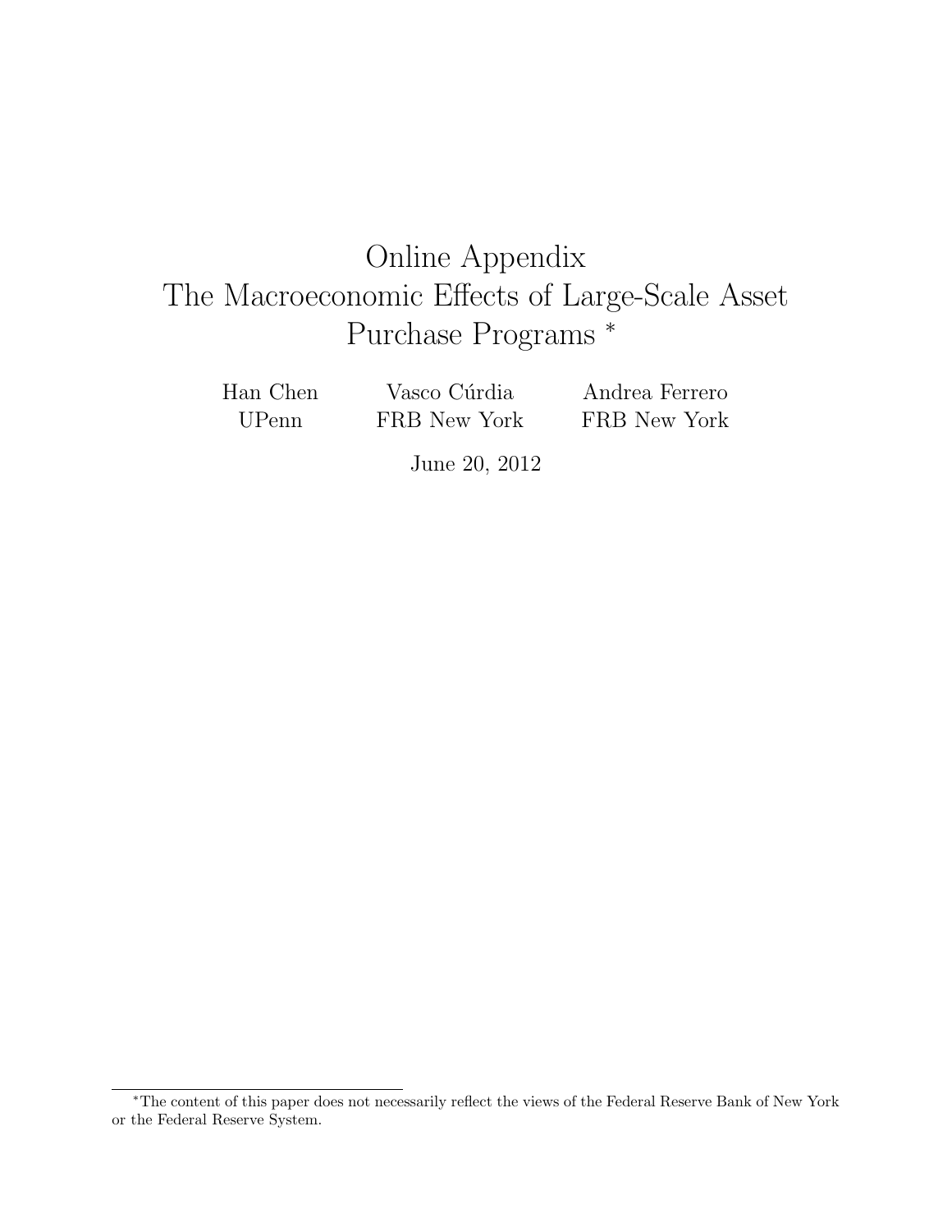# Online Appendix
# The Macroeconomic Effects of Large-Scale Asset Purchase Programs *

Han Chen
UPenn

Vasco Cúrdia
FRB New York

Andrea Ferrero
FRB New York

June 20, 2012

*The content of this paper does not necessarily reflect the views of the Federal Reserve Bank of New York or the Federal Reserve System.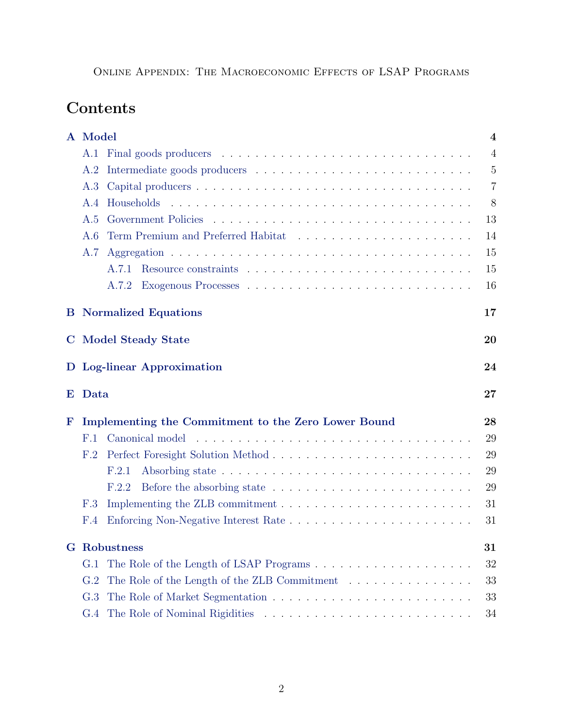Online Appendix: The Macroeconomic Effects of LSAP Programs

# Contents

**A Model** — 4

- A.1 Final goods producers — 4
- A.2 Intermediate goods producers — 5
- A.3 Capital producers — 7
- A.4 Households — 8
- A.5 Government Policies — 13
- A.6 Term Premium and Preferred Habitat — 14
- A.7 Aggregation — 15
  - A.7.1 Resource constraints — 15
  - A.7.2 Exogenous Processes — 16

**B Normalized Equations** — 17

**C Model Steady State** — 20

**D Log-linear Approximation** — 24

**E Data** — 27

**F Implementing the Commitment to the Zero Lower Bound** — 28

- F.1 Canonical model — 29
- F.2 Perfect Foresight Solution Method — 29
  - F.2.1 Absorbing state — 29
  - F.2.2 Before the absorbing state — 29
- F.3 Implementing the ZLB commitment — 31
- F.4 Enforcing Non-Negative Interest Rate — 31

**G Robustness** — 31

- G.1 The Role of the Length of LSAP Programs — 32
- G.2 The Role of the Length of the ZLB Commitment — 33
- G.3 The Role of Market Segmentation — 33
- G.4 The Role of Nominal Rigidities — 34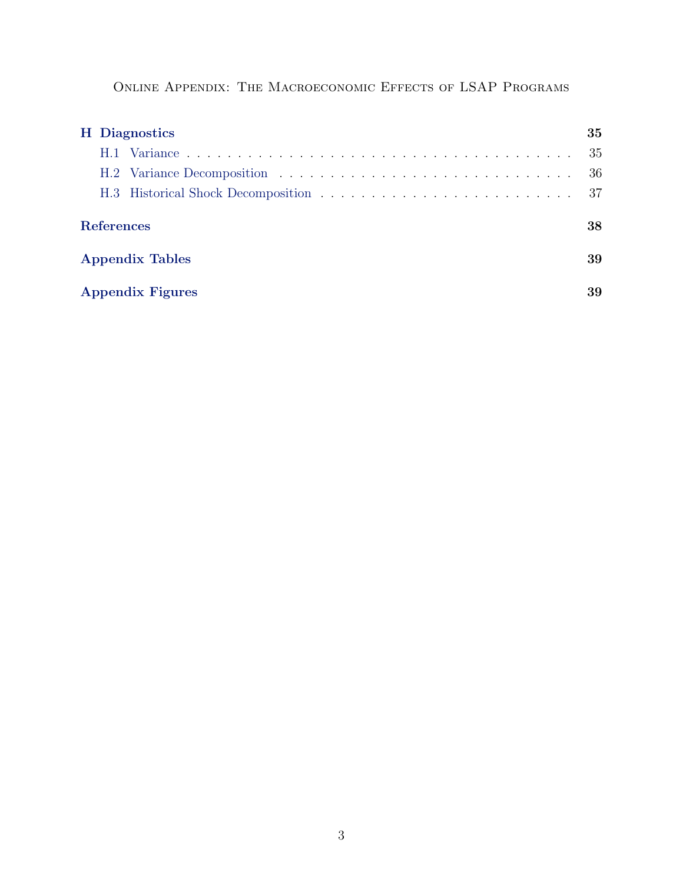- **H Diagnostics** — 35
  - H.1 Variance — 35
  - H.2 Variance Decomposition — 36
  - H.3 Historical Shock Decomposition — 37
- **References** — 38
- **Appendix Tables** — 39
- **Appendix Figures** — 39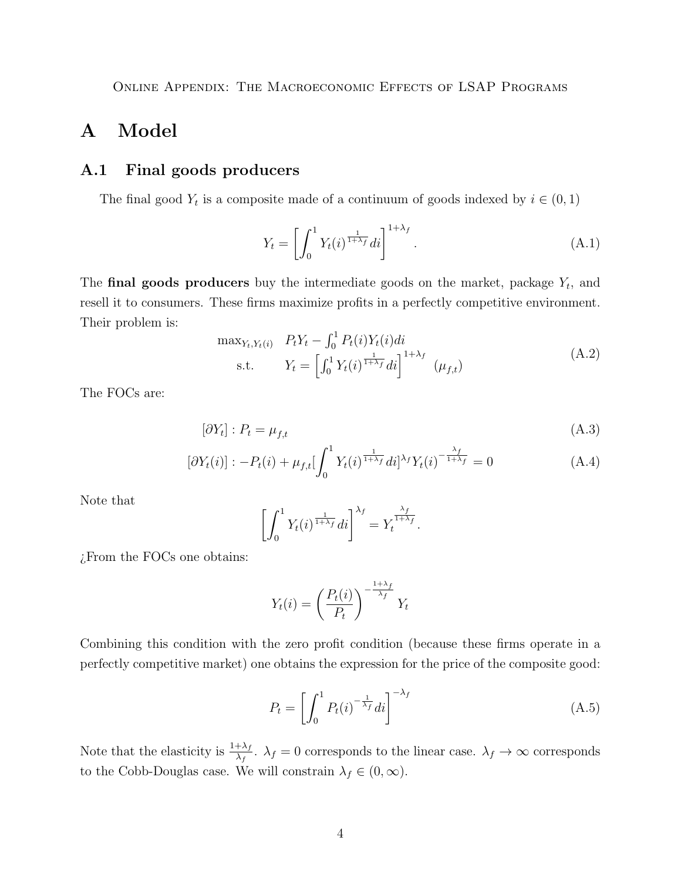# A Model

## A.1 Final goods producers

The final good $Y_t$ is a composite made of a continuum of goods indexed by $i \in (0,1)$

$$
Y_t = \left[ \int_0^1 Y_t(i)^{\frac{1}{1+\lambda_f}} di \right]^{1+\lambda_f}. \tag{A.1}
$$

The **final goods producers** buy the intermediate goods on the market, package $Y_t$, and resell it to consumers. These firms maximize profits in a perfectly competitive environment. Their problem is:

$$
\begin{array}{ll}
\max_{Y_t, Y_t(i)} & P_t Y_t - \int_0^1 P_t(i) Y_t(i) di \\
\text{s.t.} & Y_t = \left[ \int_0^1 Y_t(i)^{\frac{1}{1+\lambda_f}} di \right]^{1+\lambda_f} \quad (\mu_{f,t})
\end{array} \tag{A.2}
$$

The FOCs are:

$$
[\partial Y_t] : P_t = \mu_{f,t} \tag{A.3}
$$

$$
[\partial Y_t(i)] : -P_t(i) + \mu_{f,t} [\int_0^1 Y_t(i)^{\frac{1}{1+\lambda_f}} di]^{\lambda_f} Y_t(i)^{-\frac{\lambda_f}{1+\lambda_f}} = 0 \tag{A.4}
$$

Note that

$$
\left[ \int_0^1 Y_t(i)^{\frac{1}{1+\lambda_f}} di \right]^{\lambda_f} = Y_t^{\frac{\lambda_f}{1+\lambda_f}}.
$$

¿From the FOCs one obtains:

$$
Y_t(i) = \left( \frac{P_t(i)}{P_t} \right)^{-\frac{1+\lambda_f}{\lambda_f}} Y_t
$$

Combining this condition with the zero profit condition (because these firms operate in a perfectly competitive market) one obtains the expression for the price of the composite good:

$$
P_t = \left[ \int_0^1 P_t(i)^{-\frac{1}{\lambda_f}} di \right]^{-\lambda_f} \tag{A.5}
$$

Note that the elasticity is $\frac{1+\lambda_f}{\lambda_f}$. $\lambda_f = 0$ corresponds to the linear case. $\lambda_f \to \infty$ corresponds to the Cobb-Douglas case. We will constrain $\lambda_f \in (0, \infty)$.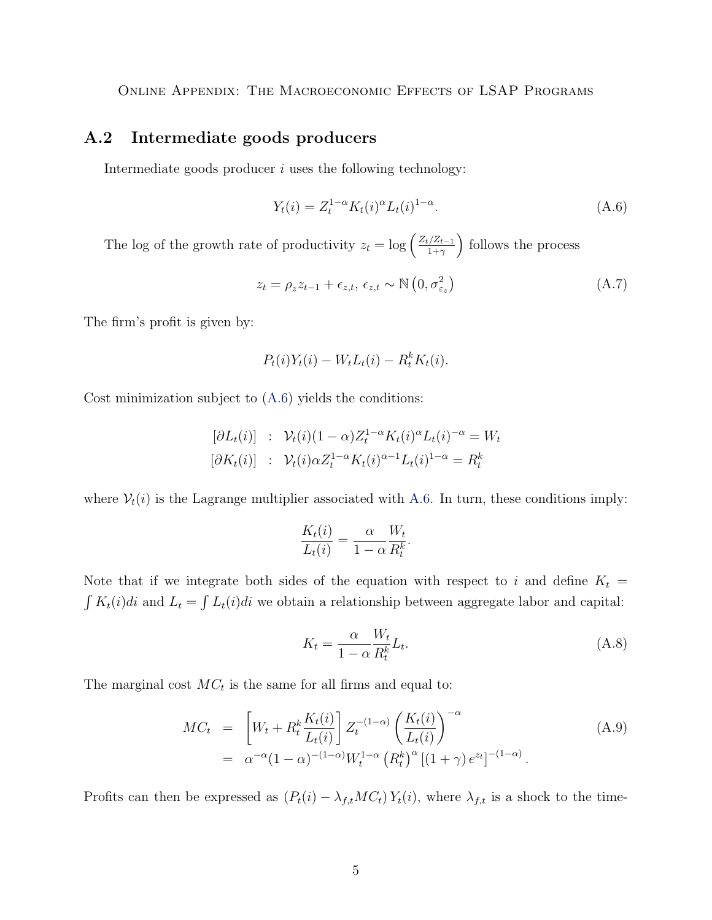## A.2 Intermediate goods producers

Intermediate goods producer $i$ uses the following technology:

$$Y_t(i) = Z_t^{1-\alpha} K_t(i)^{\alpha} L_t(i)^{1-\alpha}. \tag{A.6}$$

The log of the growth rate of productivity $z_t = \log\left(\frac{Z_t/Z_{t-1}}{1+\gamma}\right)$ follows the process

$$z_t = \rho_z z_{t-1} + \epsilon_{z,t},\; \epsilon_{z,t} \sim \mathbb{N}\left(0, \sigma^2_{\varepsilon_z}\right) \tag{A.7}$$

The firm's profit is given by:

$$P_t(i)Y_t(i) - W_t L_t(i) - R_t^k K_t(i).$$

Cost minimization subject to (A.6) yields the conditions:

$$\begin{aligned}
[\partial L_t(i)] &\;:\; \mathcal{V}_t(i)(1-\alpha)Z_t^{1-\alpha}K_t(i)^{\alpha}L_t(i)^{-\alpha} = W_t \\
[\partial K_t(i)] &\;:\; \mathcal{V}_t(i)\alpha Z_t^{1-\alpha}K_t(i)^{\alpha-1}L_t(i)^{1-\alpha} = R_t^k
\end{aligned}$$

where $\mathcal{V}_t(i)$ is the Lagrange multiplier associated with A.6. In turn, these conditions imply:

$$\frac{K_t(i)}{L_t(i)} = \frac{\alpha}{1-\alpha}\frac{W_t}{R_t^k}.$$

Note that if we integrate both sides of the equation with respect to $i$ and define $K_t = \int K_t(i)di$ and $L_t = \int L_t(i)di$ we obtain a relationship between aggregate labor and capital:

$$K_t = \frac{\alpha}{1-\alpha}\frac{W_t}{R_t^k}L_t. \tag{A.8}$$

The marginal cost $MC_t$ is the same for all firms and equal to:

$$\begin{aligned}
MC_t &= \left[W_t + R_t^k\frac{K_t(i)}{L_t(i)}\right] Z_t^{-(1-\alpha)}\left(\frac{K_t(i)}{L_t(i)}\right)^{-\alpha} \\
&= \alpha^{-\alpha}(1-\alpha)^{-(1-\alpha)}W_t^{1-\alpha}\left(R_t^k\right)^{\alpha}\left[(1+\gamma)\,e^{z_t}\right]^{-(1-\alpha)}.
\end{aligned} \tag{A.9}$$

Profits can then be expressed as $\left(P_t(i) - \lambda_{f,t}MC_t\right)Y_t(i)$, where $\lambda_{f,t}$ is a shock to the time-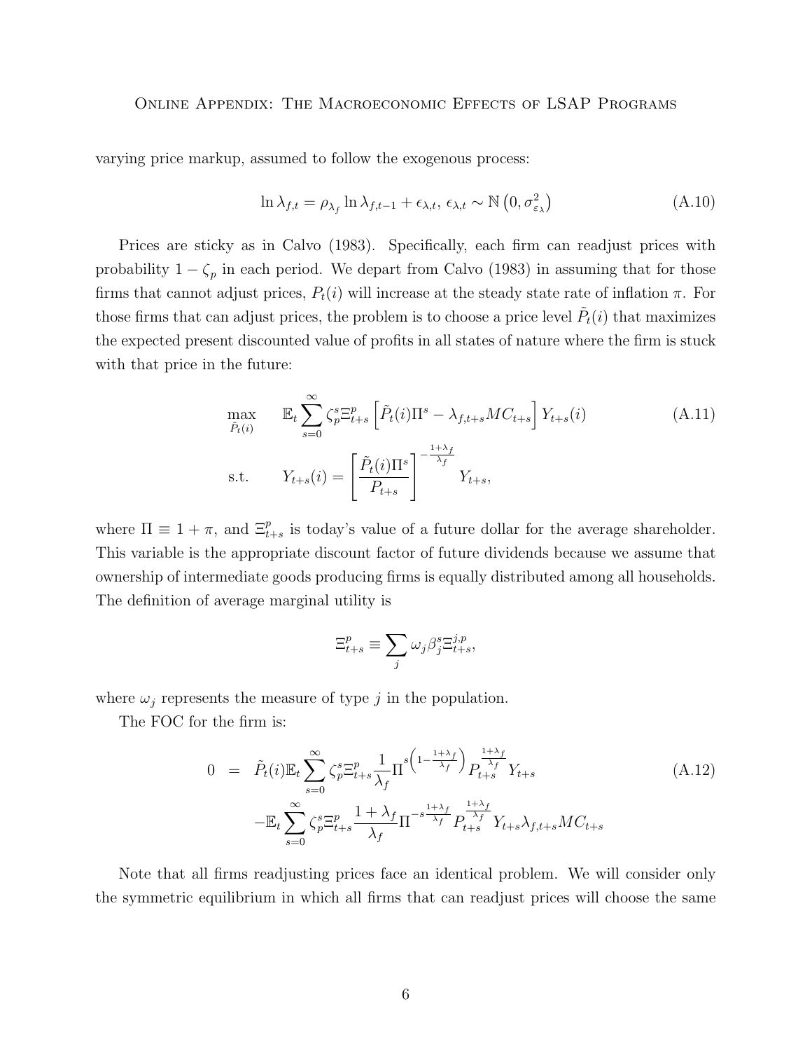varying price markup, assumed to follow the exogenous process:

$$\ln \lambda_{f,t} = \rho_{\lambda_f} \ln \lambda_{f,t-1} + \epsilon_{\lambda,t},\ \epsilon_{\lambda,t} \sim \mathbb{N}\left(0, \sigma^2_{\varepsilon_\lambda}\right) \tag{A.10}$$

Prices are sticky as in Calvo (1983). Specifically, each firm can readjust prices with probability $1 - \zeta_p$ in each period. We depart from Calvo (1983) in assuming that for those firms that cannot adjust prices, $P_t(i)$ will increase at the steady state rate of inflation $\pi$. For those firms that can adjust prices, the problem is to choose a price level $\tilde{P}_t(i)$ that maximizes the expected present discounted value of profits in all states of nature where the firm is stuck with that price in the future:

$$\begin{aligned} \max_{\tilde{P}_t(i)} \quad & \mathbb{E}_t \sum_{s=0}^{\infty} \zeta_p^s \Xi^p_{t+s} \left[\tilde{P}_t(i)\Pi^s - \lambda_{f,t+s} MC_{t+s}\right] Y_{t+s}(i) \\ \text{s.t.} \quad & Y_{t+s}(i) = \left[\frac{\tilde{P}_t(i)\Pi^s}{P_{t+s}}\right]^{-\frac{1+\lambda_f}{\lambda_f}} Y_{t+s}, \end{aligned} \tag{A.11}$$

where $\Pi \equiv 1 + \pi$, and $\Xi^p_{t+s}$ is today's value of a future dollar for the average shareholder. This variable is the appropriate discount factor of future dividends because we assume that ownership of intermediate goods producing firms is equally distributed among all households. The definition of average marginal utility is

$$\Xi^p_{t+s} \equiv \sum_j \omega_j \beta_j^s \Xi^{j,p}_{t+s},$$

where $\omega_j$ represents the measure of type $j$ in the population.

The FOC for the firm is:

$$\begin{aligned} 0 \quad = \quad & \tilde{P}_t(i)\mathbb{E}_t \sum_{s=0}^{\infty} \zeta_p^s \Xi^p_{t+s} \frac{1}{\lambda_f} \Pi^{s\left(1-\frac{1+\lambda_f}{\lambda_f}\right)} P_{t+s}^{\frac{1+\lambda_f}{\lambda_f}} Y_{t+s} \\ & - \mathbb{E}_t \sum_{s=0}^{\infty} \zeta_p^s \Xi^p_{t+s} \frac{1+\lambda_f}{\lambda_f} \Pi^{-s\frac{1+\lambda_f}{\lambda_f}} P_{t+s}^{\frac{1+\lambda_f}{\lambda_f}} Y_{t+s} \lambda_{f,t+s} MC_{t+s} \end{aligned} \tag{A.12}$$

Note that all firms readjusting prices face an identical problem. We will consider only the symmetric equilibrium in which all firms that can readjust prices will choose the same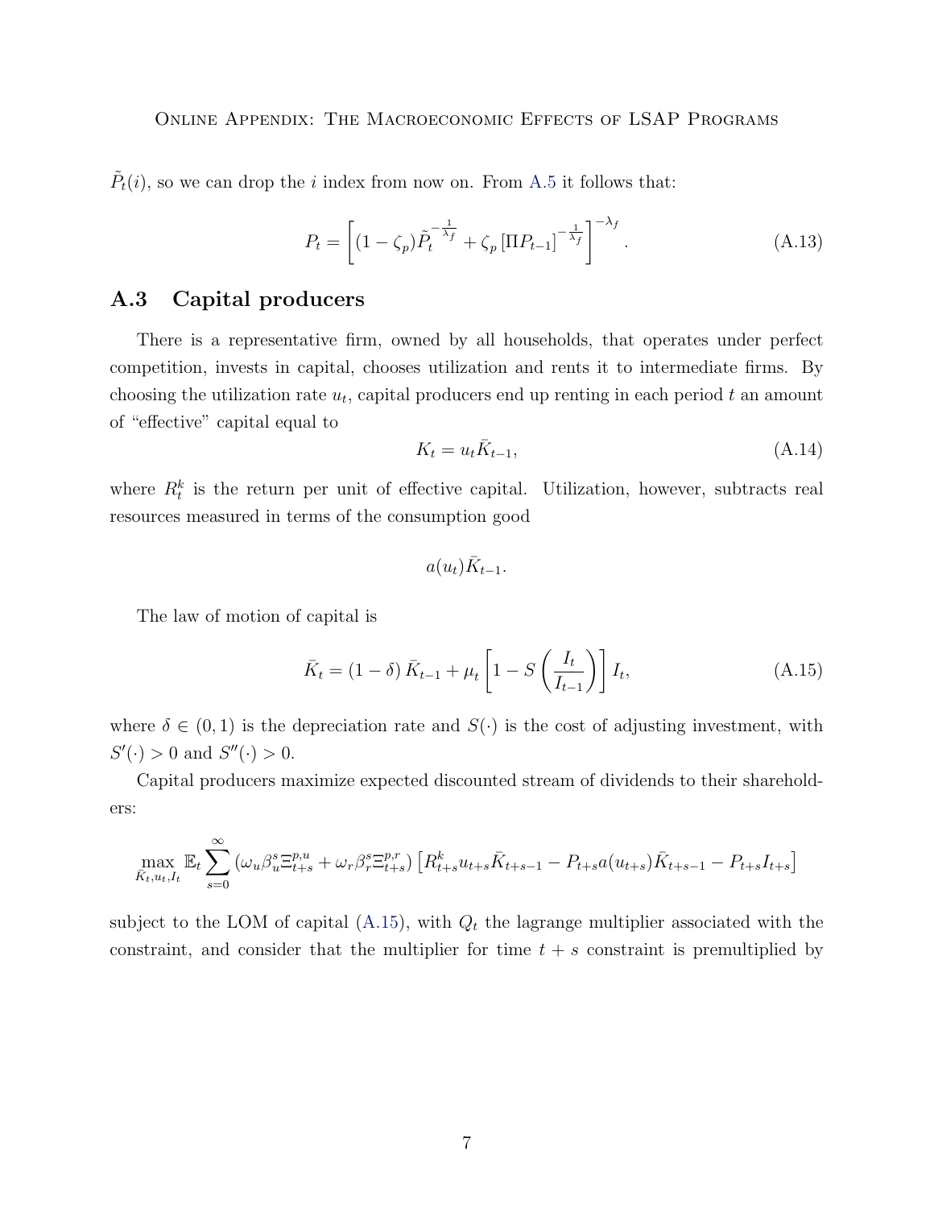$\tilde{P}_t(i)$, so we can drop the $i$ index from now on. From A.5 it follows that:

$$P_t = \left[ (1-\zeta_p)\tilde{P}_t^{-\frac{1}{\lambda_f}} + \zeta_p \left[ \Pi P_{t-1} \right]^{-\frac{1}{\lambda_f}} \right]^{-\lambda_f}. \tag{A.13}$$

### A.3 Capital producers

There is a representative firm, owned by all households, that operates under perfect competition, invests in capital, chooses utilization and rents it to intermediate firms. By choosing the utilization rate $u_t$, capital producers end up renting in each period $t$ an amount of "effective" capital equal to

$$K_t = u_t \bar{K}_{t-1}, \tag{A.14}$$

where $R_t^k$ is the return per unit of effective capital. Utilization, however, subtracts real resources measured in terms of the consumption good

$$a(u_t)\bar{K}_{t-1}.$$

The law of motion of capital is

$$\bar{K}_t = (1-\delta)\bar{K}_{t-1} + \mu_t \left[ 1 - S\left( \frac{I_t}{I_{t-1}} \right) \right] I_t, \tag{A.15}$$

where $\delta \in (0,1)$ is the depreciation rate and $S(\cdot)$ is the cost of adjusting investment, with $S'(\cdot) > 0$ and $S''(\cdot) > 0$.

Capital producers maximize expected discounted stream of dividends to their shareholders:

$$\max_{\bar{K}_t, u_t, I_t} \mathbb{E}_t \sum_{s=0}^{\infty} \left( \omega_u \beta_u^s \Xi_{t+s}^{p,u} + \omega_r \beta_r^s \Xi_{t+s}^{p,r} \right) \left[ R_{t+s}^k u_{t+s} \bar{K}_{t+s-1} - P_{t+s} a(u_{t+s}) \bar{K}_{t+s-1} - P_{t+s} I_{t+s} \right]$$

subject to the LOM of capital (A.15), with $Q_t$ the lagrange multiplier associated with the constraint, and consider that the multiplier for time $t+s$ constraint is premultiplied by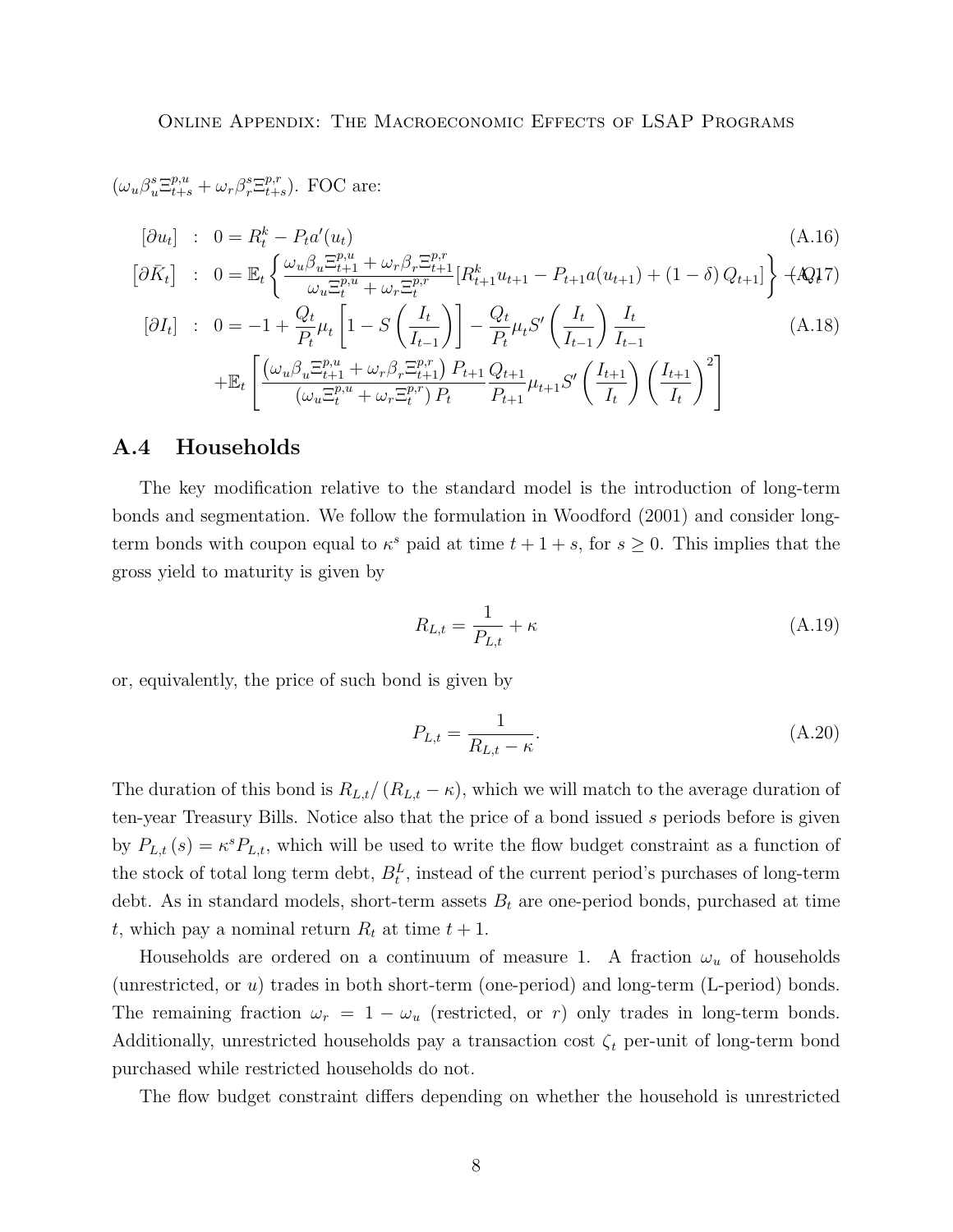$(\omega_u \beta_u^s \Xi_{t+s}^{p,u} + \omega_r \beta_r^s \Xi_{t+s}^{p,r})$. FOC are:

$$
\begin{aligned}
[\partial u_t] &: \quad 0 = R_t^k - P_t a'(u_t) && \text{(A.16)} \\
[\partial \bar{K}_t] &: \quad 0 = \mathbb{E}_t \left\{ \frac{\omega_u \beta_u \Xi_{t+1}^{p,u} + \omega_r \beta_r \Xi_{t+1}^{p,r}}{\omega_u \Xi_t^{p,u} + \omega_r \Xi_t^{p,r}} [R_{t+1}^k u_{t+1} - P_{t+1} a(u_{t+1}) + (1-\delta) Q_{t+1}] \right\} - Q_t && \text{(A.17)} \\
[\partial I_t] &: \quad 0 = -1 + \frac{Q_t}{P_t} \mu_t \left[ 1 - S\left( \frac{I_t}{I_{t-1}} \right) \right] - \frac{Q_t}{P_t} \mu_t S'\left( \frac{I_t}{I_{t-1}} \right) \frac{I_t}{I_{t-1}} && \text{(A.18)} \\
&\quad + \mathbb{E}_t \left[ \frac{\left( \omega_u \beta_u \Xi_{t+1}^{p,u} + \omega_r \beta_r \Xi_{t+1}^{p,r} \right) P_{t+1}}{\left( \omega_u \Xi_t^{p,u} + \omega_r \Xi_t^{p,r} \right) P_t} \frac{Q_{t+1}}{P_{t+1}} \mu_{t+1} S'\left( \frac{I_{t+1}}{I_t} \right) \left( \frac{I_{t+1}}{I_t} \right)^2 \right]
\end{aligned}
$$

## A.4 Households

The key modification relative to the standard model is the introduction of long-term bonds and segmentation. We follow the formulation in Woodford (2001) and consider long-term bonds with coupon equal to $\kappa^s$ paid at time $t+1+s$, for $s \geq 0$. This implies that the gross yield to maturity is given by

$$
R_{L,t} = \frac{1}{P_{L,t}} + \kappa \tag{A.19}
$$

or, equivalently, the price of such bond is given by

$$
P_{L,t} = \frac{1}{R_{L,t} - \kappa}. \tag{A.20}
$$

The duration of this bond is $R_{L,t}/(R_{L,t} - \kappa)$, which we will match to the average duration of ten-year Treasury Bills. Notice also that the price of a bond issued $s$ periods before is given by $P_{L,t}(s) = \kappa^s P_{L,t}$, which will be used to write the flow budget constraint as a function of the stock of total long term debt, $B_t^L$, instead of the current period's purchases of long-term debt. As in standard models, short-term assets $B_t$ are one-period bonds, purchased at time $t$, which pay a nominal return $R_t$ at time $t+1$.

Households are ordered on a continuum of measure 1. A fraction $\omega_u$ of households (unrestricted, or $u$) trades in both short-term (one-period) and long-term (L-period) bonds. The remaining fraction $\omega_r = 1 - \omega_u$ (restricted, or $r$) only trades in long-term bonds. Additionally, unrestricted households pay a transaction cost $\zeta_t$ per-unit of long-term bond purchased while restricted households do not.

The flow budget constraint differs depending on whether the household is unrestricted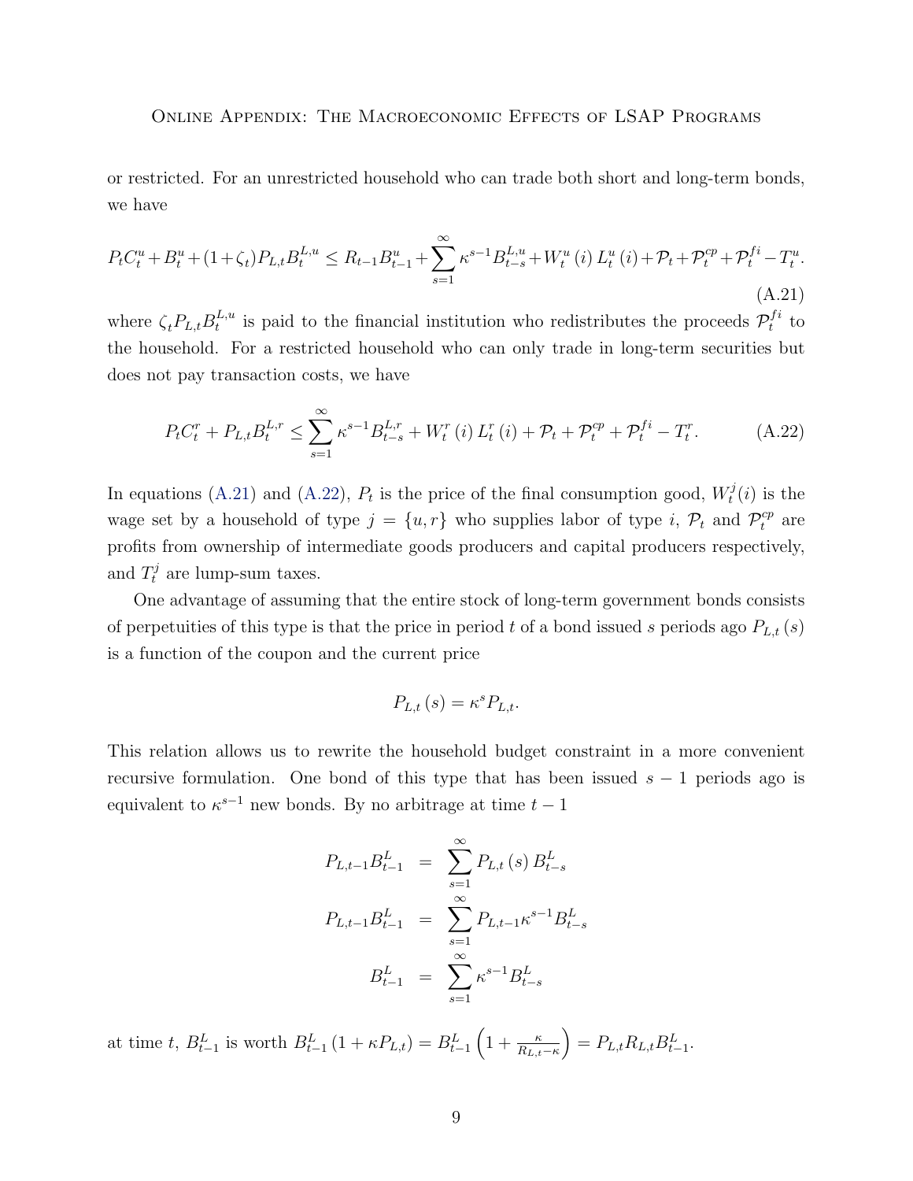or restricted. For an unrestricted household who can trade both short and long-term bonds, we have

$$P_t C_t^u + B_t^u + (1+\zeta_t) P_{L,t} B_t^{L,u} \leq R_{t-1} B_{t-1}^u + \sum_{s=1}^{\infty} \kappa^{s-1} B_{t-s}^{L,u} + W_t^u(i) L_t^u(i) + \mathcal{P}_t + \mathcal{P}_t^{cp} + \mathcal{P}_t^{fi} - T_t^u. \tag{A.21}$$

where $\zeta_t P_{L,t} B_t^{L,u}$ is paid to the financial institution who redistributes the proceeds $\mathcal{P}_t^{fi}$ to the household. For a restricted household who can only trade in long-term securities but does not pay transaction costs, we have

$$P_t C_t^r + P_{L,t} B_t^{L,r} \leq \sum_{s=1}^{\infty} \kappa^{s-1} B_{t-s}^{L,r} + W_t^r(i) L_t^r(i) + \mathcal{P}_t + \mathcal{P}_t^{cp} + \mathcal{P}_t^{fi} - T_t^r. \tag{A.22}$$

In equations (A.21) and (A.22), $P_t$ is the price of the final consumption good, $W_t^j(i)$ is the wage set by a household of type $j = \{u, r\}$ who supplies labor of type $i$, $\mathcal{P}_t$ and $\mathcal{P}_t^{cp}$ are profits from ownership of intermediate goods producers and capital producers respectively, and $T_t^j$ are lump-sum taxes.

One advantage of assuming that the entire stock of long-term government bonds consists of perpetuities of this type is that the price in period $t$ of a bond issued $s$ periods ago $P_{L,t}(s)$ is a function of the coupon and the current price

$$P_{L,t}(s) = \kappa^s P_{L,t}.$$

This relation allows us to rewrite the household budget constraint in a more convenient recursive formulation. One bond of this type that has been issued $s-1$ periods ago is equivalent to $\kappa^{s-1}$ new bonds. By no arbitrage at time $t-1$

$$\begin{aligned}
P_{L,t-1} B_{t-1}^L &= \sum_{s=1}^{\infty} P_{L,t}(s) B_{t-s}^L \\
P_{L,t-1} B_{t-1}^L &= \sum_{s=1}^{\infty} P_{L,t-1} \kappa^{s-1} B_{t-s}^L \\
B_{t-1}^L &= \sum_{s=1}^{\infty} \kappa^{s-1} B_{t-s}^L
\end{aligned}$$

at time $t$, $B_{t-1}^L$ is worth $B_{t-1}^L (1 + \kappa P_{L,t}) = B_{t-1}^L \left(1 + \frac{\kappa}{R_{L,t} - \kappa}\right) = P_{L,t} R_{L,t} B_{t-1}^L$.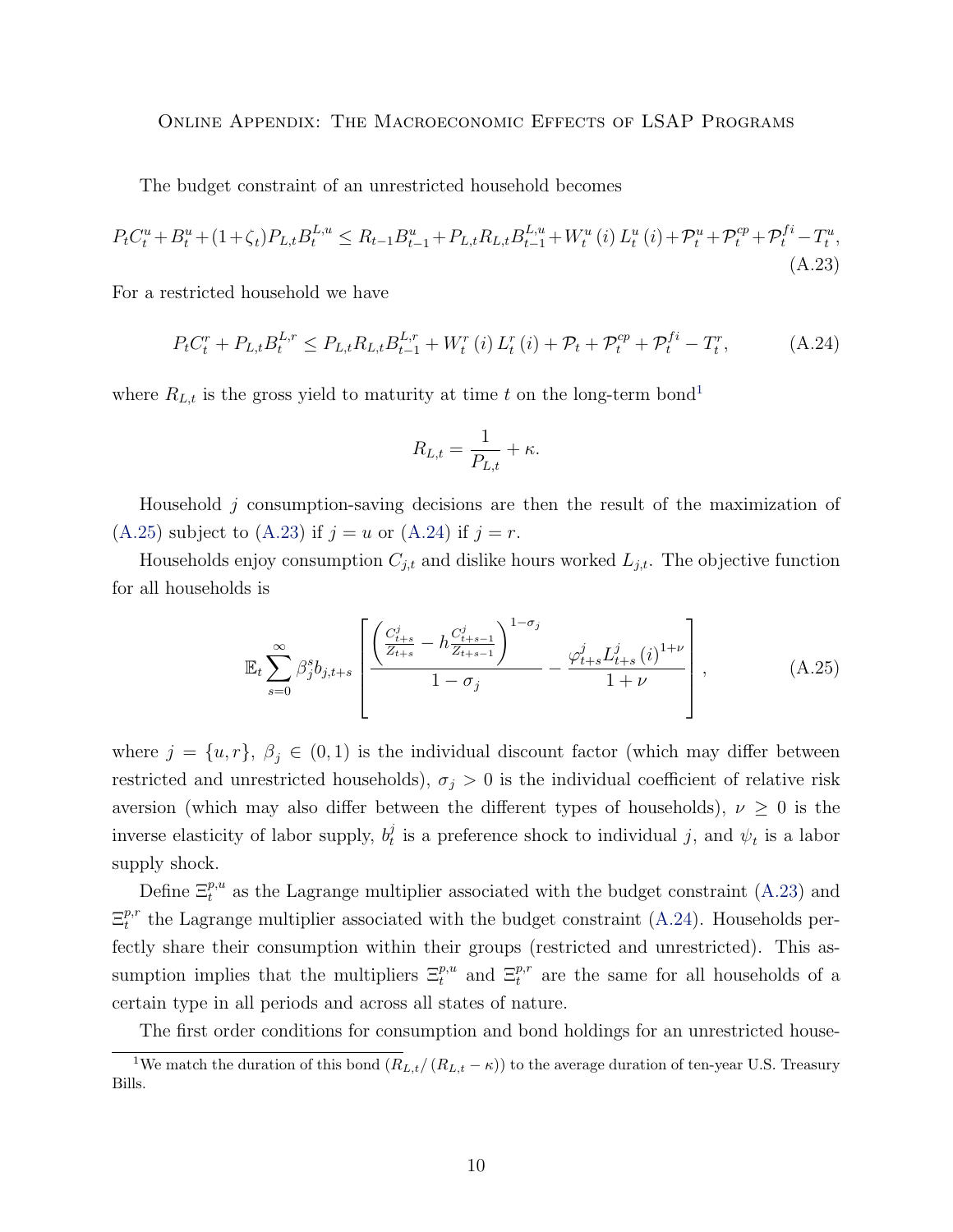The budget constraint of an unrestricted household becomes

$$P_t C_t^u + B_t^u + (1+\zeta_t) P_{L,t} B_t^{L,u} \leq R_{t-1} B_{t-1}^u + P_{L,t} R_{L,t} B_{t-1}^{L,u} + W_t^u(i) L_t^u(i) + \mathcal{P}_t^u + \mathcal{P}_t^{cp} + \mathcal{P}_t^{fi} - T_t^u, \tag{A.23}$$

For a restricted household we have

$$P_t C_t^r + P_{L,t} B_t^{L,r} \leq P_{L,t} R_{L,t} B_{t-1}^{L,r} + W_t^r(i) L_t^r(i) + \mathcal{P}_t + \mathcal{P}_t^{cp} + \mathcal{P}_t^{fi} - T_t^r, \tag{A.24}$$

where $R_{L,t}$ is the gross yield to maturity at time $t$ on the long-term bond[1]

$$R_{L,t} = \frac{1}{P_{L,t}} + \kappa.$$

Household $j$ consumption-saving decisions are then the result of the maximization of (A.25) subject to (A.23) if $j = u$ or (A.24) if $j = r$.

Households enjoy consumption $C_{j,t}$ and dislike hours worked $L_{j,t}$. The objective function for all households is

$$\mathbb{E}_t \sum_{s=0}^{\infty} \beta_j^s b_{j,t+s} \left[ \frac{\left( \frac{C_{t+s}^j}{Z_{t+s}} - h \frac{C_{t+s-1}^j}{Z_{t+s-1}} \right)^{1-\sigma_j}}{1-\sigma_j} - \frac{\varphi_{t+s}^j L_{t+s}^j(i)^{1+\nu}}{1+\nu} \right], \tag{A.25}$$

where $j = \{u, r\}$, $\beta_j \in (0,1)$ is the individual discount factor (which may differ between restricted and unrestricted households), $\sigma_j > 0$ is the individual coefficient of relative risk aversion (which may also differ between the different types of households), $\nu \geq 0$ is the inverse elasticity of labor supply, $b_t^j$ is a preference shock to individual $j$, and $\psi_t$ is a labor supply shock.

Define $\Xi_t^{p,u}$ as the Lagrange multiplier associated with the budget constraint (A.23) and $\Xi_t^{p,r}$ the Lagrange multiplier associated with the budget constraint (A.24). Households perfectly share their consumption within their groups (restricted and unrestricted). This assumption implies that the multipliers $\Xi_t^{p,u}$ and $\Xi_t^{p,r}$ are the same for all households of a certain type in all periods and across all states of nature.

The first order conditions for consumption and bond holdings for an unrestricted house-

[1] We match the duration of this bond ($R_{L,t}/(R_{L,t} - \kappa)$) to the average duration of ten-year U.S. Treasury Bills.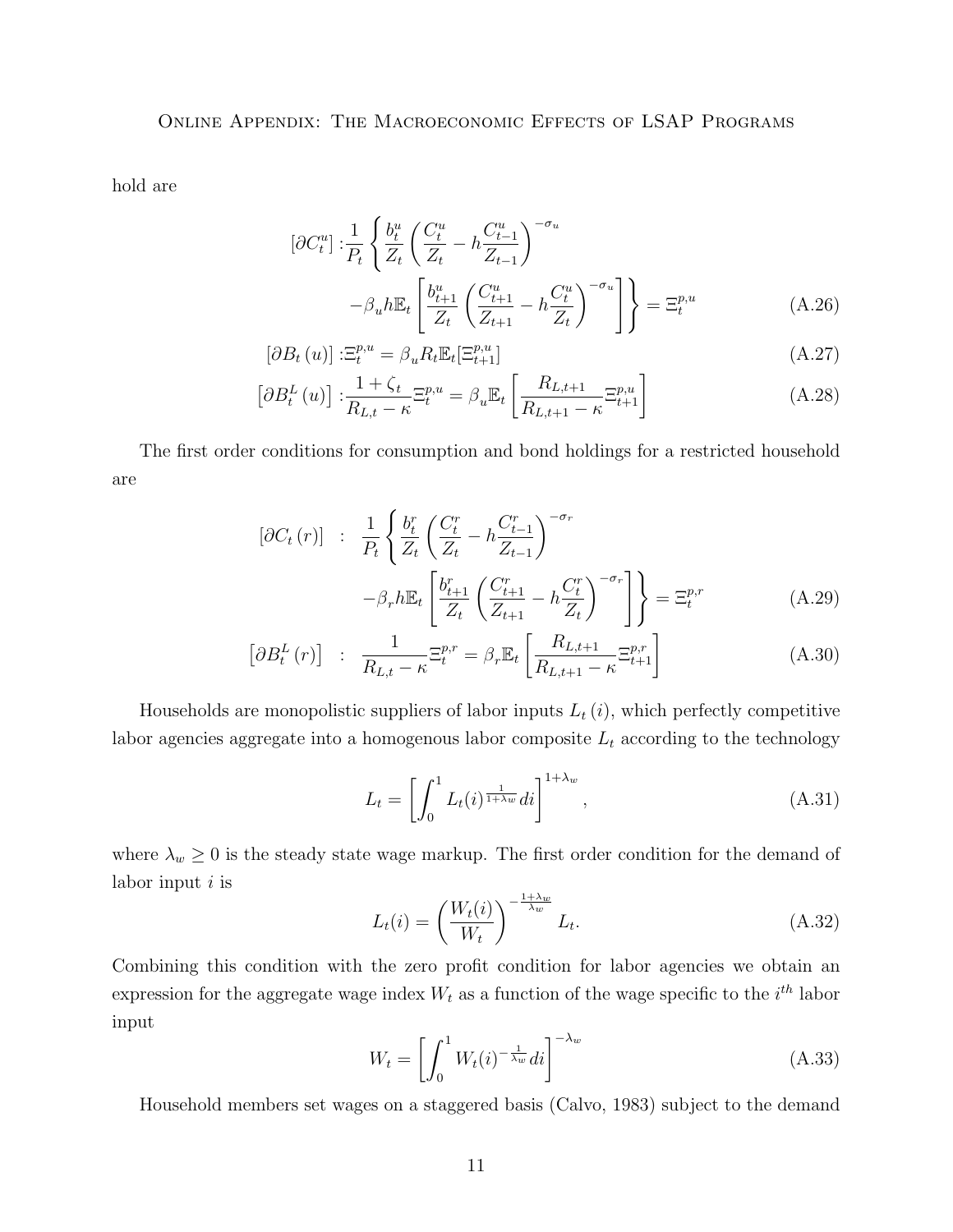hold are

$$
\begin{aligned}
[\partial C_t^u] : & \frac{1}{P_t} \left\{ \frac{b_t^u}{Z_t} \left( \frac{C_t^u}{Z_t} - h \frac{C_{t-1}^u}{Z_{t-1}} \right)^{-\sigma_u} \right. \\
& \left. - \beta_u h \mathbb{E}_t \left[ \frac{b_{t+1}^u}{Z_t} \left( \frac{C_{t+1}^u}{Z_{t+1}} - h \frac{C_t^u}{Z_t} \right)^{-\sigma_u} \right] \right\} = \Xi_t^{p,u} && \text{(A.26)} \\
[\partial B_t(u)] : & \Xi_t^{p,u} = \beta_u R_t \mathbb{E}_t [\Xi_{t+1}^{p,u}] && \text{(A.27)} \\
\left[\partial B_t^L(u)\right] : & \frac{1+\zeta_t}{R_{L,t} - \kappa} \Xi_t^{p,u} = \beta_u \mathbb{E}_t \left[ \frac{R_{L,t+1}}{R_{L,t+1} - \kappa} \Xi_{t+1}^{p,u} \right] && \text{(A.28)}
\end{aligned}
$$

The first order conditions for consumption and bond holdings for a restricted household are

$$
\begin{aligned}
[\partial C_t(r)] \ : \ & \frac{1}{P_t} \left\{ \frac{b_t^r}{Z_t} \left( \frac{C_t^r}{Z_t} - h \frac{C_{t-1}^r}{Z_{t-1}} \right)^{-\sigma_r} \right. \\
& \left. - \beta_r h \mathbb{E}_t \left[ \frac{b_{t+1}^r}{Z_t} \left( \frac{C_{t+1}^r}{Z_{t+1}} - h \frac{C_t^r}{Z_t} \right)^{-\sigma_r} \right] \right\} = \Xi_t^{p,r} && \text{(A.29)} \\
\left[\partial B_t^L(r)\right] \ : \ & \frac{1}{R_{L,t} - \kappa} \Xi_t^{p,r} = \beta_r \mathbb{E}_t \left[ \frac{R_{L,t+1}}{R_{L,t+1} - \kappa} \Xi_{t+1}^{p,r} \right] && \text{(A.30)}
\end{aligned}
$$

Households are monopolistic suppliers of labor inputs $L_t(i)$, which perfectly competitive labor agencies aggregate into a homogenous labor composite $L_t$ according to the technology

$$
L_t = \left[ \int_0^1 L_t(i)^{\frac{1}{1+\lambda_w}} di \right]^{1+\lambda_w}, \tag{A.31}
$$

where $\lambda_w \geq 0$ is the steady state wage markup. The first order condition for the demand of labor input $i$ is

$$
L_t(i) = \left( \frac{W_t(i)}{W_t} \right)^{-\frac{1+\lambda_w}{\lambda_w}} L_t. \tag{A.32}
$$

Combining this condition with the zero profit condition for labor agencies we obtain an expression for the aggregate wage index $W_t$ as a function of the wage specific to the $i^{th}$ labor input

$$
W_t = \left[ \int_0^1 W_t(i)^{-\frac{1}{\lambda_w}} di \right]^{-\lambda_w} \tag{A.33}
$$

Household members set wages on a staggered basis (Calvo, 1983) subject to the demand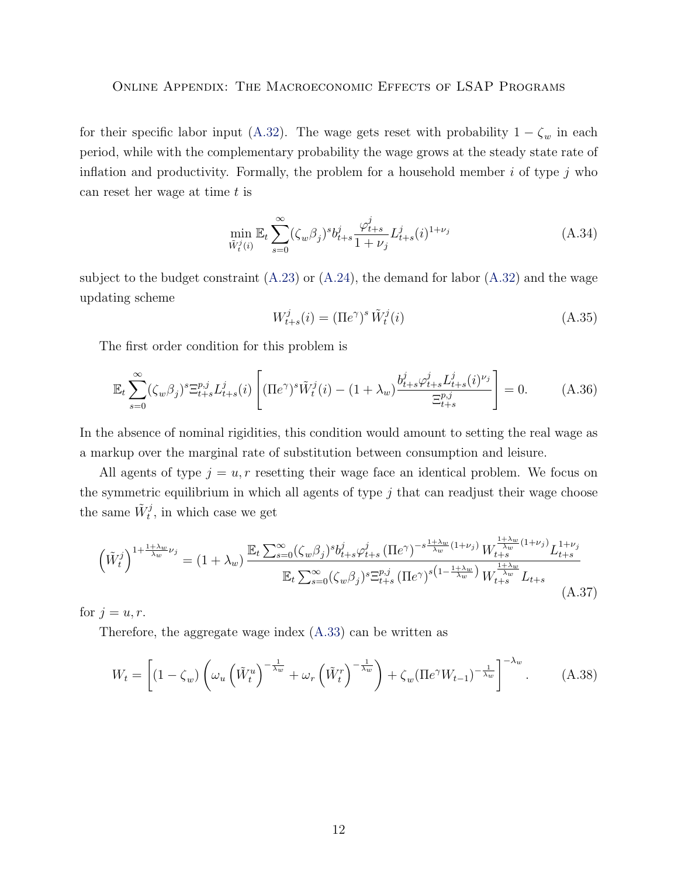for their specific labor input (A.32). The wage gets reset with probability $1-\zeta_w$ in each period, while with the complementary probability the wage grows at the steady state rate of inflation and productivity. Formally, the problem for a household member $i$ of type $j$ who can reset her wage at time $t$ is

$$\min_{\tilde{W}_t^j(i)} \mathbb{E}_t \sum_{s=0}^{\infty} (\zeta_w \beta_j)^s b_{t+s}^j \frac{\varphi_{t+s}^j}{1+\nu_j} L_{t+s}^j(i)^{1+\nu_j} \tag{A.34}$$

subject to the budget constraint (A.23) or (A.24), the demand for labor (A.32) and the wage updating scheme

$$W_{t+s}^j(i) = (\Pi e^{\gamma})^s \, \tilde{W}_t^j(i) \tag{A.35}$$

The first order condition for this problem is

$$\mathbb{E}_t \sum_{s=0}^{\infty} (\zeta_w \beta_j)^s \Xi_{t+s}^{p,j} L_{t+s}^j(i) \left[ (\Pi e^{\gamma})^s \tilde{W}_t^j(i) - (1+\lambda_w) \frac{b_{t+s}^j \varphi_{t+s}^j L_{t+s}^j(i)^{\nu_j}}{\Xi_{t+s}^{p,j}} \right] = 0. \tag{A.36}$$

In the absence of nominal rigidities, this condition would amount to setting the real wage as a markup over the marginal rate of substitution between consumption and leisure.

All agents of type $j = u, r$ resetting their wage face an identical problem. We focus on the symmetric equilibrium in which all agents of type $j$ that can readjust their wage choose the same $\tilde{W}_t^j$, in which case we get

$$\left(\tilde{W}_t^j\right)^{1+\frac{1+\lambda_w}{\lambda_w}\nu_j} = (1+\lambda_w) \frac{\mathbb{E}_t \sum_{s=0}^{\infty} (\zeta_w \beta_j)^s b_{t+s}^j \varphi_{t+s}^j \left(\Pi e^{\gamma}\right)^{-s\frac{1+\lambda_w}{\lambda_w}(1+\nu_j)} W_{t+s}^{\frac{1+\lambda_w}{\lambda_w}(1+\nu_j)} L_{t+s}^{1+\nu_j}}{\mathbb{E}_t \sum_{s=0}^{\infty} (\zeta_w \beta_j)^s \Xi_{t+s}^{p,j} \left(\Pi e^{\gamma}\right)^{s\left(1-\frac{1+\lambda_w}{\lambda_w}\right)} W_{t+s}^{\frac{1+\lambda_w}{\lambda_w}} L_{t+s}} \tag{A.37}$$

for $j = u, r$.

Therefore, the aggregate wage index (A.33) can be written as

$$W_t = \left[ (1-\zeta_w) \left( \omega_u \left(\tilde{W}_t^u\right)^{-\frac{1}{\lambda_w}} + \omega_r \left(\tilde{W}_t^r\right)^{-\frac{1}{\lambda_w}} \right) + \zeta_w (\Pi e^{\gamma} W_{t-1})^{-\frac{1}{\lambda_w}} \right]^{-\lambda_w}. \tag{A.38}$$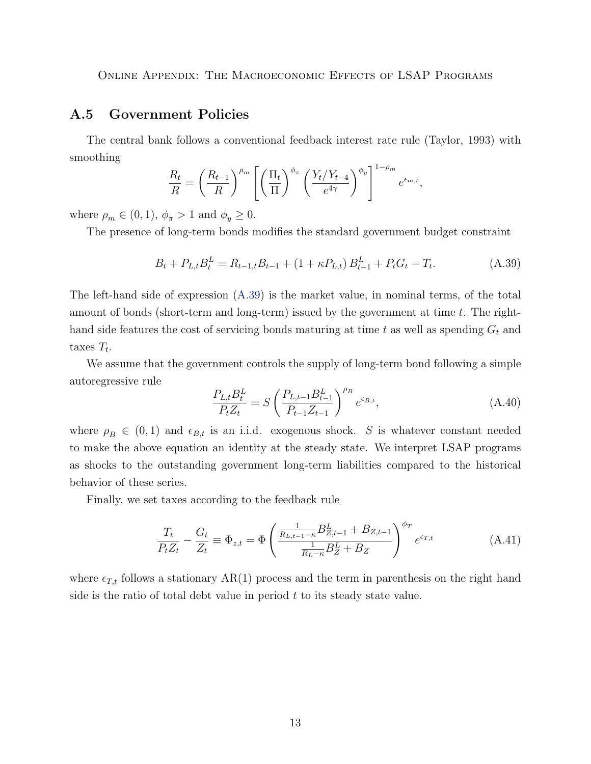## A.5 Government Policies

The central bank follows a conventional feedback interest rate rule (Taylor, 1993) with smoothing

$$\frac{R_t}{R} = \left(\frac{R_{t-1}}{R}\right)^{\rho_m} \left[\left(\frac{\Pi_t}{\Pi}\right)^{\phi_\pi} \left(\frac{Y_t/Y_{t-4}}{e^{4\gamma}}\right)^{\phi_y}\right]^{1-\rho_m} e^{\epsilon_{m,t}},$$

where $\rho_m \in (0,1)$, $\phi_\pi > 1$ and $\phi_y \geq 0$.

The presence of long-term bonds modifies the standard government budget constraint

$$B_t + P_{L,t} B_t^L = R_{t-1,t} B_{t-1} + (1 + \kappa P_{L,t}) B_{t-1}^L + P_t G_t - T_t. \tag{A.39}$$

The left-hand side of expression (A.39) is the market value, in nominal terms, of the total amount of bonds (short-term and long-term) issued by the government at time $t$. The right-hand side features the cost of servicing bonds maturing at time $t$ as well as spending $G_t$ and taxes $T_t$.

We assume that the government controls the supply of long-term bond following a simple autoregressive rule

$$\frac{P_{L,t} B_t^L}{P_t Z_t} = S \left(\frac{P_{L,t-1} B_{t-1}^L}{P_{t-1} Z_{t-1}}\right)^{\rho_B} e^{\epsilon_{B,t}}, \tag{A.40}$$

where $\rho_B \in (0,1)$ and $\epsilon_{B,t}$ is an i.i.d. exogenous shock. $S$ is whatever constant needed to make the above equation an identity at the steady state. We interpret LSAP programs as shocks to the outstanding government long-term liabilities compared to the historical behavior of these series.

Finally, we set taxes according to the feedback rule

$$\frac{T_t}{P_t Z_t} - \frac{G_t}{Z_t} \equiv \Phi_{z,t} = \Phi \left(\frac{\frac{1}{R_{L,t-1} - \kappa} B_{Z,t-1}^L + B_{Z,t-1}}{\frac{1}{R_L - \kappa} B_Z^L + B_Z}\right)^{\phi_T} e^{\epsilon_{T,t}} \tag{A.41}$$

where $\epsilon_{T,t}$ follows a stationary AR(1) process and the term in parenthesis on the right hand side is the ratio of total debt value in period $t$ to its steady state value.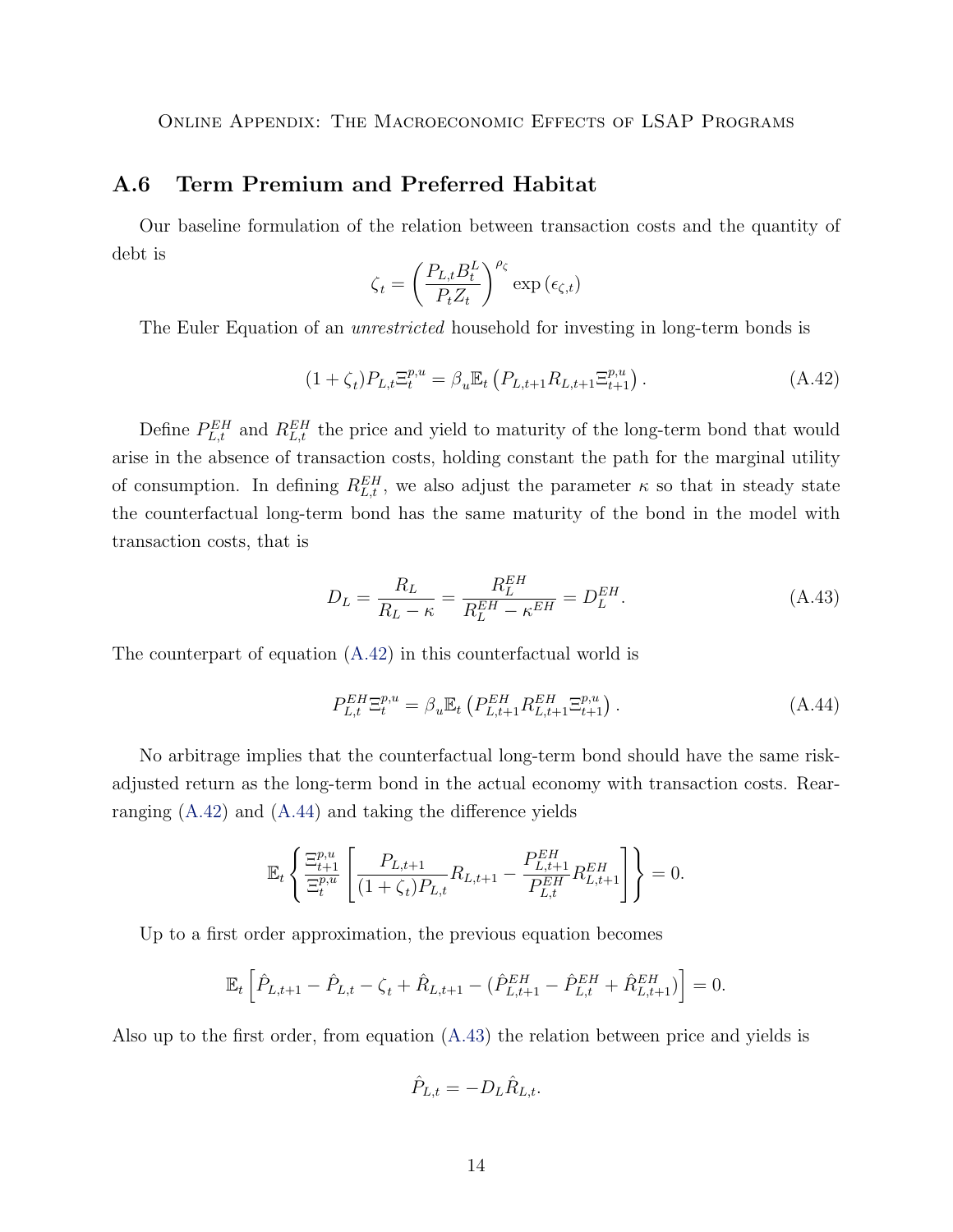## A.6 Term Premium and Preferred Habitat

Our baseline formulation of the relation between transaction costs and the quantity of debt is

$$\zeta_t = \left(\frac{P_{L,t}B_t^L}{P_t Z_t}\right)^{\rho_\zeta} \exp\left(\epsilon_{\zeta,t}\right)$$

The Euler Equation of an *unrestricted* household for investing in long-term bonds is

$$(1+\zeta_t)P_{L,t}\Xi_t^{p,u} = \beta_u \mathbb{E}_t\left(P_{L,t+1}R_{L,t+1}\Xi_{t+1}^{p,u}\right). \tag{A.42}$$

Define $P_{L,t}^{EH}$ and $R_{L,t}^{EH}$ the price and yield to maturity of the long-term bond that would arise in the absence of transaction costs, holding constant the path for the marginal utility of consumption. In defining $R_{L,t}^{EH}$, we also adjust the parameter $\kappa$ so that in steady state the counterfactual long-term bond has the same maturity of the bond in the model with transaction costs, that is

$$D_L = \frac{R_L}{R_L - \kappa} = \frac{R_L^{EH}}{R_L^{EH} - \kappa^{EH}} = D_L^{EH}. \tag{A.43}$$

The counterpart of equation (A.42) in this counterfactual world is

$$P_{L,t}^{EH}\Xi_t^{p,u} = \beta_u \mathbb{E}_t\left(P_{L,t+1}^{EH}R_{L,t+1}^{EH}\Xi_{t+1}^{p,u}\right). \tag{A.44}$$

No arbitrage implies that the counterfactual long-term bond should have the same risk-adjusted return as the long-term bond in the actual economy with transaction costs. Rearranging (A.42) and (A.44) and taking the difference yields

$$\mathbb{E}_t\left\{\frac{\Xi_{t+1}^{p,u}}{\Xi_t^{p,u}}\left[\frac{P_{L,t+1}}{(1+\zeta_t)P_{L,t}}R_{L,t+1} - \frac{P_{L,t+1}^{EH}}{P_{L,t}^{EH}}R_{L,t+1}^{EH}\right]\right\} = 0.$$

Up to a first order approximation, the previous equation becomes

$$\mathbb{E}_t\left[\hat{P}_{L,t+1} - \hat{P}_{L,t} - \zeta_t + \hat{R}_{L,t+1} - (\hat{P}_{L,t+1}^{EH} - \hat{P}_{L,t}^{EH} + \hat{R}_{L,t+1}^{EH})\right] = 0.$$

Also up to the first order, from equation (A.43) the relation between price and yields is

$$\hat{P}_{L,t} = -D_L\hat{R}_{L,t}.$$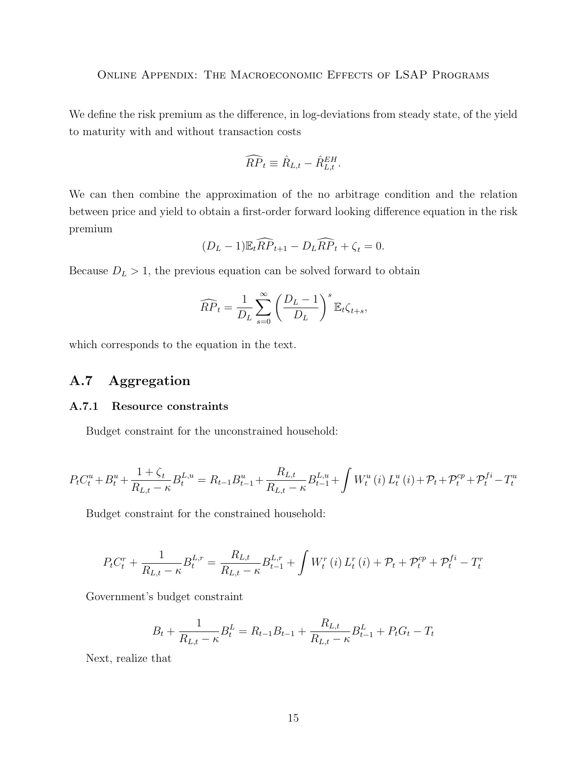We define the risk premium as the difference, in log-deviations from steady state, of the yield to maturity with and without transaction costs

$$\widehat{RP}_t \equiv \hat{R}_{L,t} - \hat{R}^{EH}_{L,t}.$$

We can then combine the approximation of the no arbitrage condition and the relation between price and yield to obtain a first-order forward looking difference equation in the risk premium

$$(D_L - 1)\mathbb{E}_t \widehat{RP}_{t+1} - D_L \widehat{RP}_t + \zeta_t = 0.$$

Because $D_L > 1$, the previous equation can be solved forward to obtain

$$\widehat{RP}_t = \frac{1}{D_L} \sum_{s=0}^{\infty} \left( \frac{D_L - 1}{D_L} \right)^s \mathbb{E}_t \zeta_{t+s},$$

which corresponds to the equation in the text.

## A.7 Aggregation

### A.7.1 Resource constraints

Budget constraint for the unconstrained household:

$$P_t C_t^u + B_t^u + \frac{1+\zeta_t}{R_{L,t} - \kappa} B_t^{L,u} = R_{t-1} B_{t-1}^u + \frac{R_{L,t}}{R_{L,t} - \kappa} B_{t-1}^{L,u} + \int W_t^u(i) L_t^u(i) + \mathcal{P}_t + \mathcal{P}_t^{cp} + \mathcal{P}_t^{fi} - T_t^u$$

Budget constraint for the constrained household:

$$P_t C_t^r + \frac{1}{R_{L,t} - \kappa} B_t^{L,r} = \frac{R_{L,t}}{R_{L,t} - \kappa} B_{t-1}^{L,r} + \int W_t^r(i) L_t^r(i) + \mathcal{P}_t + \mathcal{P}_t^{cp} + \mathcal{P}_t^{fi} - T_t^r$$

Government's budget constraint

$$B_t + \frac{1}{R_{L,t} - \kappa} B_t^L = R_{t-1} B_{t-1} + \frac{R_{L,t}}{R_{L,t} - \kappa} B_{t-1}^L + P_t G_t - T_t$$

Next, realize that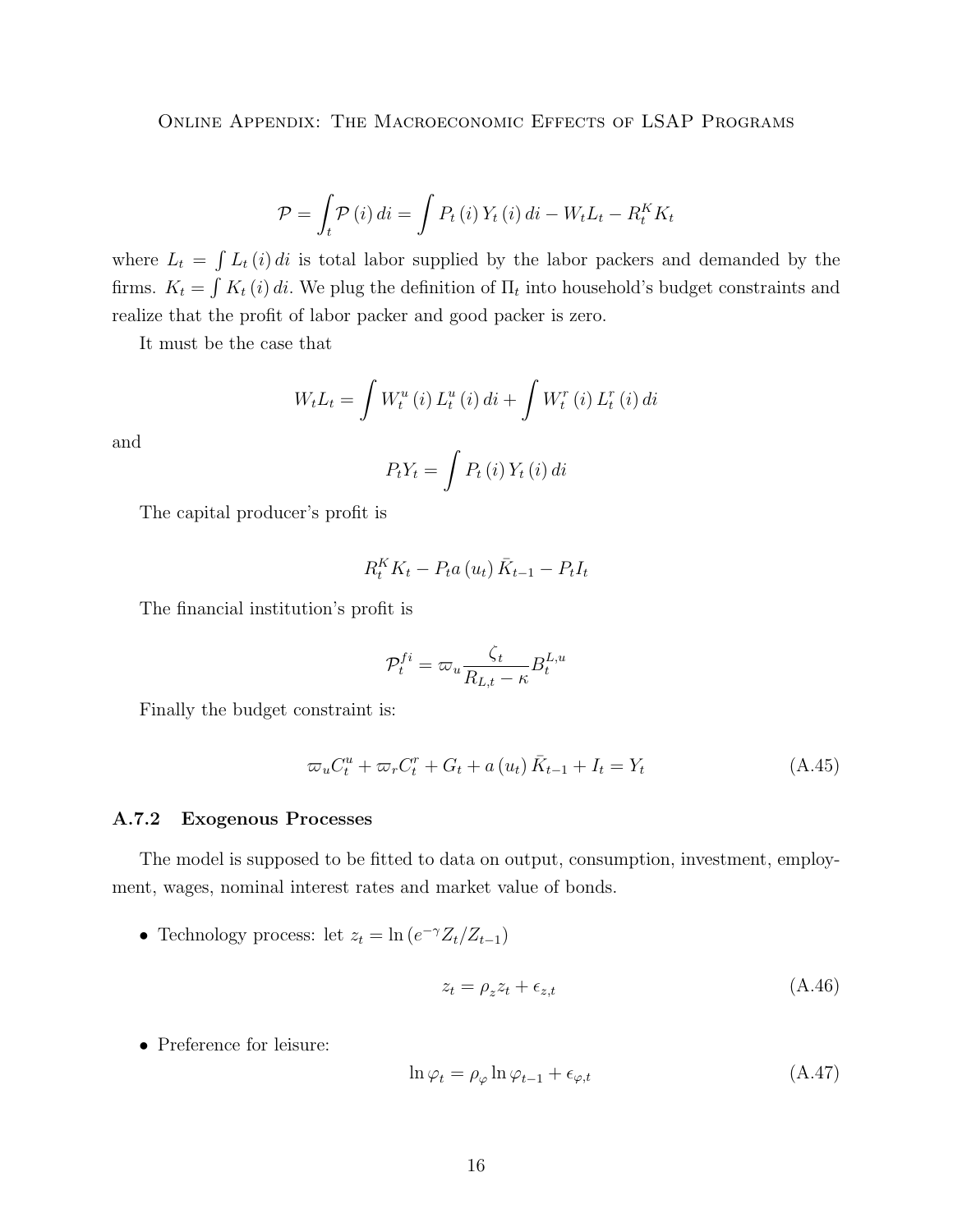$$\mathcal{P} = \int_t \mathcal{P}(i)\,di = \int P_t(i)\,Y_t(i)\,di - W_t L_t - R_t^K K_t$$

where $L_t = \int L_t(i)\,di$ is total labor supplied by the labor packers and demanded by the firms. $K_t = \int K_t(i)\,di$. We plug the definition of $\Pi_t$ into household's budget constraints and realize that the profit of labor packer and good packer is zero.

It must be the case that

$$W_t L_t = \int W_t^u(i)\,L_t^u(i)\,di + \int W_t^r(i)\,L_t^r(i)\,di$$

and

$$P_t Y_t = \int P_t(i)\,Y_t(i)\,di$$

The capital producer's profit is

$$R_t^K K_t - P_t a(u_t)\,\bar{K}_{t-1} - P_t I_t$$

The financial institution's profit is

$$\mathcal{P}_t^{fi} = \varpi_u \frac{\zeta_t}{R_{L,t} - \kappa} B_t^{L,u}$$

Finally the budget constraint is:

$$\varpi_u C_t^u + \varpi_r C_t^r + G_t + a(u_t)\,\bar{K}_{t-1} + I_t = Y_t \tag{A.45}$$

### A.7.2 Exogenous Processes

The model is supposed to be fitted to data on output, consumption, investment, employment, wages, nominal interest rates and market value of bonds.

- Technology process: let $z_t = \ln\left(e^{-\gamma} Z_t / Z_{t-1}\right)$

$$z_t = \rho_z z_t + \epsilon_{z,t} \tag{A.46}$$

- Preference for leisure:

$$\ln \varphi_t = \rho_\varphi \ln \varphi_{t-1} + \epsilon_{\varphi,t} \tag{A.47}$$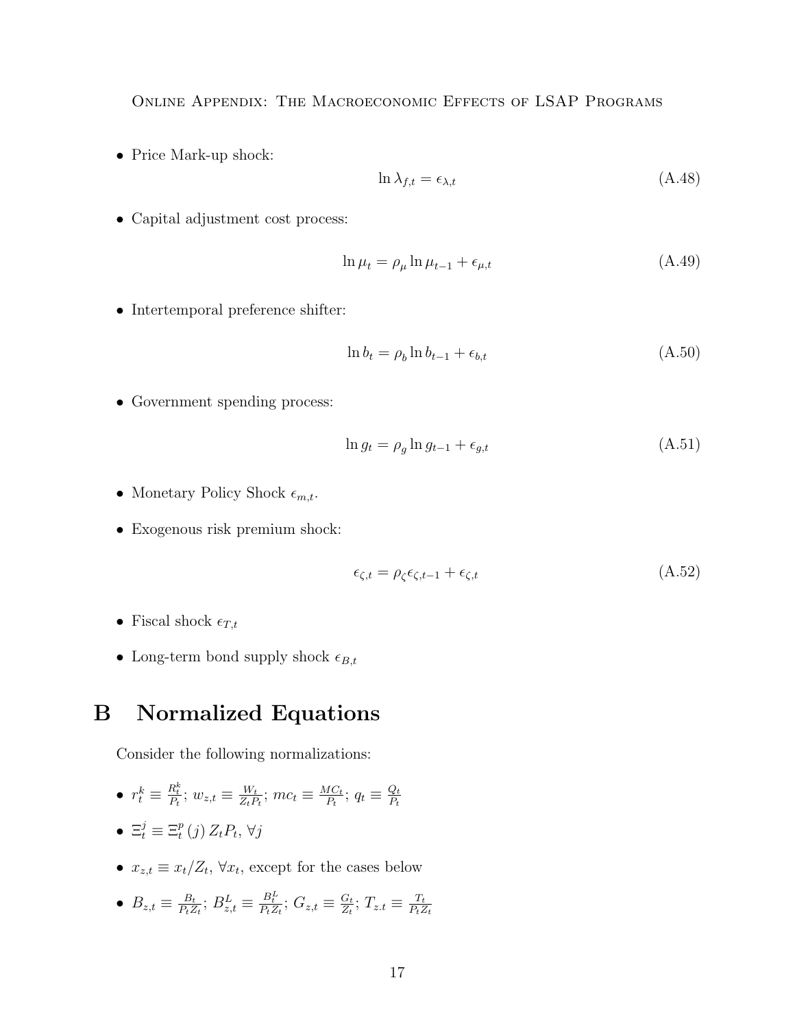- Price Mark-up shock:

$$\ln \lambda_{f,t} = \epsilon_{\lambda,t} \tag{A.48}$$

- Capital adjustment cost process:

$$\ln \mu_t = \rho_\mu \ln \mu_{t-1} + \epsilon_{\mu,t} \tag{A.49}$$

- Intertemporal preference shifter:

$$\ln b_t = \rho_b \ln b_{t-1} + \epsilon_{b,t} \tag{A.50}$$

- Government spending process:

$$\ln g_t = \rho_g \ln g_{t-1} + \epsilon_{g,t} \tag{A.51}$$

- Monetary Policy Shock $\epsilon_{m,t}$.
- Exogenous risk premium shock:

$$\epsilon_{\zeta,t} = \rho_\zeta \epsilon_{\zeta,t-1} + \epsilon_{\zeta,t} \tag{A.52}$$

- Fiscal shock $\epsilon_{T,t}$
- Long-term bond supply shock $\epsilon_{B,t}$

# B Normalized Equations

Consider the following normalizations:

- $r_t^k \equiv \frac{R_t^k}{P_t}$; $w_{z,t} \equiv \frac{W_t}{Z_t P_t}$; $mc_t \equiv \frac{MC_t}{P_t}$; $q_t \equiv \frac{Q_t}{P_t}$
- $\Xi_t^j \equiv \Xi_t^p(j) Z_t P_t, \forall j$
- $x_{z,t} \equiv x_t / Z_t, \forall x_t$, except for the cases below
- $B_{z,t} \equiv \frac{B_t}{P_t Z_t}$; $B_{z,t}^L \equiv \frac{B_t^L}{P_t Z_t}$; $G_{z,t} \equiv \frac{G_t}{Z_t}$; $T_{z.t} \equiv \frac{T_t}{P_t Z_t}$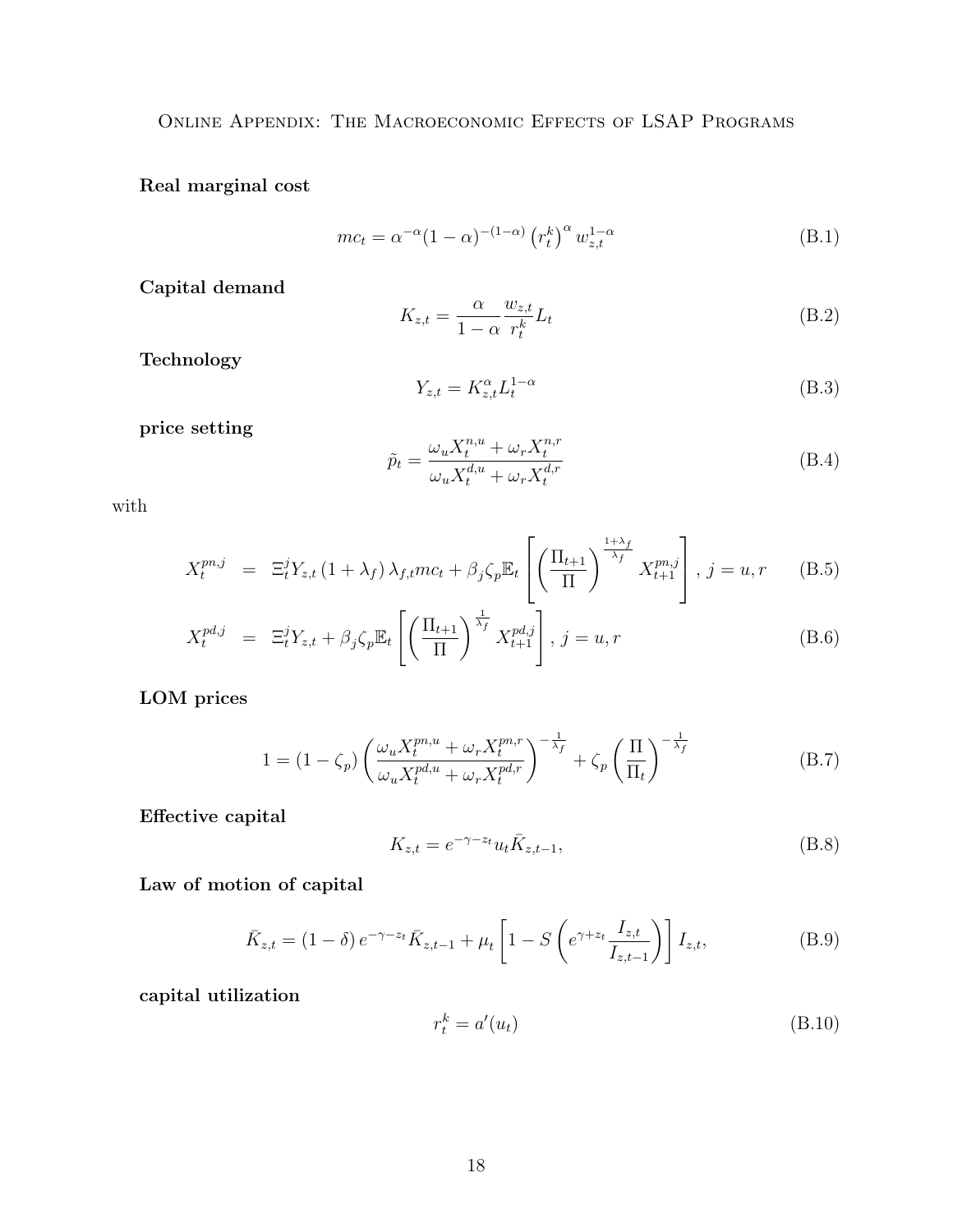**Real marginal cost**

$$mc_t = \alpha^{-\alpha}(1-\alpha)^{-(1-\alpha)} \left(r_t^k\right)^{\alpha} w_{z,t}^{1-\alpha} \tag{B.1}$$

**Capital demand**

$$K_{z,t} = \frac{\alpha}{1-\alpha} \frac{w_{z,t}}{r_t^k} L_t \tag{B.2}$$

**Technology**

$$Y_{z,t} = K_{z,t}^{\alpha} L_t^{1-\alpha} \tag{B.3}$$

**price setting**

$$\tilde{p}_t = \frac{\omega_u X_t^{n,u} + \omega_r X_t^{n,r}}{\omega_u X_t^{d,u} + \omega_r X_t^{d,r}} \tag{B.4}$$

with

$$X_t^{pn,j} = \Xi_t^j Y_{z,t} \left(1+\lambda_f\right) \lambda_{f,t} mc_t + \beta_j \zeta_p \mathbb{E}_t \left[ \left( \frac{\Pi_{t+1}}{\Pi} \right)^{\frac{1+\lambda_f}{\lambda_f}} X_{t+1}^{pn,j} \right],\ j = u, r \tag{B.5}$$

$$X_t^{pd,j} = \Xi_t^j Y_{z,t} + \beta_j \zeta_p \mathbb{E}_t \left[ \left( \frac{\Pi_{t+1}}{\Pi} \right)^{\frac{1}{\lambda_f}} X_{t+1}^{pd,j} \right],\ j = u, r \tag{B.6}$$

**LOM prices**

$$1 = \left(1-\zeta_p\right) \left( \frac{\omega_u X_t^{pn,u} + \omega_r X_t^{pn,r}}{\omega_u X_t^{pd,u} + \omega_r X_t^{pd,r}} \right)^{-\frac{1}{\lambda_f}} + \zeta_p \left( \frac{\Pi}{\Pi_t} \right)^{-\frac{1}{\lambda_f}} \tag{B.7}$$

**Effective capital**

$$K_{z,t} = e^{-\gamma - z_t} u_t \bar{K}_{z,t-1}, \tag{B.8}$$

**Law of motion of capital**

$$\bar{K}_{z,t} = \left(1-\delta\right) e^{-\gamma - z_t} \bar{K}_{z,t-1} + \mu_t \left[ 1 - S\left( e^{\gamma + z_t} \frac{I_{z,t}}{I_{z,t-1}} \right) \right] I_{z,t}, \tag{B.9}$$

**capital utilization**

$$r_t^k = a'(u_t) \tag{B.10}$$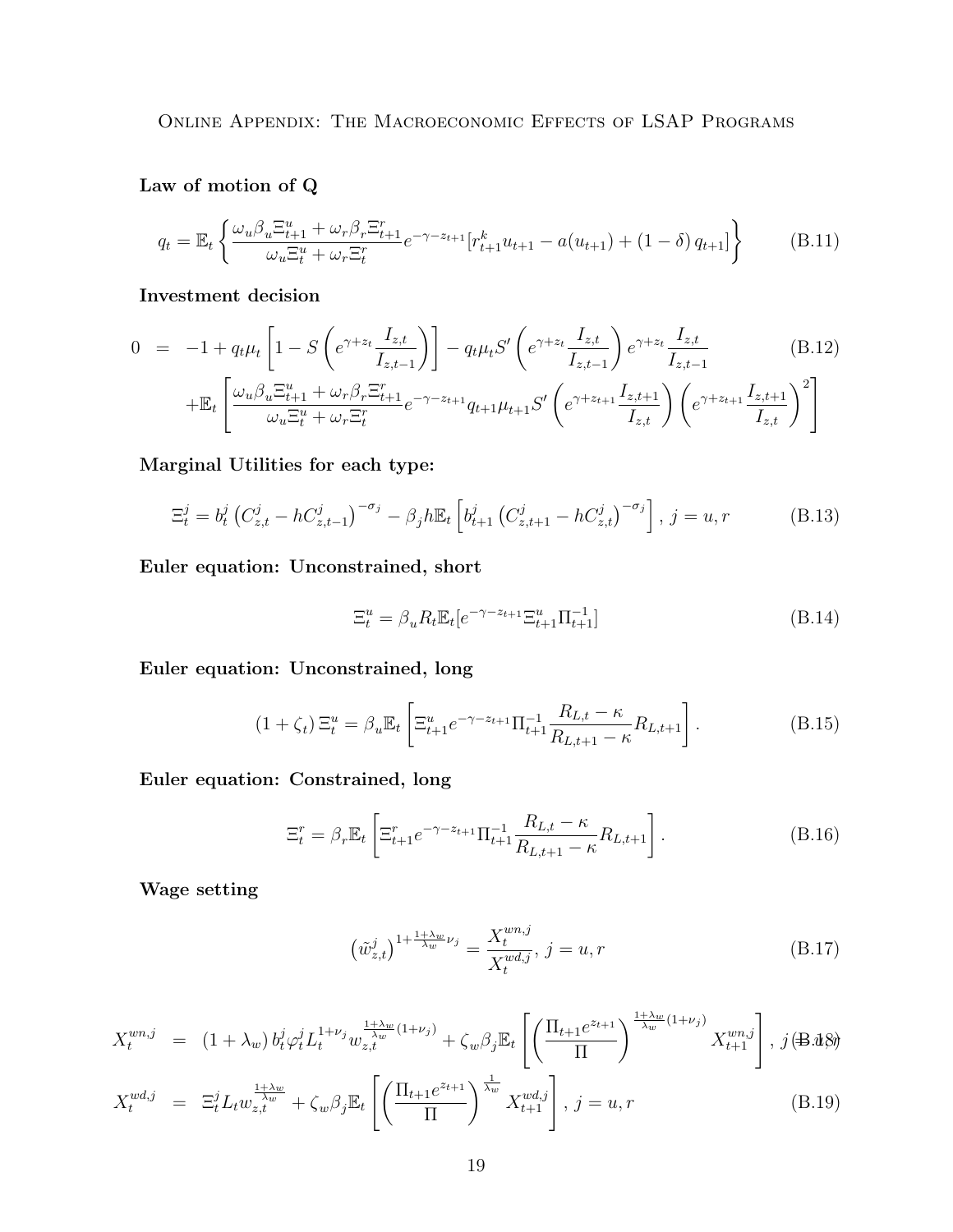**Law of motion of Q**

$$q_t = \mathbb{E}_t \left\{ \frac{\omega_u \beta_u \Xi^u_{t+1} + \omega_r \beta_r \Xi^r_{t+1}}{\omega_u \Xi^u_t + \omega_r \Xi^r_t} e^{-\gamma - z_{t+1}} [r^k_{t+1} u_{t+1} - a(u_{t+1}) + (1-\delta) q_{t+1}] \right\} \tag{B.11}$$

**Investment decision**

$$\begin{aligned} 0 &= -1 + q_t \mu_t \left[ 1 - S\left( e^{\gamma + z_t} \frac{I_{z,t}}{I_{z,t-1}} \right) \right] - q_t \mu_t S'\left( e^{\gamma + z_t} \frac{I_{z,t}}{I_{z,t-1}} \right) e^{\gamma + z_t} \frac{I_{z,t}}{I_{z,t-1}} \\ &\quad + \mathbb{E}_t \left[ \frac{\omega_u \beta_u \Xi^u_{t+1} + \omega_r \beta_r \Xi^r_{t+1}}{\omega_u \Xi^u_t + \omega_r \Xi^r_t} e^{-\gamma - z_{t+1}} q_{t+1} \mu_{t+1} S'\left( e^{\gamma + z_{t+1}} \frac{I_{z,t+1}}{I_{z,t}} \right) \left( e^{\gamma + z_{t+1}} \frac{I_{z,t+1}}{I_{z,t}} \right)^2 \right] \end{aligned} \tag{B.12}$$

**Marginal Utilities for each type:**

$$\Xi^j_t = b^j_t \left( C^j_{z,t} - h C^j_{z,t-1} \right)^{-\sigma_j} - \beta_j h \mathbb{E}_t \left[ b^j_{t+1} \left( C^j_{z,t+1} - h C^j_{z,t} \right)^{-\sigma_j} \right], \ j = u, r \tag{B.13}$$

**Euler equation: Unconstrained, short**

$$\Xi^u_t = \beta_u R_t \mathbb{E}_t [e^{-\gamma - z_{t+1}} \Xi^u_{t+1} \Pi^{-1}_{t+1}] \tag{B.14}$$

**Euler equation: Unconstrained, long**

$$(1 + \zeta_t) \Xi^u_t = \beta_u \mathbb{E}_t \left[ \Xi^u_{t+1} e^{-\gamma - z_{t+1}} \Pi^{-1}_{t+1} \frac{R_{L,t} - \kappa}{R_{L,t+1} - \kappa} R_{L,t+1} \right]. \tag{B.15}$$

**Euler equation: Constrained, long**

$$\Xi^r_t = \beta_r \mathbb{E}_t \left[ \Xi^r_{t+1} e^{-\gamma - z_{t+1}} \Pi^{-1}_{t+1} \frac{R_{L,t} - \kappa}{R_{L,t+1} - \kappa} R_{L,t+1} \right]. \tag{B.16}$$

**Wage setting**

$$\left( \tilde{w}^j_{z,t} \right)^{1 + \frac{1+\lambda_w}{\lambda_w} \nu_j} = \frac{X^{wn,j}_t}{X^{wd,j}_t}, \ j = u, r \tag{B.17}$$

$$X^{wn,j}_t = (1 + \lambda_w) b^j_t \varphi^j_t L^{1+\nu_j}_t w^{\frac{1+\lambda_w}{\lambda_w}(1+\nu_j)}_{z,t} + \zeta_w \beta_j \mathbb{E}_t \left[ \left( \frac{\Pi_{t+1} e^{z_{t+1}}}{\Pi} \right)^{\frac{1+\lambda_w}{\lambda_w}(1+\nu_j)} X^{wn,j}_{t+1} \right], \ j = u, r \tag{B.18}$$

$$X^{wd,j}_t = \Xi^j_t L_t w^{\frac{1+\lambda_w}{\lambda_w}}_{z,t} + \zeta_w \beta_j \mathbb{E}_t \left[ \left( \frac{\Pi_{t+1} e^{z_{t+1}}}{\Pi} \right)^{\frac{1}{\lambda_w}} X^{wd,j}_{t+1} \right], \ j = u, r \tag{B.19}$$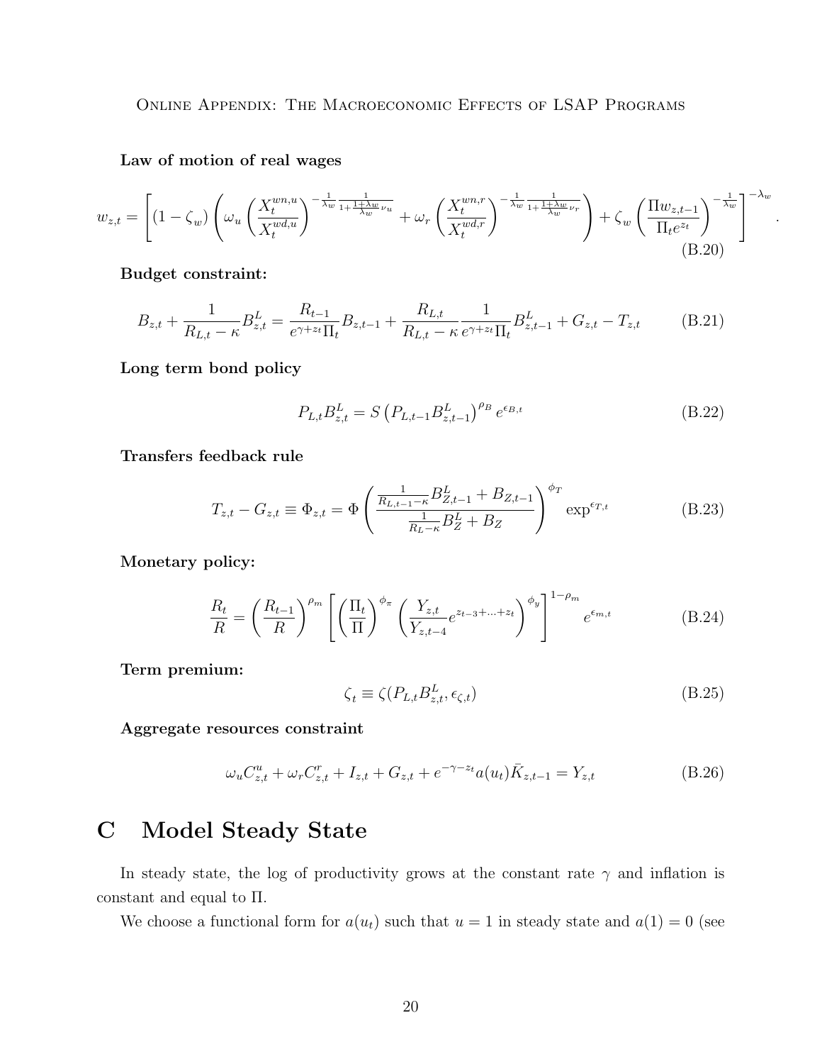**Law of motion of real wages**

$$
w_{z,t} = \left[ (1-\zeta_w) \left( \omega_u \left( \frac{X_t^{wn,u}}{X_t^{wd,u}} \right)^{-\frac{1}{\lambda_w} \frac{1}{1+\frac{1+\lambda_w}{\lambda_w}\nu_u}} + \omega_r \left( \frac{X_t^{wn,r}}{X_t^{wd,r}} \right)^{-\frac{1}{\lambda_w} \frac{1}{1+\frac{1+\lambda_w}{\lambda_w}\nu_r}} \right) + \zeta_w \left( \frac{\Pi w_{z,t-1}}{\Pi_t e^{z_t}} \right)^{-\frac{1}{\lambda_w}} \right]^{-\lambda_w} . \tag{B.20}
$$

**Budget constraint:**

$$
B_{z,t} + \frac{1}{R_{L,t}-\kappa} B_{z,t}^L = \frac{R_{t-1}}{e^{\gamma+z_t}\Pi_t} B_{z,t-1} + \frac{R_{L,t}}{R_{L,t}-\kappa} \frac{1}{e^{\gamma+z_t}\Pi_t} B_{z,t-1}^L + G_{z,t} - T_{z,t} \tag{B.21}
$$

**Long term bond policy**

$$
P_{L,t} B_{z,t}^L = S \left( P_{L,t-1} B_{z,t-1}^L \right)^{\rho_B} e^{\epsilon_{B,t}} \tag{B.22}
$$

**Transfers feedback rule**

$$
T_{z,t} - G_{z,t} \equiv \Phi_{z,t} = \Phi \left( \frac{\frac{1}{R_{L,t-1}-\kappa} B_{Z,t-1}^L + B_{Z,t-1}}{\frac{1}{R_L-\kappa} B_Z^L + B_Z} \right)^{\phi_T} \exp^{\epsilon_{T,t}} \tag{B.23}
$$

**Monetary policy:**

$$
\frac{R_t}{R} = \left( \frac{R_{t-1}}{R} \right)^{\rho_m} \left[ \left( \frac{\Pi_t}{\Pi} \right)^{\phi_\pi} \left( \frac{Y_{z,t}}{Y_{z,t-4}} e^{z_{t-3}+\ldots+z_t} \right)^{\phi_y} \right]^{1-\rho_m} e^{\epsilon_{m,t}} \tag{B.24}
$$

**Term premium:**

$$
\zeta_t \equiv \zeta(P_{L,t} B_{z,t}^L, \epsilon_{\zeta,t}) \tag{B.25}
$$

**Aggregate resources constraint**

$$
\omega_u C_{z,t}^u + \omega_r C_{z,t}^r + I_{z,t} + G_{z,t} + e^{-\gamma-z_t} a(u_t) \bar{K}_{z,t-1} = Y_{z,t} \tag{B.26}
$$

# C Model Steady State

In steady state, the log of productivity grows at the constant rate $\gamma$ and inflation is constant and equal to $\Pi$.

We choose a functional form for $a(u_t)$ such that $u = 1$ in steady state and $a(1) = 0$ (see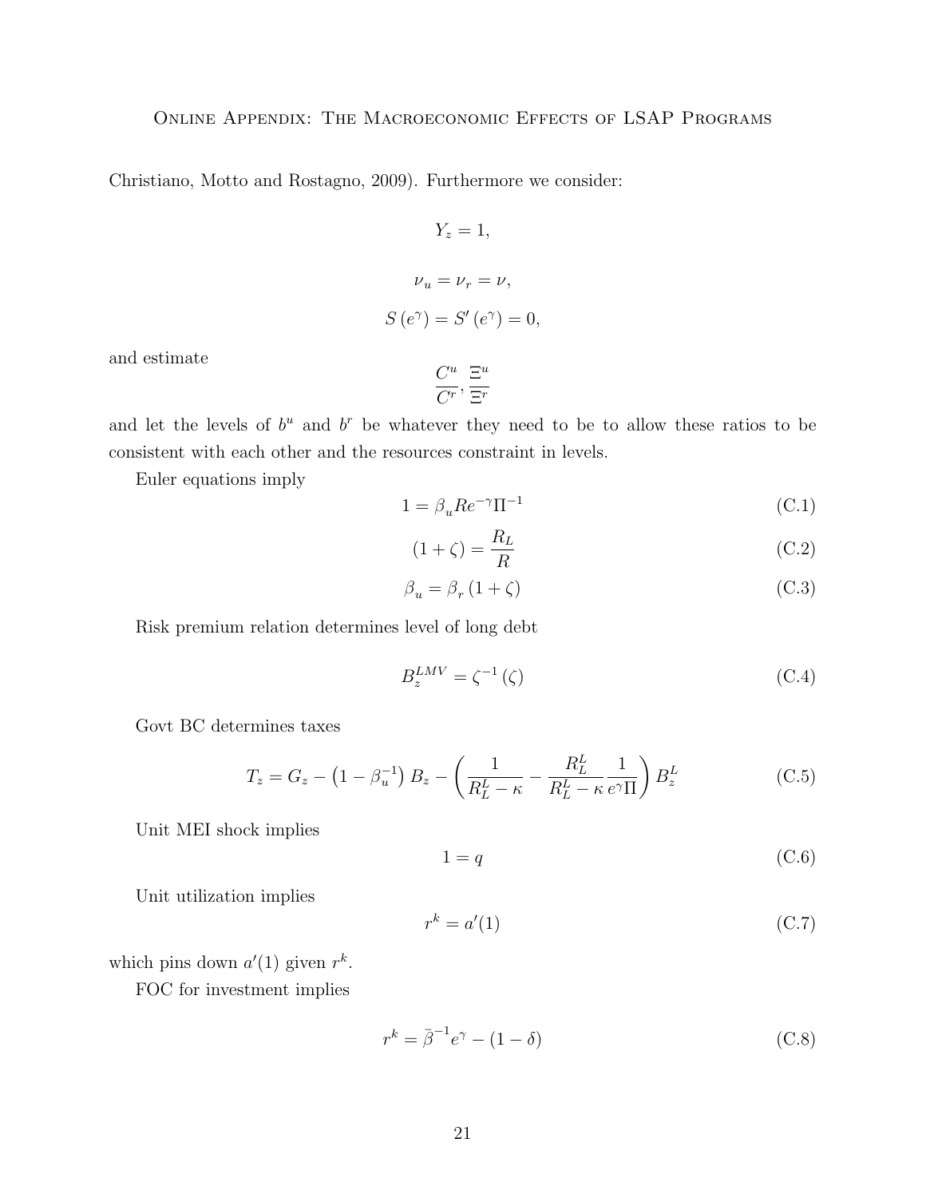Christiano, Motto and Rostagno, 2009). Furthermore we consider:

$$Y_z = 1,$$

$$\nu_u = \nu_r = \nu,$$

$$S\left(e^{\gamma}\right) = S'\left(e^{\gamma}\right) = 0,$$

and estimate

$$\frac{C^u}{C^r}, \frac{\Xi^u}{\Xi^r}$$

and let the levels of $b^u$ and $b^r$ be whatever they need to be to allow these ratios to be consistent with each other and the resources constraint in levels.

Euler equations imply

$$1 = \beta_u R e^{-\gamma} \Pi^{-1} \tag{C.1}$$

$$(1+\zeta) = \frac{R_L}{R} \tag{C.2}$$

$$\beta_u = \beta_r (1+\zeta) \tag{C.3}$$

Risk premium relation determines level of long debt

$$B_z^{LMV} = \zeta^{-1}(\zeta) \tag{C.4}$$

Govt BC determines taxes

$$T_z = G_z - \left(1 - \beta_u^{-1}\right) B_z - \left(\frac{1}{R_L^L - \kappa} - \frac{R_L^L}{R_L^L - \kappa} \frac{1}{e^{\gamma}\Pi}\right) B_z^L \tag{C.5}$$

Unit MEI shock implies

$$1 = q \tag{C.6}$$

Unit utilization implies

$$r^k = a'(1) \tag{C.7}$$

which pins down $a'(1)$ given $r^k$.

FOC for investment implies

$$r^k = \bar{\beta}^{-1} e^{\gamma} - (1-\delta) \tag{C.8}$$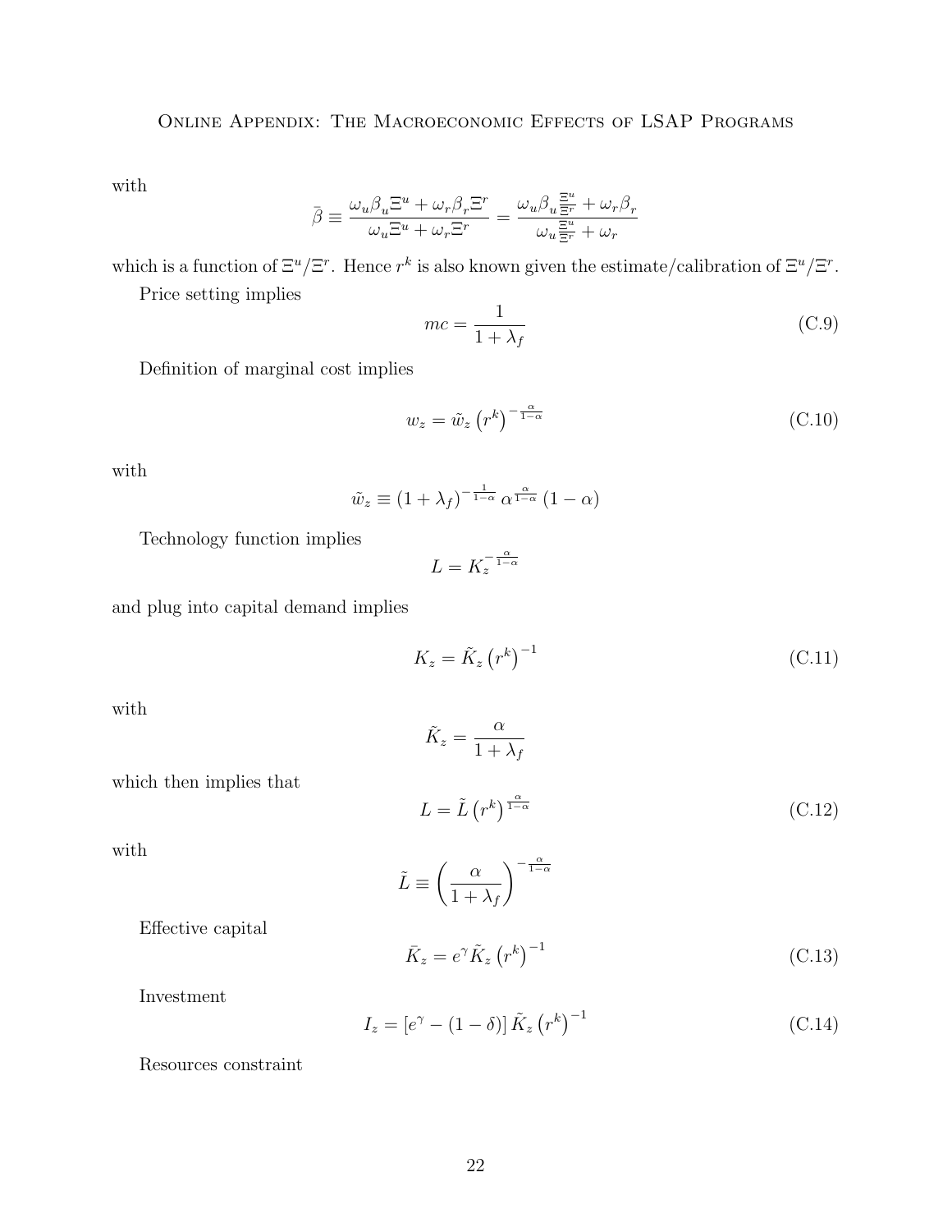with

$$\bar{\beta} \equiv \frac{\omega_u \beta_u \Xi^u + \omega_r \beta_r \Xi^r}{\omega_u \Xi^u + \omega_r \Xi^r} = \frac{\omega_u \beta_u \frac{\Xi^u}{\Xi^r} + \omega_r \beta_r}{\omega_u \frac{\Xi^u}{\Xi^r} + \omega_r}$$

which is a function of $\Xi^u/\Xi^r$. Hence $r^k$ is also known given the estimate/calibration of $\Xi^u/\Xi^r$.

Price setting implies

$$mc = \frac{1}{1+\lambda_f} \tag{C.9}$$

Definition of marginal cost implies

$$w_z = \tilde{w}_z \left(r^k\right)^{-\frac{\alpha}{1-\alpha}} \tag{C.10}$$

with

$$\tilde{w}_z \equiv (1+\lambda_f)^{-\frac{1}{1-\alpha}} \alpha^{\frac{\alpha}{1-\alpha}} (1-\alpha)$$

Technology function implies

$$L = K_z^{-\frac{\alpha}{1-\alpha}}$$

and plug into capital demand implies

$$K_z = \tilde{K}_z \left(r^k\right)^{-1} \tag{C.11}$$

with

$$\tilde{K}_z = \frac{\alpha}{1+\lambda_f}$$

which then implies that

$$L = \tilde{L} \left(r^k\right)^{\frac{\alpha}{1-\alpha}} \tag{C.12}$$

with

$$\tilde{L} \equiv \left(\frac{\alpha}{1+\lambda_f}\right)^{-\frac{\alpha}{1-\alpha}}$$

Effective capital

$$\bar{K}_z = e^{\gamma} \tilde{K}_z \left(r^k\right)^{-1} \tag{C.13}$$

Investment

$$I_z = \left[e^{\gamma} - (1-\delta)\right] \tilde{K}_z \left(r^k\right)^{-1} \tag{C.14}$$

Resources constraint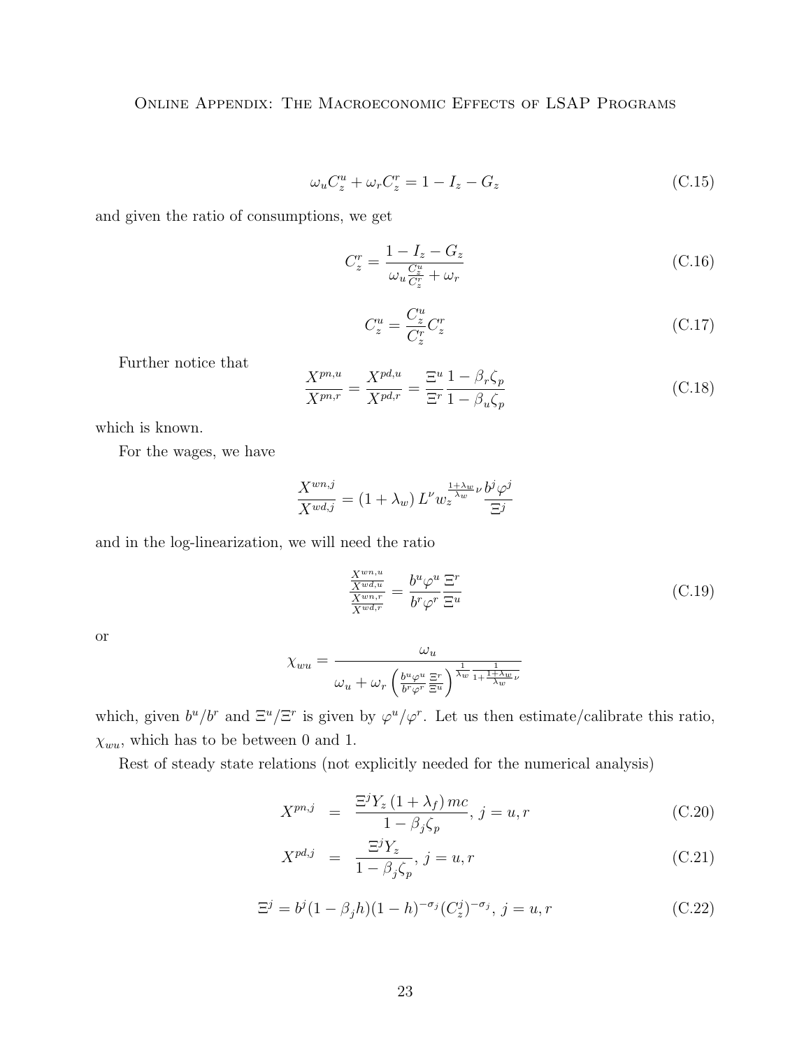$$\omega_u C_z^u + \omega_r C_z^r = 1 - I_z - G_z \tag{C.15}$$

and given the ratio of consumptions, we get

$$C_z^r = \frac{1 - I_z - G_z}{\omega_u \frac{C_z^u}{C_z^r} + \omega_r} \tag{C.16}$$

$$C_z^u = \frac{C_z^u}{C_z^r} C_z^r \tag{C.17}$$

Further notice that

$$\frac{X^{pn,u}}{X^{pn,r}} = \frac{X^{pd,u}}{X^{pd,r}} = \frac{\Xi^u}{\Xi^r} \frac{1 - \beta_r \zeta_p}{1 - \beta_u \zeta_p} \tag{C.18}$$

which is known.

For the wages, we have

$$\frac{X^{wn,j}}{X^{wd,j}} = (1 + \lambda_w) L^\nu w_z^{\frac{1+\lambda_w}{\lambda_w}\nu} \frac{b^j \varphi^j}{\Xi^j}$$

and in the log-linearization, we will need the ratio

$$\frac{\frac{X^{wn,u}}{X^{wd,u}}}{\frac{X^{wn,r}}{X^{wd,r}}} = \frac{b^u \varphi^u}{b^r \varphi^r} \frac{\Xi^r}{\Xi^u} \tag{C.19}$$

or

$$\chi_{wu} = \frac{\omega_u}{\omega_u + \omega_r \left( \frac{b^u \varphi^u}{b^r \varphi^r} \frac{\Xi^r}{\Xi^u} \right)^{\frac{1}{\lambda_w} \frac{1}{1 + \frac{1+\lambda_w}{\lambda_w}\nu}}}$$

which, given $b^u/b^r$ and $\Xi^u/\Xi^r$ is given by $\varphi^u/\varphi^r$. Let us then estimate/calibrate this ratio, $\chi_{wu}$, which has to be between 0 and 1.

Rest of steady state relations (not explicitly needed for the numerical analysis)

$$X^{pn,j} = \frac{\Xi^j Y_z (1 + \lambda_f) mc}{1 - \beta_j \zeta_p}, \; j = u, r \tag{C.20}$$

$$X^{pd,j} = \frac{\Xi^j Y_z}{1 - \beta_j \zeta_p}, \; j = u, r \tag{C.21}$$

$$\Xi^j = b^j (1 - \beta_j h)(1 - h)^{-\sigma_j} (C_z^j)^{-\sigma_j}, \; j = u, r \tag{C.22}$$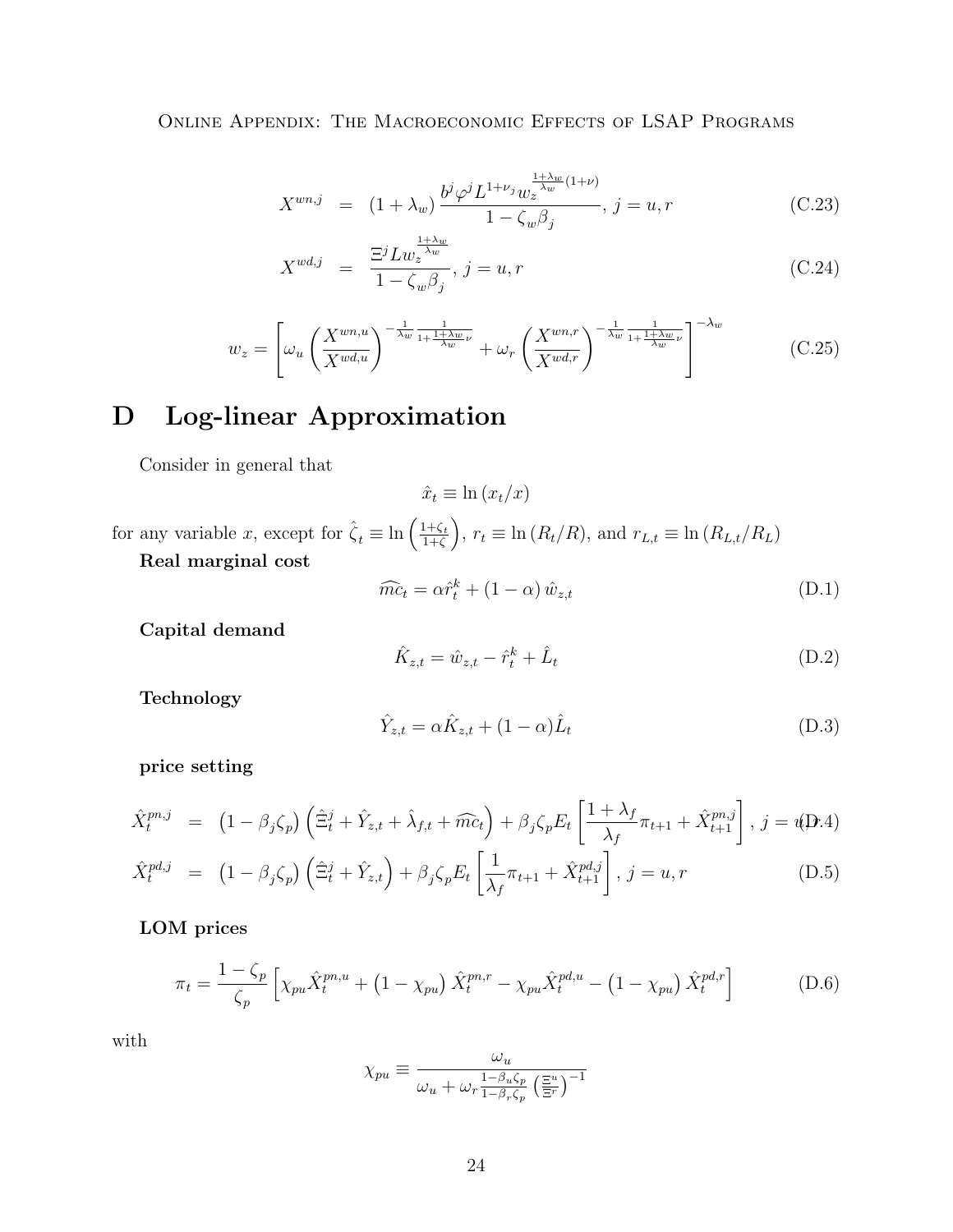$$X^{wn,j} = (1+\lambda_w) \frac{b^j \varphi^j L^{1+\nu_j} w_z^{\frac{1+\lambda_w}{\lambda_w}(1+\nu)}}{1-\zeta_w \beta_j}, \; j = u, r \tag{C.23}$$

$$X^{wd,j} = \frac{\Xi^j L w_z^{\frac{1+\lambda_w}{\lambda_w}}}{1-\zeta_w \beta_j}, \; j = u, r \tag{C.24}$$

$$w_z = \left[ \omega_u \left( \frac{X^{wn,u}}{X^{wd,u}} \right)^{-\frac{1}{\lambda_w} \frac{1}{1+\frac{1+\lambda_w}{\lambda_w}\nu}} + \omega_r \left( \frac{X^{wn,r}}{X^{wd,r}} \right)^{-\frac{1}{\lambda_w} \frac{1}{1+\frac{1+\lambda_w}{\lambda_w}\nu}} \right]^{-\lambda_w} \tag{C.25}$$

# D Log-linear Approximation

Consider in general that

$$\hat{x}_t \equiv \ln (x_t/x)$$

for any variable $x$, except for $\hat{\zeta}_t \equiv \ln \left( \frac{1+\zeta_t}{1+\zeta} \right)$, $r_t \equiv \ln (R_t/R)$, and $r_{L,t} \equiv \ln (R_{L,t}/R_L)$

**Real marginal cost**

$$\widehat{mc}_t = \alpha \hat{r}_t^k + (1-\alpha) \hat{w}_{z,t} \tag{D.1}$$

**Capital demand**

$$\hat{K}_{z,t} = \hat{w}_{z,t} - \hat{r}_t^k + \hat{L}_t \tag{D.2}$$

**Technology**

$$\hat{Y}_{z,t} = \alpha \hat{K}_{z,t} + (1-\alpha) \hat{L}_t \tag{D.3}$$

**price setting**

$$\hat{X}_t^{pn,j} = \left(1-\beta_j \zeta_p\right) \left( \hat{\Xi}_t^j + \hat{Y}_{z,t} + \hat{\lambda}_{f,t} + \widehat{mc}_t \right) + \beta_j \zeta_p E_t \left[ \frac{1+\lambda_f}{\lambda_f} \pi_{t+1} + \hat{X}_{t+1}^{pn,j} \right], \; j = u, r \tag{D.4}$$

$$\hat{X}_t^{pd,j} = \left(1-\beta_j \zeta_p\right) \left( \hat{\Xi}_t^j + \hat{Y}_{z,t} \right) + \beta_j \zeta_p E_t \left[ \frac{1}{\lambda_f} \pi_{t+1} + \hat{X}_{t+1}^{pd,j} \right], \; j = u, r \tag{D.5}$$

**LOM prices**

$$\pi_t = \frac{1-\zeta_p}{\zeta_p} \left[ \chi_{pu} \hat{X}_t^{pn,u} + \left(1-\chi_{pu}\right) \hat{X}_t^{pn,r} - \chi_{pu} \hat{X}_t^{pd,u} - \left(1-\chi_{pu}\right) \hat{X}_t^{pd,r} \right] \tag{D.6}$$

with

$$\chi_{pu} \equiv \frac{\omega_u}{\omega_u + \omega_r \frac{1-\beta_u \zeta_p}{1-\beta_r \zeta_p} \left( \frac{\Xi^u}{\Xi^r} \right)^{-1}}$$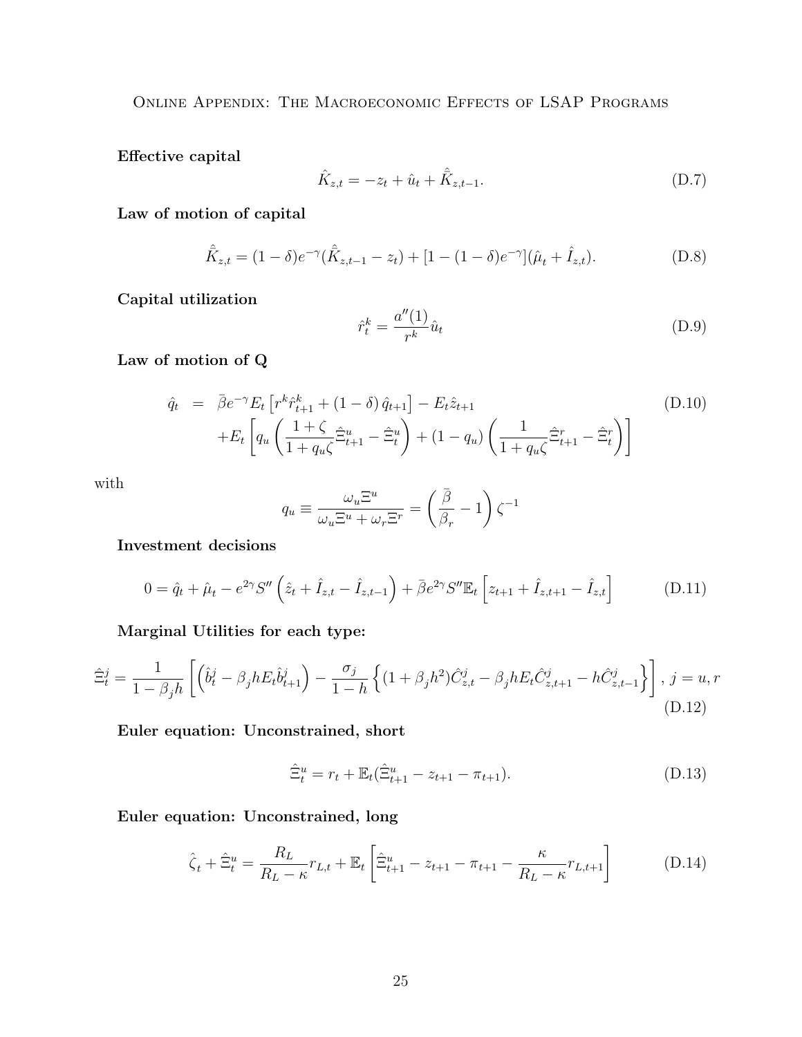**Effective capital**

$$\hat{K}_{z,t} = -z_t + \hat{u}_t + \hat{\bar{K}}_{z,t-1}. \tag{D.7}$$

**Law of motion of capital**

$$\hat{\bar{K}}_{z,t} = (1-\delta)e^{-\gamma}(\hat{\bar{K}}_{z,t-1} - z_t) + [1-(1-\delta)e^{-\gamma}](\hat{\mu}_t + \hat{I}_{z,t}). \tag{D.8}$$

**Capital utilization**

$$\hat{r}_t^k = \frac{a''(1)}{r^k}\hat{u}_t \tag{D.9}$$

**Law of motion of Q**

$$\begin{aligned}
\hat{q}_t &= \bar{\beta}e^{-\gamma}E_t\left[r^k\hat{r}_{t+1}^k + (1-\delta)\,\hat{q}_{t+1}\right] - E_t\hat{z}_{t+1} \\
&\quad + E_t\left[q_u\left(\frac{1+\zeta}{1+q_u\zeta}\hat{\Xi}_{t+1}^u - \hat{\Xi}_t^u\right) + (1-q_u)\left(\frac{1}{1+q_u\zeta}\hat{\Xi}_{t+1}^r - \hat{\Xi}_t^r\right)\right]
\end{aligned} \tag{D.10}$$

with

$$q_u \equiv \frac{\omega_u \Xi^u}{\omega_u \Xi^u + \omega_r \Xi^r} = \left(\frac{\bar{\beta}}{\beta_r} - 1\right)\zeta^{-1}$$

**Investment decisions**

$$0 = \hat{q}_t + \hat{\mu}_t - e^{2\gamma}S''\left(\hat{z}_t + \hat{I}_{z,t} - \hat{I}_{z,t-1}\right) + \bar{\beta}e^{2\gamma}S''\mathbb{E}_t\left[z_{t+1} + \hat{I}_{z,t+1} - \hat{I}_{z,t}\right] \tag{D.11}$$

**Marginal Utilities for each type:**

$$\hat{\Xi}_t^j = \frac{1}{1-\beta_j h}\left[\left(\hat{b}_t^j - \beta_j h E_t \hat{b}_{t+1}^j\right) - \frac{\sigma_j}{1-h}\left\{(1+\beta_j h^2)\hat{C}_{z,t}^j - \beta_j h E_t \hat{C}_{z,t+1}^j - h\hat{C}_{z,t-1}^j\right\}\right],\ j = u, r \tag{D.12}$$

**Euler equation: Unconstrained, short**

$$\hat{\Xi}_t^u = r_t + \mathbb{E}_t(\hat{\Xi}_{t+1}^u - z_{t+1} - \pi_{t+1}). \tag{D.13}$$

**Euler equation: Unconstrained, long**

$$\hat{\zeta}_t + \hat{\Xi}_t^u = \frac{R_L}{R_L - \kappa}r_{L,t} + \mathbb{E}_t\left[\hat{\Xi}_{t+1}^u - z_{t+1} - \pi_{t+1} - \frac{\kappa}{R_L - \kappa}r_{L,t+1}\right] \tag{D.14}$$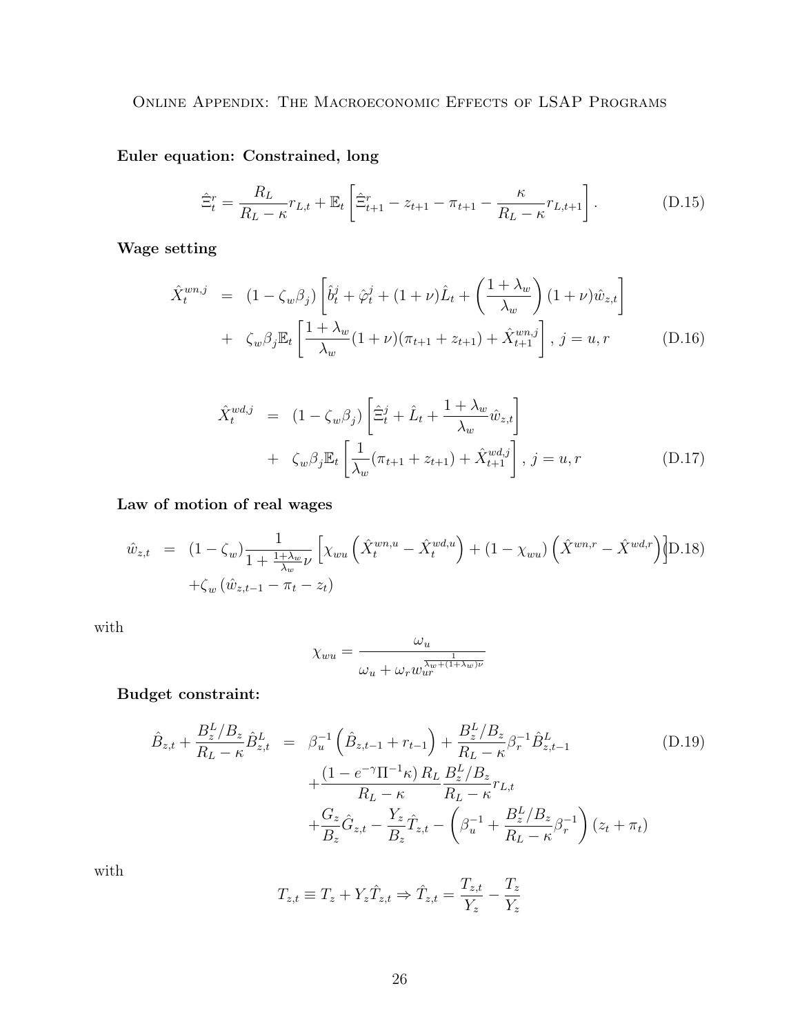**Euler equation: Constrained, long**

$$\hat{\Xi}_t^r = \frac{R_L}{R_L - \kappa} r_{L,t} + \mathbb{E}_t \left[ \hat{\Xi}_{t+1}^r - z_{t+1} - \pi_{t+1} - \frac{\kappa}{R_L - \kappa} r_{L,t+1} \right]. \tag{D.15}$$

**Wage setting**

$$\begin{aligned} \hat{X}_t^{wn,j} &= (1 - \zeta_w \beta_j) \left[ \hat{b}_t^j + \hat{\varphi}_t^j + (1+\nu)\hat{L}_t + \left( \frac{1+\lambda_w}{\lambda_w} \right) (1+\nu) \hat{w}_{z,t} \right] \\ &+ \zeta_w \beta_j \mathbb{E}_t \left[ \frac{1+\lambda_w}{\lambda_w} (1+\nu)(\pi_{t+1} + z_{t+1}) + \hat{X}_{t+1}^{wn,j} \right], \; j = u, r \end{aligned} \tag{D.16}$$

$$\begin{aligned} \hat{X}_t^{wd,j} &= (1 - \zeta_w \beta_j) \left[ \hat{\Xi}_t^j + \hat{L}_t + \frac{1+\lambda_w}{\lambda_w} \hat{w}_{z,t} \right] \\ &+ \zeta_w \beta_j \mathbb{E}_t \left[ \frac{1}{\lambda_w} (\pi_{t+1} + z_{t+1}) + \hat{X}_{t+1}^{wd,j} \right], \; j = u, r \end{aligned} \tag{D.17}$$

**Law of motion of real wages**

$$\begin{aligned} \hat{w}_{z,t} &= (1 - \zeta_w) \frac{1}{1 + \frac{1+\lambda_w}{\lambda_w} \nu} \left[ \chi_{wu} \left( \hat{X}_t^{wn,u} - \hat{X}_t^{wd,u} \right) + (1 - \chi_{wu}) \left( \hat{X}^{wn,r} - \hat{X}^{wd,r} \right) \right] \\ &+ \zeta_w \left( \hat{w}_{z,t-1} - \pi_t - z_t \right) \end{aligned} \tag{D.18}$$

with

$$\chi_{wu} = \frac{\omega_u}{\omega_u + \omega_r w_{ur}^{\frac{1}{\lambda_w + (1+\lambda_w)\nu}}}$$

**Budget constraint:**

$$\begin{aligned} \hat{B}_{z,t} + \frac{B_z^L / B_z}{R_L - \kappa} \hat{B}_{z,t}^L &= \beta_u^{-1} \left( \hat{B}_{z,t-1} + r_{t-1} \right) + \frac{B_z^L / B_z}{R_L - \kappa} \beta_r^{-1} \hat{B}_{z,t-1}^L \\ &+ \frac{\left(1 - e^{-\gamma} \Pi^{-1} \kappa\right) R_L}{R_L - \kappa} \frac{B_z^L / B_z}{R_L - \kappa} r_{L,t} \\ &+ \frac{G_z}{B_z} \hat{G}_{z,t} - \frac{Y_z}{B_z} \hat{T}_{z,t} - \left( \beta_u^{-1} + \frac{B_z^L / B_z}{R_L - \kappa} \beta_r^{-1} \right) (z_t + \pi_t) \end{aligned} \tag{D.19}$$

with

$$T_{z,t} \equiv T_z + Y_z \hat{T}_{z,t} \Rightarrow \hat{T}_{z,t} = \frac{T_{z,t}}{Y_z} - \frac{T_z}{Y_z}$$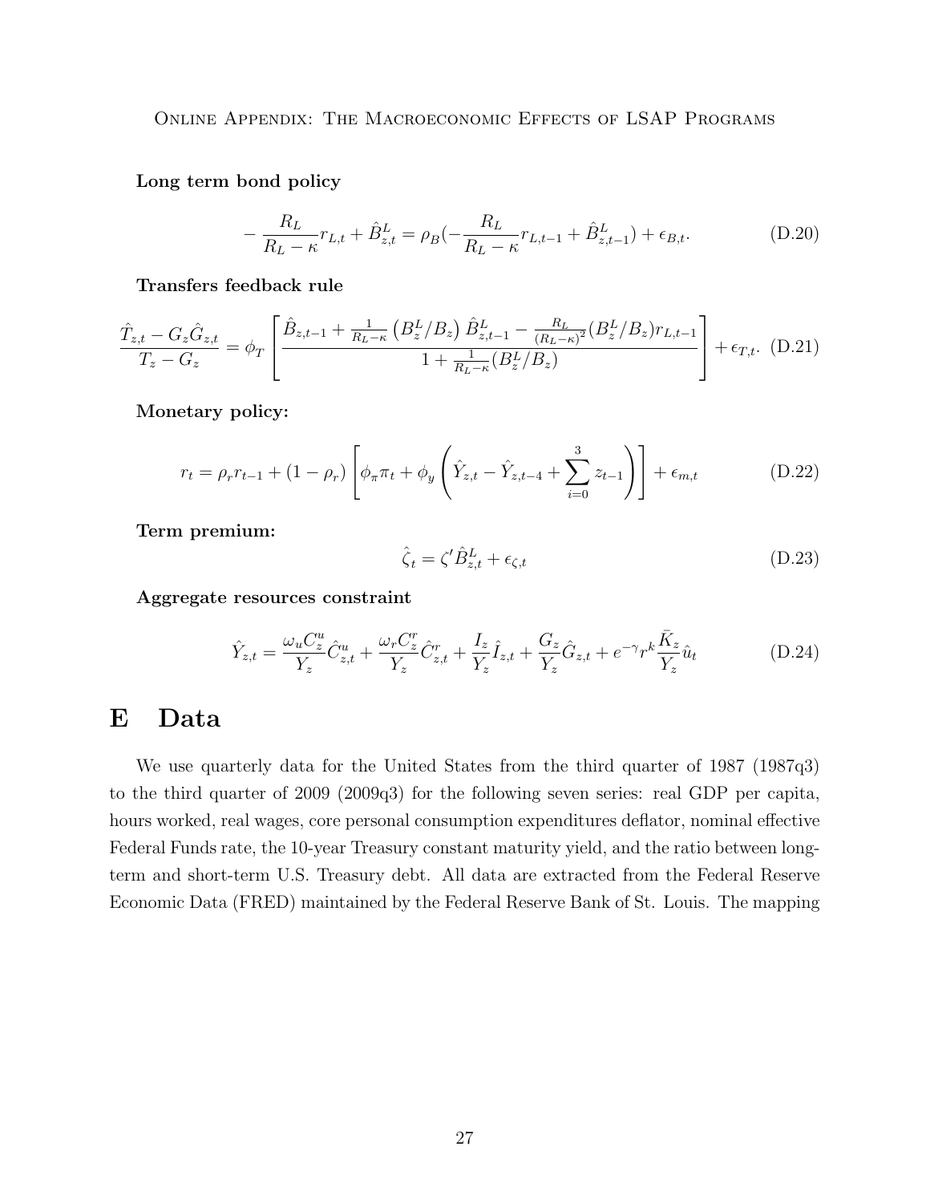**Long term bond policy**

$$-\frac{R_L}{R_L-\kappa}r_{L,t}+\hat{B}^L_{z,t}=\rho_B(-\frac{R_L}{R_L-\kappa}r_{L,t-1}+\hat{B}^L_{z,t-1})+\epsilon_{B,t}. \tag{D.20}$$

**Transfers feedback rule**

$$\frac{\hat{T}_{z,t}-G_z\hat{G}_{z,t}}{T_z-G_z}=\phi_T\left[\frac{\hat{B}_{z,t-1}+\frac{1}{R_L-\kappa}\left(B^L_z/B_z\right)\hat{B}^L_{z,t-1}-\frac{R_L}{(R_L-\kappa)^2}(B^L_z/B_z)r_{L,t-1}}{1+\frac{1}{R_L-\kappa}(B^L_z/B_z)}\right]+\epsilon_{T,t}. \tag{D.21}$$

**Monetary policy:**

$$r_t=\rho_r r_{t-1}+(1-\rho_r)\left[\phi_\pi\pi_t+\phi_y\left(\hat{Y}_{z,t}-\hat{Y}_{z,t-4}+\sum_{i=0}^{3}z_{t-1}\right)\right]+\epsilon_{m,t} \tag{D.22}$$

**Term premium:**

$$\hat{\zeta}_t=\zeta'\hat{B}^L_{z,t}+\epsilon_{\zeta,t} \tag{D.23}$$

**Aggregate resources constraint**

$$\hat{Y}_{z,t}=\frac{\omega_u C^u_z}{Y_z}\hat{C}^u_{z,t}+\frac{\omega_r C^r_z}{Y_z}\hat{C}^r_{z,t}+\frac{I_z}{Y_z}\hat{I}_{z,t}+\frac{G_z}{Y_z}\hat{G}_{z,t}+e^{-\gamma}r^k\frac{\bar{K}_z}{Y_z}\hat{u}_t \tag{D.24}$$

# E Data

We use quarterly data for the United States from the third quarter of 1987 (1987q3) to the third quarter of 2009 (2009q3) for the following seven series: real GDP per capita, hours worked, real wages, core personal consumption expenditures deflator, nominal effective Federal Funds rate, the 10-year Treasury constant maturity yield, and the ratio between long-term and short-term U.S. Treasury debt. All data are extracted from the Federal Reserve Economic Data (FRED) maintained by the Federal Reserve Bank of St. Louis. The mapping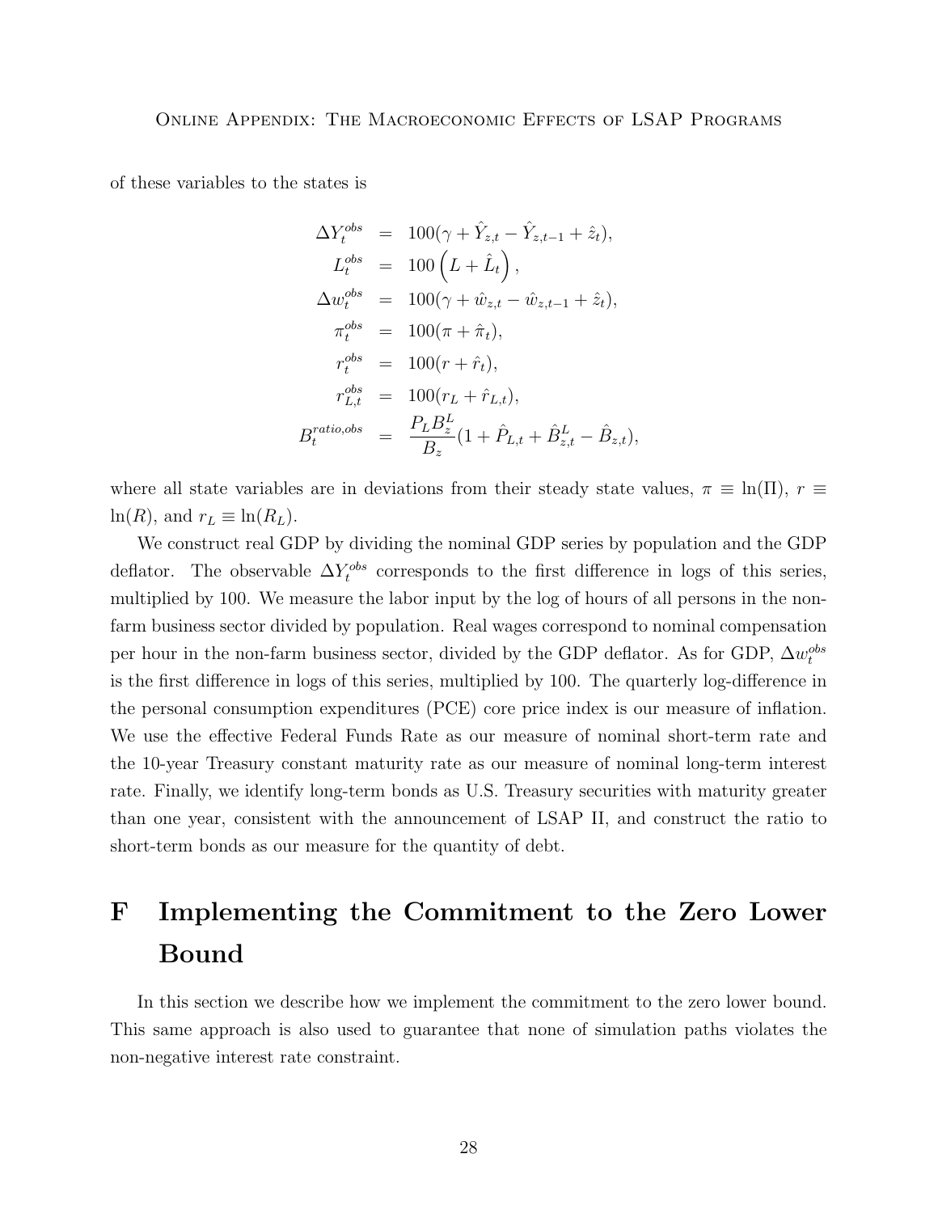of these variables to the states is

$$
\begin{aligned}
\Delta Y_t^{obs} &= 100(\gamma + \hat{Y}_{z,t} - \hat{Y}_{z,t-1} + \hat{z}_t), \\
L_t^{obs} &= 100\left(L + \hat{L}_t\right), \\
\Delta w_t^{obs} &= 100(\gamma + \hat{w}_{z,t} - \hat{w}_{z,t-1} + \hat{z}_t), \\
\pi_t^{obs} &= 100(\pi + \hat{\pi}_t), \\
r_t^{obs} &= 100(r + \hat{r}_t), \\
r_{L,t}^{obs} &= 100(r_L + \hat{r}_{L,t}), \\
B_t^{ratio,obs} &= \frac{P_L B_z^L}{B_z}(1 + \hat{P}_{L,t} + \hat{B}_{z,t}^L - \hat{B}_{z,t}),
\end{aligned}
$$

where all state variables are in deviations from their steady state values, $\pi \equiv \ln(\Pi)$, $r \equiv \ln(R)$, and $r_L \equiv \ln(R_L)$.

We construct real GDP by dividing the nominal GDP series by population and the GDP deflator. The observable $\Delta Y_t^{obs}$ corresponds to the first difference in logs of this series, multiplied by 100. We measure the labor input by the log of hours of all persons in the non-farm business sector divided by population. Real wages correspond to nominal compensation per hour in the non-farm business sector, divided by the GDP deflator. As for GDP, $\Delta w_t^{obs}$ is the first difference in logs of this series, multiplied by 100. The quarterly log-difference in the personal consumption expenditures (PCE) core price index is our measure of inflation. We use the effective Federal Funds Rate as our measure of nominal short-term rate and the 10-year Treasury constant maturity rate as our measure of nominal long-term interest rate. Finally, we identify long-term bonds as U.S. Treasury securities with maturity greater than one year, consistent with the announcement of LSAP II, and construct the ratio to short-term bonds as our measure for the quantity of debt.

# F Implementing the Commitment to the Zero Lower Bound

In this section we describe how we implement the commitment to the zero lower bound. This same approach is also used to guarantee that none of simulation paths violates the non-negative interest rate constraint.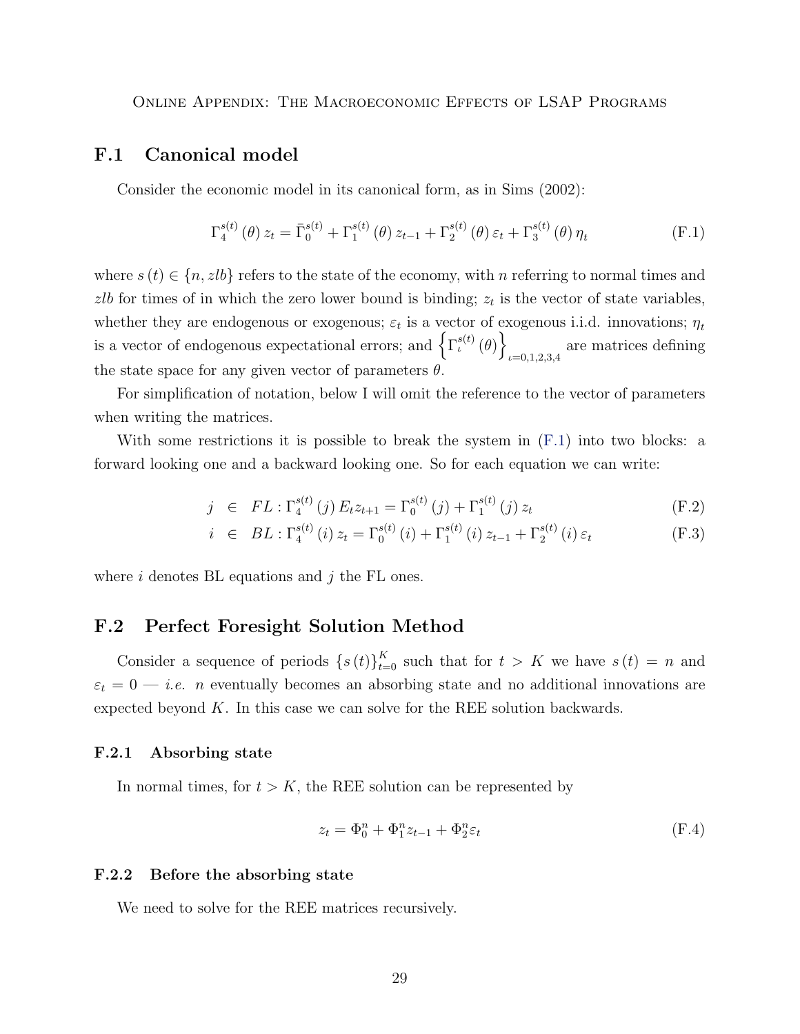## F.1 Canonical model

Consider the economic model in its canonical form, as in Sims (2002):

$$\Gamma_4^{s(t)}(\theta) z_t = \bar{\Gamma}_0^{s(t)} + \Gamma_1^{s(t)}(\theta) z_{t-1} + \Gamma_2^{s(t)}(\theta) \varepsilon_t + \Gamma_3^{s(t)}(\theta) \eta_t \tag{F.1}$$

where $s(t) \in \{n, zlb\}$ refers to the state of the economy, with $n$ referring to normal times and $zlb$ for times of in which the zero lower bound is binding; $z_t$ is the vector of state variables, whether they are endogenous or exogenous; $\varepsilon_t$ is a vector of exogenous i.i.d. innovations; $\eta_t$ is a vector of endogenous expectational errors; and $\left\{\Gamma_\iota^{s(t)}(\theta)\right\}_{\iota=0,1,2,3,4}$ are matrices defining the state space for any given vector of parameters $\theta$.

For simplification of notation, below I will omit the reference to the vector of parameters when writing the matrices.

With some restrictions it is possible to break the system in (F.1) into two blocks: a forward looking one and a backward looking one. So for each equation we can write:

$$j \in FL : \Gamma_4^{s(t)}(j) E_t z_{t+1} = \Gamma_0^{s(t)}(j) + \Gamma_1^{s(t)}(j) z_t \tag{F.2}$$

$$i \in BL : \Gamma_4^{s(t)}(i) z_t = \Gamma_0^{s(t)}(i) + \Gamma_1^{s(t)}(i) z_{t-1} + \Gamma_2^{s(t)}(i) \varepsilon_t \tag{F.3}$$

where $i$ denotes BL equations and $j$ the FL ones.

## F.2 Perfect Foresight Solution Method

Consider a sequence of periods $\{s(t)\}_{t=0}^{K}$ such that for $t > K$ we have $s(t) = n$ and $\varepsilon_t = 0$ — *i.e.* $n$ eventually becomes an absorbing state and no additional innovations are expected beyond $K$. In this case we can solve for the REE solution backwards.

### F.2.1 Absorbing state

In normal times, for $t > K$, the REE solution can be represented by

$$z_t = \Phi_0^n + \Phi_1^n z_{t-1} + \Phi_2^n \varepsilon_t \tag{F.4}$$

### F.2.2 Before the absorbing state

We need to solve for the REE matrices recursively.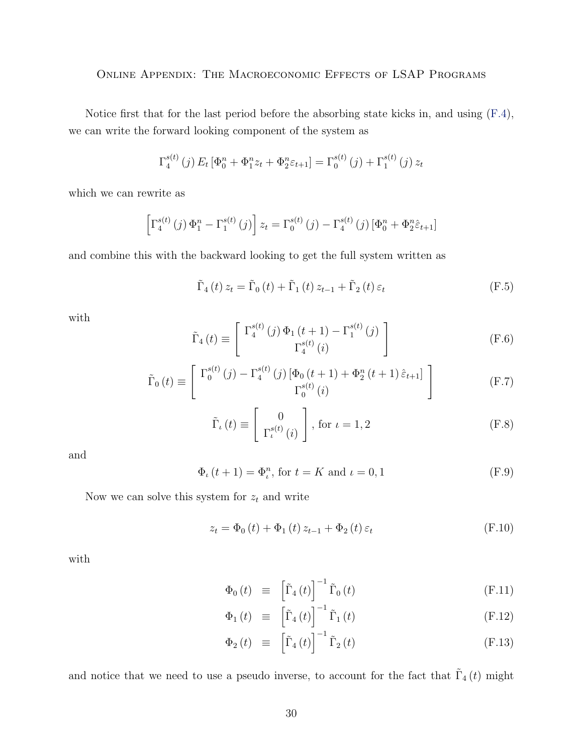Notice first that for the last period before the absorbing state kicks in, and using (F.4), we can write the forward looking component of the system as

$$\Gamma_4^{s(t)}(j)\, E_t\left[\Phi_0^n + \Phi_1^n z_t + \Phi_2^n \varepsilon_{t+1}\right] = \Gamma_0^{s(t)}(j) + \Gamma_1^{s(t)}(j)\, z_t$$

which we can rewrite as

$$\left[\Gamma_4^{s(t)}(j)\,\Phi_1^n - \Gamma_1^{s(t)}(j)\right] z_t = \Gamma_0^{s(t)}(j) - \Gamma_4^{s(t)}(j)\left[\Phi_0^n + \Phi_2^n \hat{\varepsilon}_{t+1}\right]$$

and combine this with the backward looking to get the full system written as

$$\tilde{\Gamma}_4(t)\, z_t = \tilde{\Gamma}_0(t) + \tilde{\Gamma}_1(t)\, z_{t-1} + \tilde{\Gamma}_2(t)\, \varepsilon_t \tag{F.5}$$

with

$$\tilde{\Gamma}_4(t) \equiv \left[\begin{array}{c} \Gamma_4^{s(t)}(j)\,\Phi_1(t+1) - \Gamma_1^{s(t)}(j) \\ \Gamma_4^{s(t)}(i) \end{array}\right] \tag{F.6}$$

$$\tilde{\Gamma}_0(t) \equiv \left[\begin{array}{c} \Gamma_0^{s(t)}(j) - \Gamma_4^{s(t)}(j)\left[\Phi_0(t+1) + \Phi_2^n(t+1)\,\hat{\varepsilon}_{t+1}\right] \\ \Gamma_0^{s(t)}(i) \end{array}\right] \tag{F.7}$$

$$\tilde{\Gamma}_\iota(t) \equiv \left[\begin{array}{c} 0 \\ \Gamma_\iota^{s(t)}(i) \end{array}\right], \text{ for } \iota = 1, 2 \tag{F.8}$$

and

$$\Phi_\iota(t+1) = \Phi_\iota^n, \text{ for } t = K \text{ and } \iota = 0, 1 \tag{F.9}$$

Now we can solve this system for $z_t$ and write

$$z_t = \Phi_0(t) + \Phi_1(t)\, z_{t-1} + \Phi_2(t)\, \varepsilon_t \tag{F.10}$$

with

$$\Phi_0(t) \equiv \left[\tilde{\Gamma}_4(t)\right]^{-1} \tilde{\Gamma}_0(t) \tag{F.11}$$

$$\Phi_1(t) \equiv \left[\tilde{\Gamma}_4(t)\right]^{-1} \tilde{\Gamma}_1(t) \tag{F.12}$$

$$\Phi_2(t) \equiv \left[\tilde{\Gamma}_4(t)\right]^{-1} \tilde{\Gamma}_2(t) \tag{F.13}$$

and notice that we need to use a pseudo inverse, to account for the fact that $\tilde{\Gamma}_4(t)$ might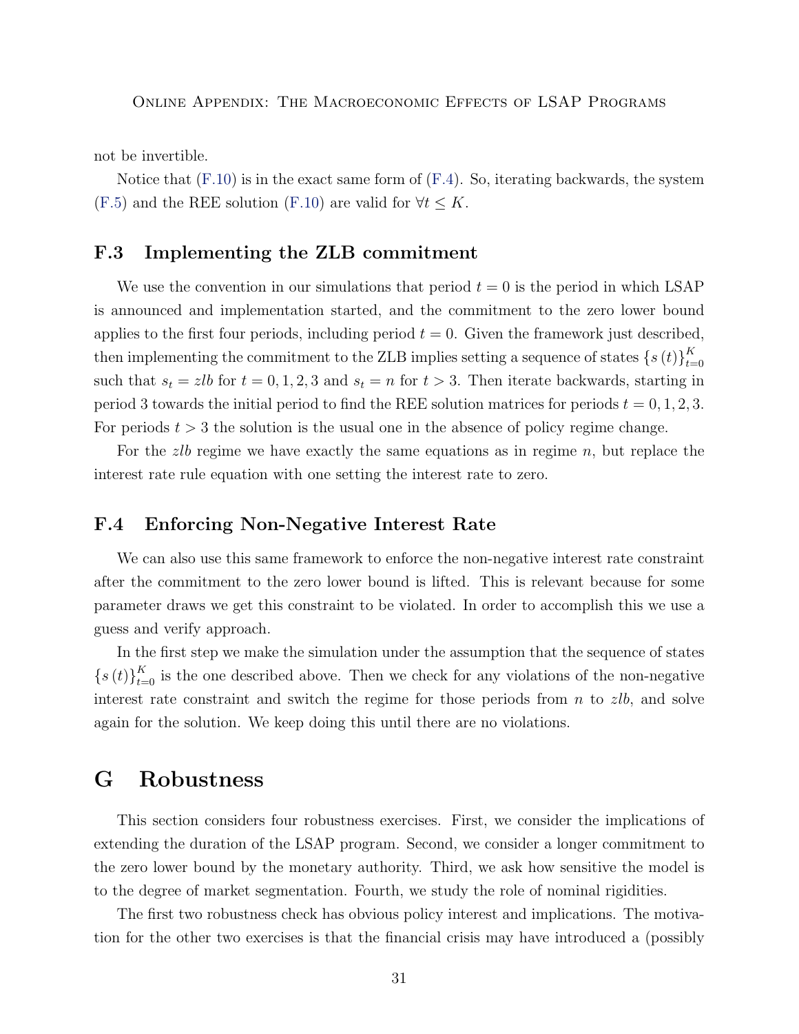not be invertible.

Notice that (F.10) is in the exact same form of (F.4). So, iterating backwards, the system (F.5) and the REE solution (F.10) are valid for $\forall t \leq K$.

### F.3 Implementing the ZLB commitment

We use the convention in our simulations that period $t = 0$ is the period in which LSAP is announced and implementation started, and the commitment to the zero lower bound applies to the first four periods, including period $t = 0$. Given the framework just described, then implementing the commitment to the ZLB implies setting a sequence of states $\{s(t)\}_{t=0}^{K}$ such that $s_t = zlb$ for $t = 0, 1, 2, 3$ and $s_t = n$ for $t > 3$. Then iterate backwards, starting in period 3 towards the initial period to find the REE solution matrices for periods $t = 0, 1, 2, 3$. For periods $t > 3$ the solution is the usual one in the absence of policy regime change.

For the *zlb* regime we have exactly the same equations as in regime $n$, but replace the interest rate rule equation with one setting the interest rate to zero.

### F.4 Enforcing Non-Negative Interest Rate

We can also use this same framework to enforce the non-negative interest rate constraint after the commitment to the zero lower bound is lifted. This is relevant because for some parameter draws we get this constraint to be violated. In order to accomplish this we use a guess and verify approach.

In the first step we make the simulation under the assumption that the sequence of states $\{s(t)\}_{t=0}^{K}$ is the one described above. Then we check for any violations of the non-negative interest rate constraint and switch the regime for those periods from $n$ to *zlb*, and solve again for the solution. We keep doing this until there are no violations.

## G Robustness

This section considers four robustness exercises. First, we consider the implications of extending the duration of the LSAP program. Second, we consider a longer commitment to the zero lower bound by the monetary authority. Third, we ask how sensitive the model is to the degree of market segmentation. Fourth, we study the role of nominal rigidities.

The first two robustness check has obvious policy interest and implications. The motivation for the other two exercises is that the financial crisis may have introduced a (possibly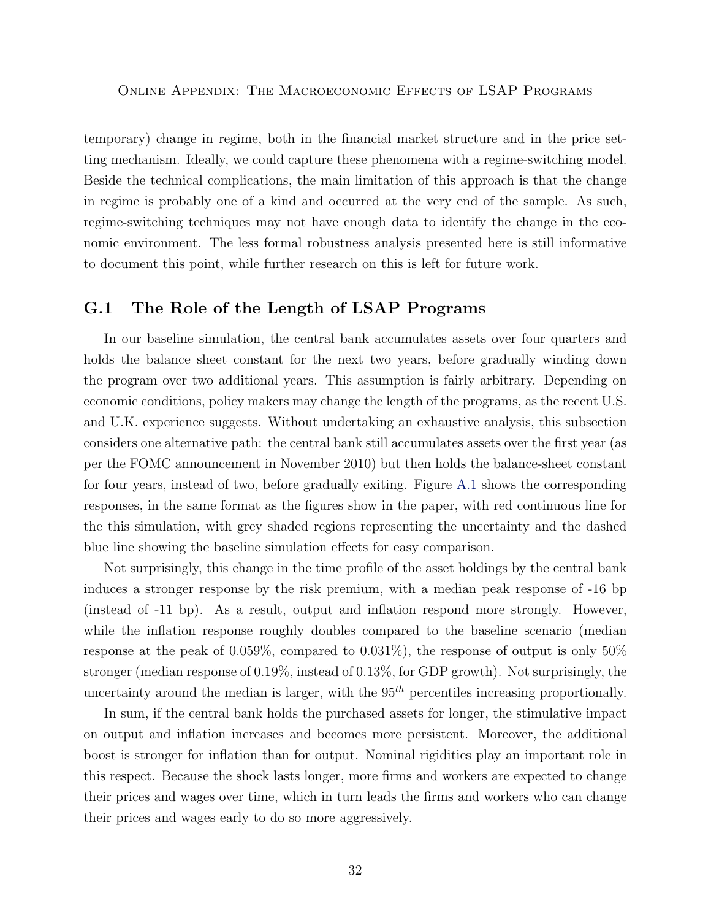temporary) change in regime, both in the financial market structure and in the price setting mechanism. Ideally, we could capture these phenomena with a regime-switching model. Beside the technical complications, the main limitation of this approach is that the change in regime is probably one of a kind and occurred at the very end of the sample. As such, regime-switching techniques may not have enough data to identify the change in the economic environment. The less formal robustness analysis presented here is still informative to document this point, while further research on this is left for future work.

## G.1 The Role of the Length of LSAP Programs

In our baseline simulation, the central bank accumulates assets over four quarters and holds the balance sheet constant for the next two years, before gradually winding down the program over two additional years. This assumption is fairly arbitrary. Depending on economic conditions, policy makers may change the length of the programs, as the recent U.S. and U.K. experience suggests. Without undertaking an exhaustive analysis, this subsection considers one alternative path: the central bank still accumulates assets over the first year (as per the FOMC announcement in November 2010) but then holds the balance-sheet constant for four years, instead of two, before gradually exiting. Figure A.1 shows the corresponding responses, in the same format as the figures show in the paper, with red continuous line for the this simulation, with grey shaded regions representing the uncertainty and the dashed blue line showing the baseline simulation effects for easy comparison.

Not surprisingly, this change in the time profile of the asset holdings by the central bank induces a stronger response by the risk premium, with a median peak response of -16 bp (instead of -11 bp). As a result, output and inflation respond more strongly. However, while the inflation response roughly doubles compared to the baseline scenario (median response at the peak of 0.059%, compared to 0.031%), the response of output is only 50% stronger (median response of 0.19%, instead of 0.13%, for GDP growth). Not surprisingly, the uncertainty around the median is larger, with the $95^{th}$ percentiles increasing proportionally.

In sum, if the central bank holds the purchased assets for longer, the stimulative impact on output and inflation increases and becomes more persistent. Moreover, the additional boost is stronger for inflation than for output. Nominal rigidities play an important role in this respect. Because the shock lasts longer, more firms and workers are expected to change their prices and wages over time, which in turn leads the firms and workers who can change their prices and wages early to do so more aggressively.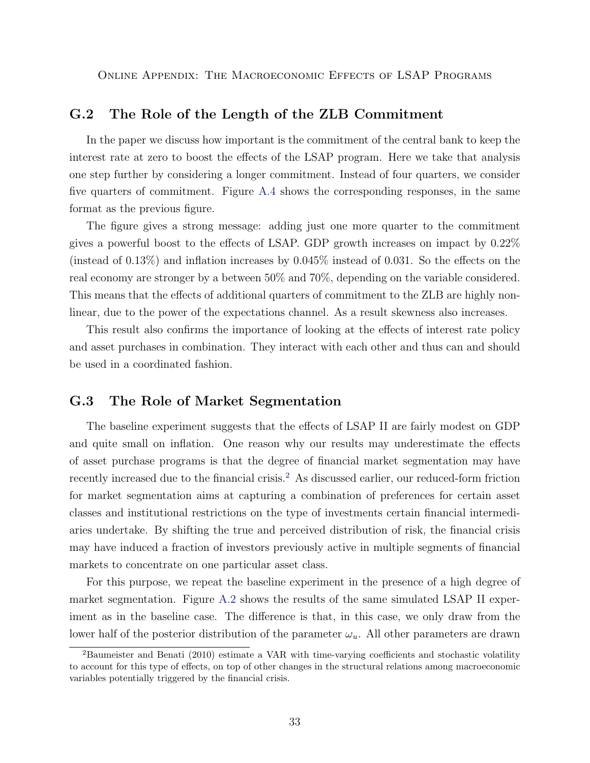## G.2 The Role of the Length of the ZLB Commitment

In the paper we discuss how important is the commitment of the central bank to keep the interest rate at zero to boost the effects of the LSAP program. Here we take that analysis one step further by considering a longer commitment. Instead of four quarters, we consider five quarters of commitment. Figure A.4 shows the corresponding responses, in the same format as the previous figure.

The figure gives a strong message: adding just one more quarter to the commitment gives a powerful boost to the effects of LSAP. GDP growth increases on impact by 0.22% (instead of 0.13%) and inflation increases by 0.045% instead of 0.031. So the effects on the real economy are stronger by a between 50% and 70%, depending on the variable considered. This means that the effects of additional quarters of commitment to the ZLB are highly non-linear, due to the power of the expectations channel. As a result skewness also increases.

This result also confirms the importance of looking at the effects of interest rate policy and asset purchases in combination. They interact with each other and thus can and should be used in a coordinated fashion.

## G.3 The Role of Market Segmentation

The baseline experiment suggests that the effects of LSAP II are fairly modest on GDP and quite small on inflation. One reason why our results may underestimate the effects of asset purchase programs is that the degree of financial market segmentation may have recently increased due to the financial crisis.[2] As discussed earlier, our reduced-form friction for market segmentation aims at capturing a combination of preferences for certain asset classes and institutional restrictions on the type of investments certain financial intermediaries undertake. By shifting the true and perceived distribution of risk, the financial crisis may have induced a fraction of investors previously active in multiple segments of financial markets to concentrate on one particular asset class.

For this purpose, we repeat the baseline experiment in the presence of a high degree of market segmentation. Figure A.2 shows the results of the same simulated LSAP II experiment as in the baseline case. The difference is that, in this case, we only draw from the lower half of the posterior distribution of the parameter $\omega_u$. All other parameters are drawn

[2] Baumeister and Benati (2010) estimate a VAR with time-varying coefficients and stochastic volatility to account for this type of effects, on top of other changes in the structural relations among macroeconomic variables potentially triggered by the financial crisis.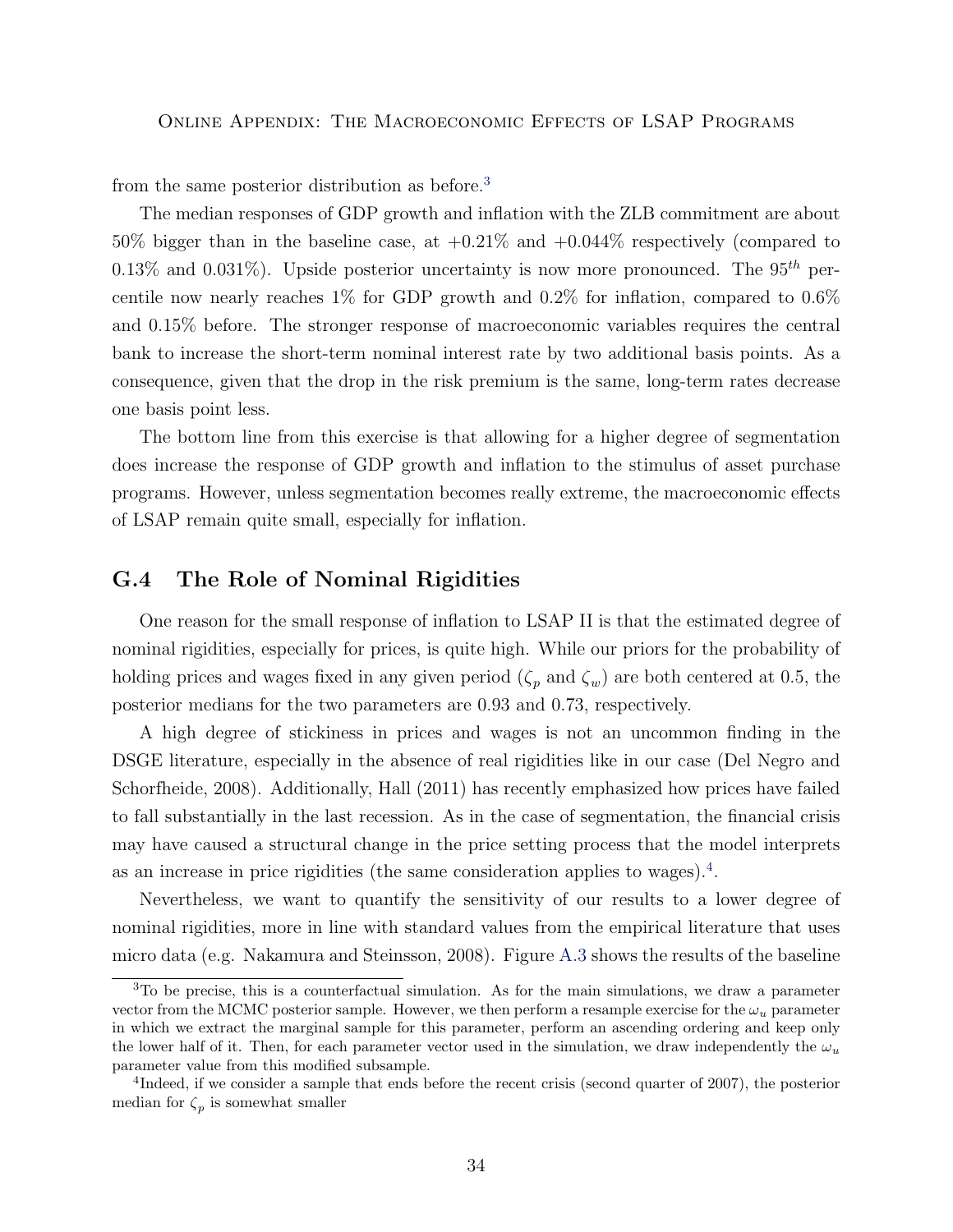from the same posterior distribution as before.[3]

The median responses of GDP growth and inflation with the ZLB commitment are about 50% bigger than in the baseline case, at +0.21% and +0.044% respectively (compared to 0.13% and 0.031%). Upside posterior uncertainty is now more pronounced. The $95^{th}$ percentile now nearly reaches 1% for GDP growth and 0.2% for inflation, compared to 0.6% and 0.15% before. The stronger response of macroeconomic variables requires the central bank to increase the short-term nominal interest rate by two additional basis points. As a consequence, given that the drop in the risk premium is the same, long-term rates decrease one basis point less.

The bottom line from this exercise is that allowing for a higher degree of segmentation does increase the response of GDP growth and inflation to the stimulus of asset purchase programs. However, unless segmentation becomes really extreme, the macroeconomic effects of LSAP remain quite small, especially for inflation.

## G.4 The Role of Nominal Rigidities

One reason for the small response of inflation to LSAP II is that the estimated degree of nominal rigidities, especially for prices, is quite high. While our priors for the probability of holding prices and wages fixed in any given period ($\zeta_p$ and $\zeta_w$) are both centered at 0.5, the posterior medians for the two parameters are 0.93 and 0.73, respectively.

A high degree of stickiness in prices and wages is not an uncommon finding in the DSGE literature, especially in the absence of real rigidities like in our case (Del Negro and Schorfheide, 2008). Additionally, Hall (2011) has recently emphasized how prices have failed to fall substantially in the last recession. As in the case of segmentation, the financial crisis may have caused a structural change in the price setting process that the model interprets as an increase in price rigidities (the same consideration applies to wages).[4].

Nevertheless, we want to quantify the sensitivity of our results to a lower degree of nominal rigidities, more in line with standard values from the empirical literature that uses micro data (e.g. Nakamura and Steinsson, 2008). Figure A.3 shows the results of the baseline

---

[3] To be precise, this is a counterfactual simulation. As for the main simulations, we draw a parameter vector from the MCMC posterior sample. However, we then perform a resample exercise for the $\omega_u$ parameter in which we extract the marginal sample for this parameter, perform an ascending ordering and keep only the lower half of it. Then, for each parameter vector used in the simulation, we draw independently the $\omega_u$ parameter value from this modified subsample.

[4] Indeed, if we consider a sample that ends before the recent crisis (second quarter of 2007), the posterior median for $\zeta_p$ is somewhat smaller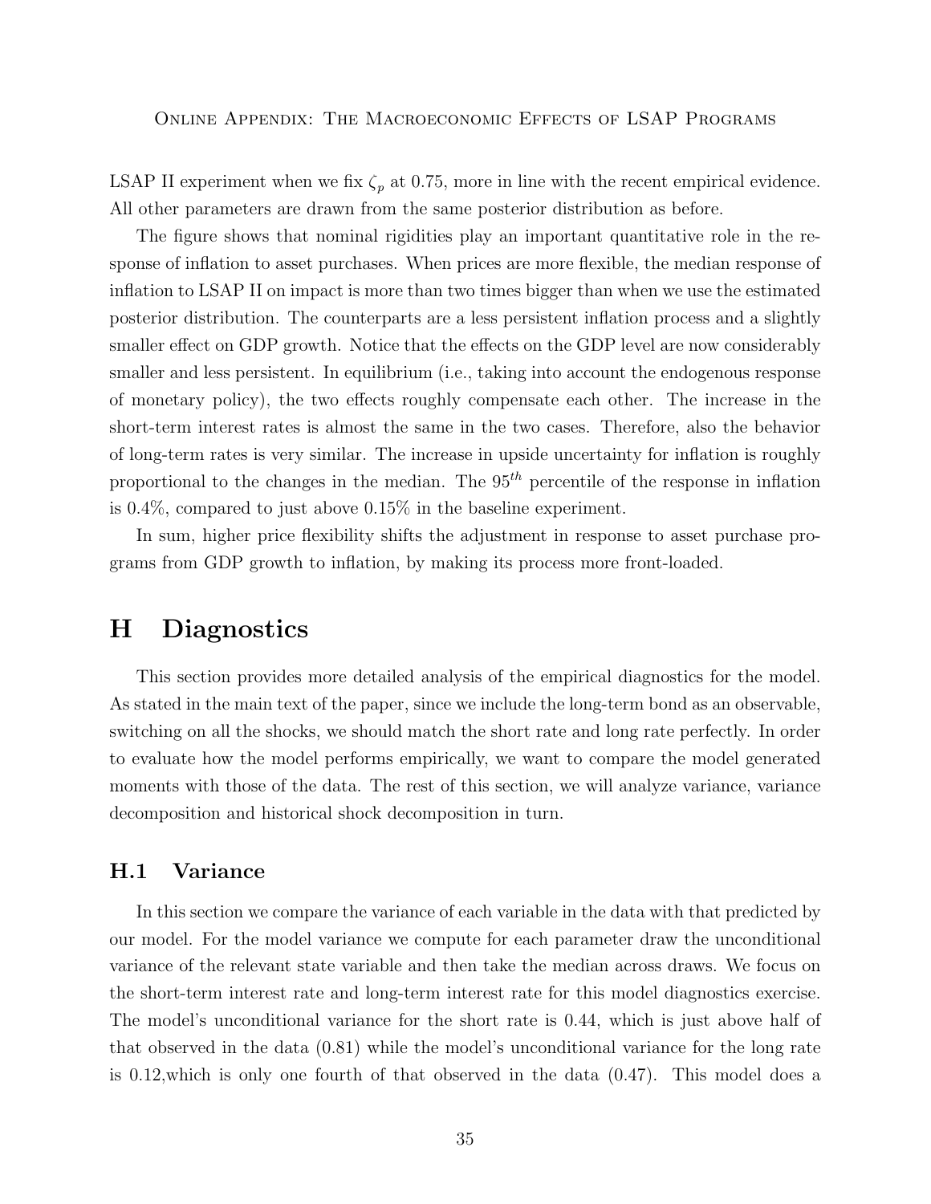LSAP II experiment when we fix $\zeta_p$ at 0.75, more in line with the recent empirical evidence. All other parameters are drawn from the same posterior distribution as before.

The figure shows that nominal rigidities play an important quantitative role in the response of inflation to asset purchases. When prices are more flexible, the median response of inflation to LSAP II on impact is more than two times bigger than when we use the estimated posterior distribution. The counterparts are a less persistent inflation process and a slightly smaller effect on GDP growth. Notice that the effects on the GDP level are now considerably smaller and less persistent. In equilibrium (i.e., taking into account the endogenous response of monetary policy), the two effects roughly compensate each other. The increase in the short-term interest rates is almost the same in the two cases. Therefore, also the behavior of long-term rates is very similar. The increase in upside uncertainty for inflation is roughly proportional to the changes in the median. The $95^{th}$ percentile of the response in inflation is 0.4%, compared to just above 0.15% in the baseline experiment.

In sum, higher price flexibility shifts the adjustment in response to asset purchase programs from GDP growth to inflation, by making its process more front-loaded.

# H Diagnostics

This section provides more detailed analysis of the empirical diagnostics for the model. As stated in the main text of the paper, since we include the long-term bond as an observable, switching on all the shocks, we should match the short rate and long rate perfectly. In order to evaluate how the model performs empirically, we want to compare the model generated moments with those of the data. The rest of this section, we will analyze variance, variance decomposition and historical shock decomposition in turn.

## H.1 Variance

In this section we compare the variance of each variable in the data with that predicted by our model. For the model variance we compute for each parameter draw the unconditional variance of the relevant state variable and then take the median across draws. We focus on the short-term interest rate and long-term interest rate for this model diagnostics exercise. The model's unconditional variance for the short rate is 0.44, which is just above half of that observed in the data (0.81) while the model's unconditional variance for the long rate is 0.12,which is only one fourth of that observed in the data (0.47). This model does a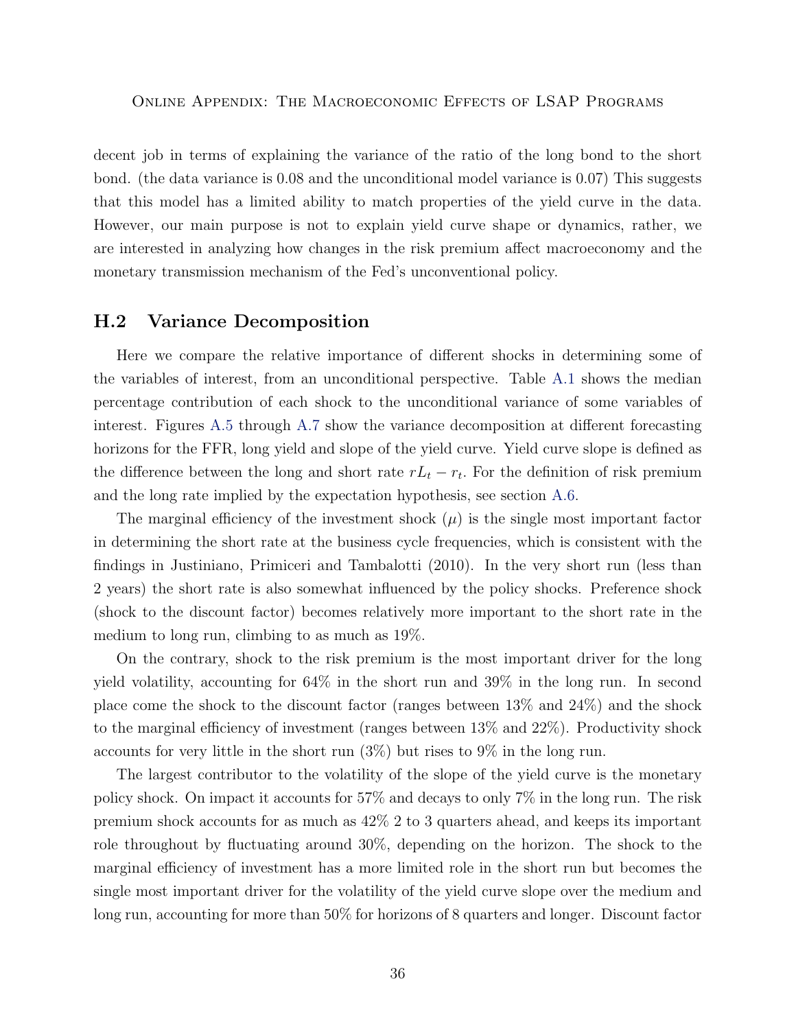decent job in terms of explaining the variance of the ratio of the long bond to the short bond. (the data variance is 0.08 and the unconditional model variance is 0.07) This suggests that this model has a limited ability to match properties of the yield curve in the data. However, our main purpose is not to explain yield curve shape or dynamics, rather, we are interested in analyzing how changes in the risk premium affect macroeconomy and the monetary transmission mechanism of the Fed's unconventional policy.

## H.2 Variance Decomposition

Here we compare the relative importance of different shocks in determining some of the variables of interest, from an unconditional perspective. Table A.1 shows the median percentage contribution of each shock to the unconditional variance of some variables of interest. Figures A.5 through A.7 show the variance decomposition at different forecasting horizons for the FFR, long yield and slope of the yield curve. Yield curve slope is defined as the difference between the long and short rate $rL_t - r_t$. For the definition of risk premium and the long rate implied by the expectation hypothesis, see section A.6.

The marginal efficiency of the investment shock ($\mu$) is the single most important factor in determining the short rate at the business cycle frequencies, which is consistent with the findings in Justiniano, Primiceri and Tambalotti (2010). In the very short run (less than 2 years) the short rate is also somewhat influenced by the policy shocks. Preference shock (shock to the discount factor) becomes relatively more important to the short rate in the medium to long run, climbing to as much as 19%.

On the contrary, shock to the risk premium is the most important driver for the long yield volatility, accounting for 64% in the short run and 39% in the long run. In second place come the shock to the discount factor (ranges between 13% and 24%) and the shock to the marginal efficiency of investment (ranges between 13% and 22%). Productivity shock accounts for very little in the short run (3%) but rises to 9% in the long run.

The largest contributor to the volatility of the slope of the yield curve is the monetary policy shock. On impact it accounts for 57% and decays to only 7% in the long run. The risk premium shock accounts for as much as 42% 2 to 3 quarters ahead, and keeps its important role throughout by fluctuating around 30%, depending on the horizon. The shock to the marginal efficiency of investment has a more limited role in the short run but becomes the single most important driver for the volatility of the yield curve slope over the medium and long run, accounting for more than 50% for horizons of 8 quarters and longer. Discount factor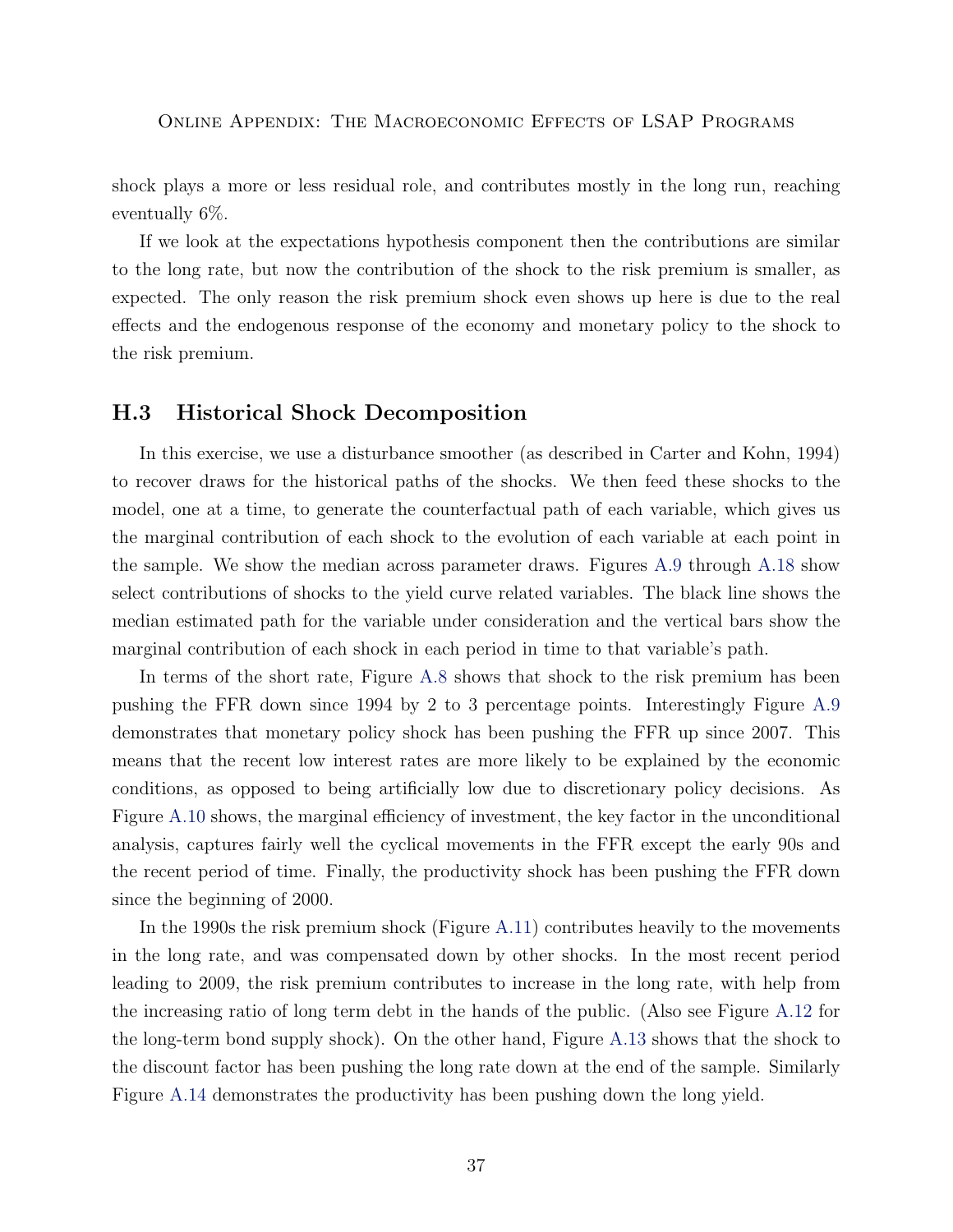shock plays a more or less residual role, and contributes mostly in the long run, reaching eventually 6%.

If we look at the expectations hypothesis component then the contributions are similar to the long rate, but now the contribution of the shock to the risk premium is smaller, as expected. The only reason the risk premium shock even shows up here is due to the real effects and the endogenous response of the economy and monetary policy to the shock to the risk premium.

## H.3 Historical Shock Decomposition

In this exercise, we use a disturbance smoother (as described in Carter and Kohn, 1994) to recover draws for the historical paths of the shocks. We then feed these shocks to the model, one at a time, to generate the counterfactual path of each variable, which gives us the marginal contribution of each shock to the evolution of each variable at each point in the sample. We show the median across parameter draws. Figures A.9 through A.18 show select contributions of shocks to the yield curve related variables. The black line shows the median estimated path for the variable under consideration and the vertical bars show the marginal contribution of each shock in each period in time to that variable's path.

In terms of the short rate, Figure A.8 shows that shock to the risk premium has been pushing the FFR down since 1994 by 2 to 3 percentage points. Interestingly Figure A.9 demonstrates that monetary policy shock has been pushing the FFR up since 2007. This means that the recent low interest rates are more likely to be explained by the economic conditions, as opposed to being artificially low due to discretionary policy decisions. As Figure A.10 shows, the marginal efficiency of investment, the key factor in the unconditional analysis, captures fairly well the cyclical movements in the FFR except the early 90s and the recent period of time. Finally, the productivity shock has been pushing the FFR down since the beginning of 2000.

In the 1990s the risk premium shock (Figure A.11) contributes heavily to the movements in the long rate, and was compensated down by other shocks. In the most recent period leading to 2009, the risk premium contributes to increase in the long rate, with help from the increasing ratio of long term debt in the hands of the public. (Also see Figure A.12 for the long-term bond supply shock). On the other hand, Figure A.13 shows that the shock to the discount factor has been pushing the long rate down at the end of the sample. Similarly Figure A.14 demonstrates the productivity has been pushing down the long yield.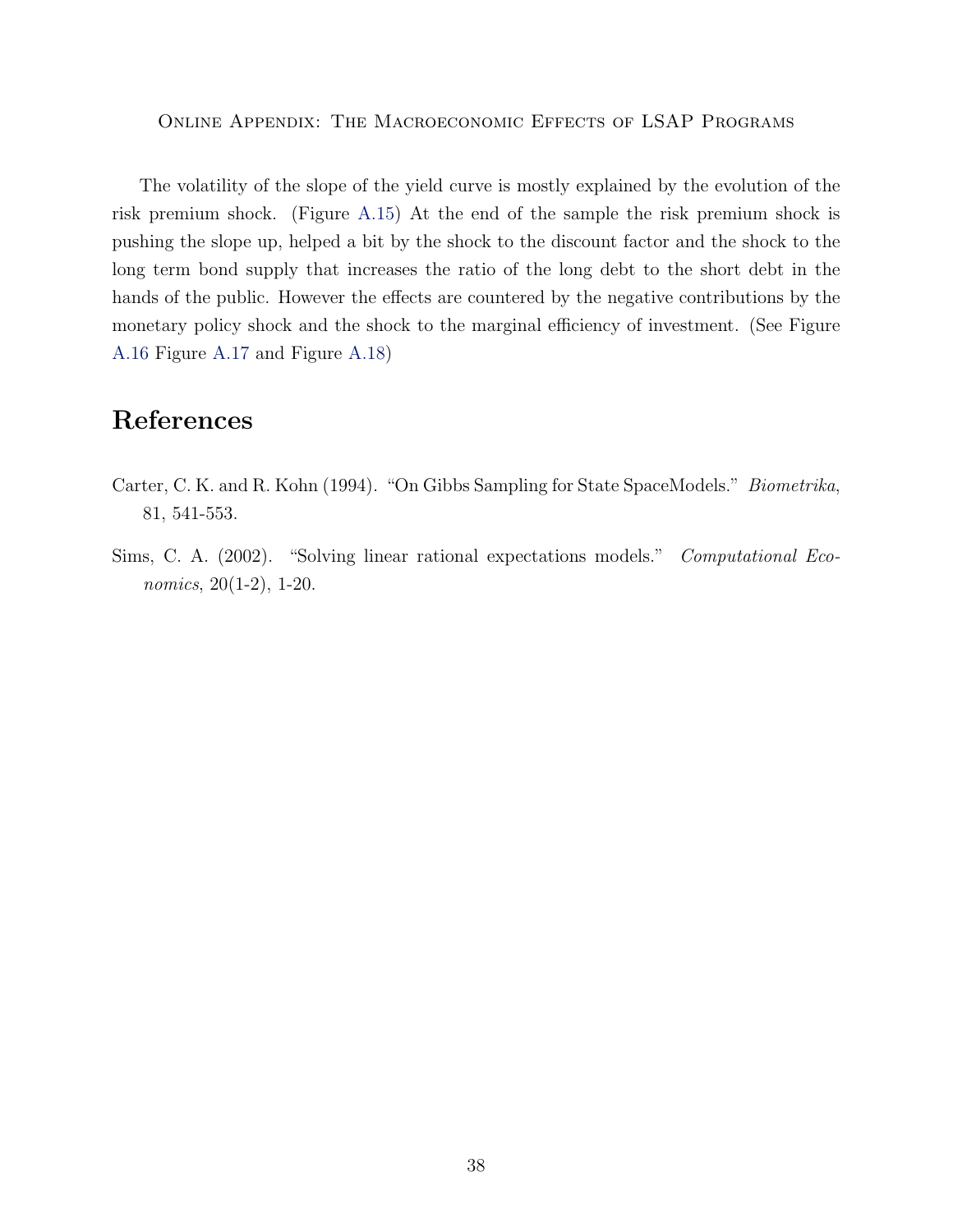The volatility of the slope of the yield curve is mostly explained by the evolution of the risk premium shock. (Figure A.15) At the end of the sample the risk premium shock is pushing the slope up, helped a bit by the shock to the discount factor and the shock to the long term bond supply that increases the ratio of the long debt to the short debt in the hands of the public. However the effects are countered by the negative contributions by the monetary policy shock and the shock to the marginal efficiency of investment. (See Figure A.16 Figure A.17 and Figure A.18)

# References

Carter, C. K. and R. Kohn (1994). "On Gibbs Sampling for State SpaceModels." *Biometrika*, 81, 541-553.

Sims, C. A. (2002). "Solving linear rational expectations models." *Computational Economics*, 20(1-2), 1-20.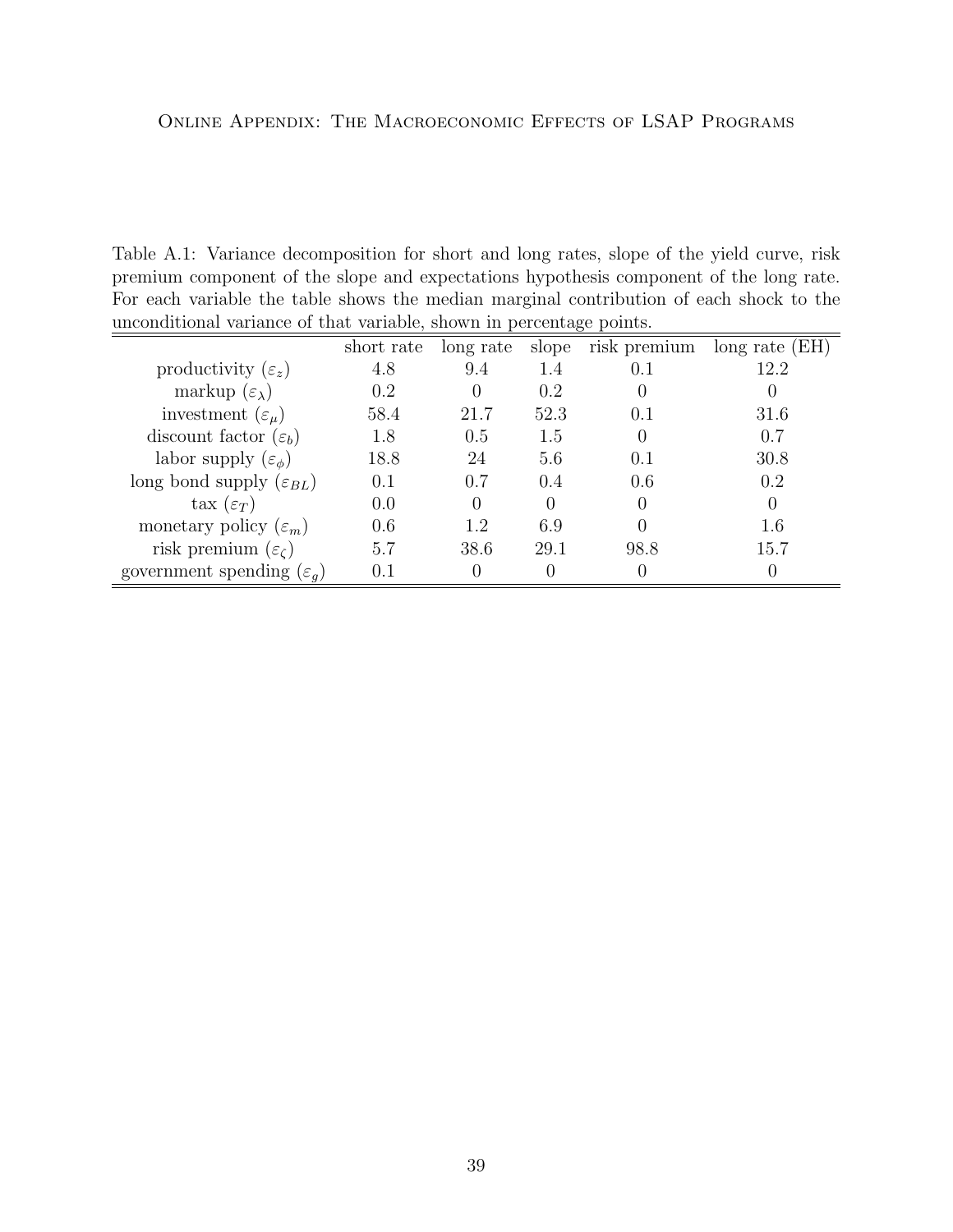Table A.1: Variance decomposition for short and long rates, slope of the yield curve, risk premium component of the slope and expectations hypothesis component of the long rate. For each variable the table shows the median marginal contribution of each shock to the unconditional variance of that variable, shown in percentage points.

| | short rate | long rate | slope | risk premium | long rate (EH) |
|---|---|---|---|---|---|
| productivity ($\varepsilon_z$) | 4.8 | 9.4 | 1.4 | 0.1 | 12.2 |
| markup ($\varepsilon_\lambda$) | 0.2 | 0 | 0.2 | 0 | 0 |
| investment ($\varepsilon_\mu$) | 58.4 | 21.7 | 52.3 | 0.1 | 31.6 |
| discount factor ($\varepsilon_b$) | 1.8 | 0.5 | 1.5 | 0 | 0.7 |
| labor supply ($\varepsilon_\phi$) | 18.8 | 24 | 5.6 | 0.1 | 30.8 |
| long bond supply ($\varepsilon_{BL}$) | 0.1 | 0.7 | 0.4 | 0.6 | 0.2 |
| tax ($\varepsilon_T$) | 0.0 | 0 | 0 | 0 | 0 |
| monetary policy ($\varepsilon_m$) | 0.6 | 1.2 | 6.9 | 0 | 1.6 |
| risk premium ($\varepsilon_\zeta$) | 5.7 | 38.6 | 29.1 | 98.8 | 15.7 |
| government spending ($\varepsilon_g$) | 0.1 | 0 | 0 | 0 | 0 |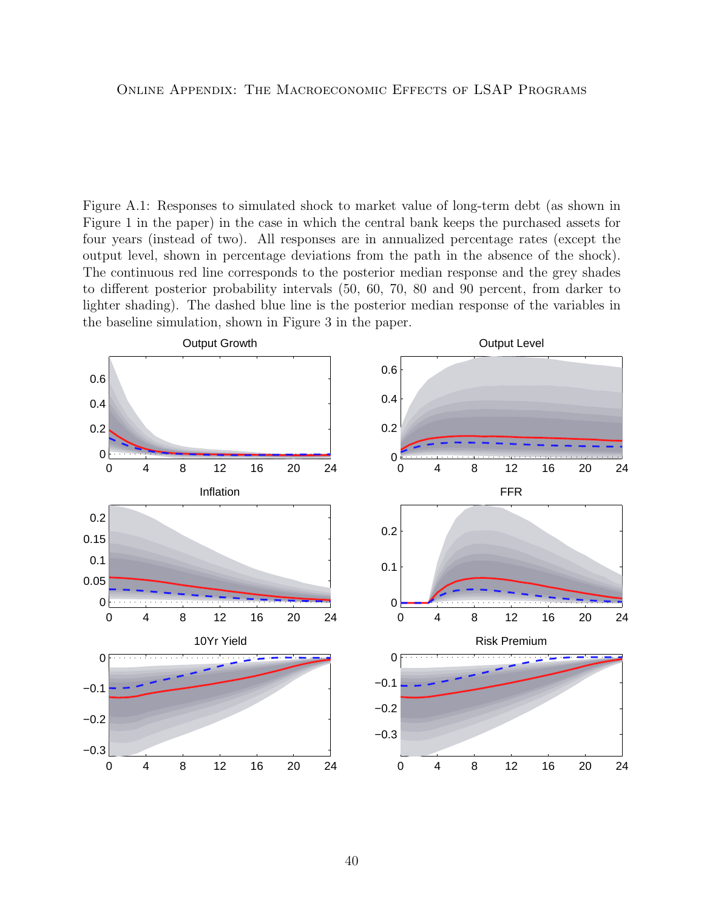Figure A.1: Responses to simulated shock to market value of long-term debt (as shown in Figure 1 in the paper) in the case in which the central bank keeps the purchased assets for four years (instead of two). All responses are in annualized percentage rates (except the output level, shown in percentage deviations from the path in the absence of the shock). The continuous red line corresponds to the posterior median response and the grey shades to different posterior probability intervals (50, 60, 70, 80 and 90 percent, from darker to lighter shading). The dashed blue line is the posterior median response of the variables in the baseline simulation, shown in Figure 3 in the paper.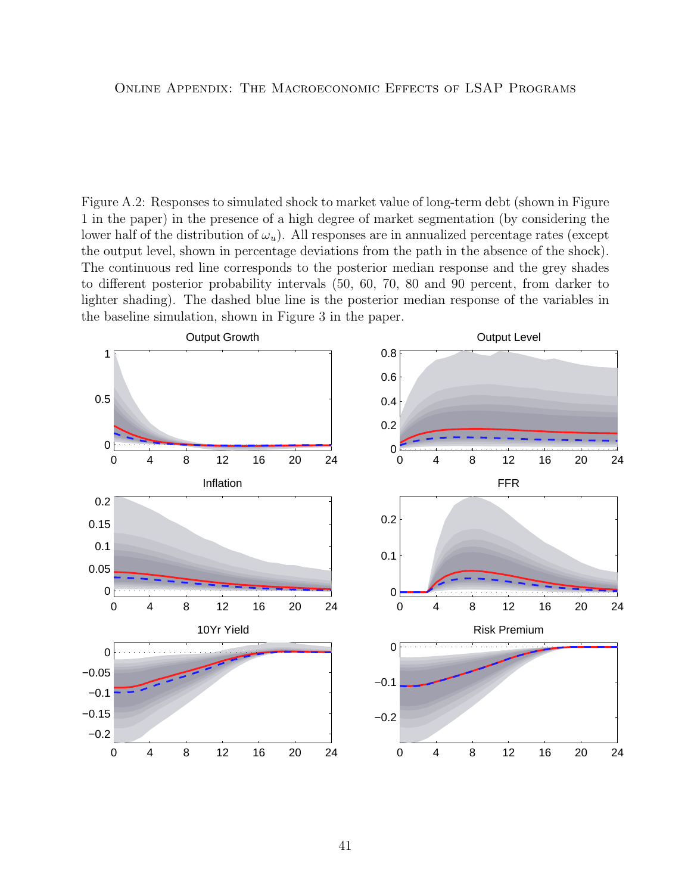Figure A.2: Responses to simulated shock to market value of long-term debt (shown in Figure 1 in the paper) in the presence of a high degree of market segmentation (by considering the lower half of the distribution of $\omega_u$). All responses are in annualized percentage rates (except the output level, shown in percentage deviations from the path in the absence of the shock). The continuous red line corresponds to the posterior median response and the grey shades to different posterior probability intervals (50, 60, 70, 80 and 90 percent, from darker to lighter shading). The dashed blue line is the posterior median response of the variables in the baseline simulation, shown in Figure 3 in the paper.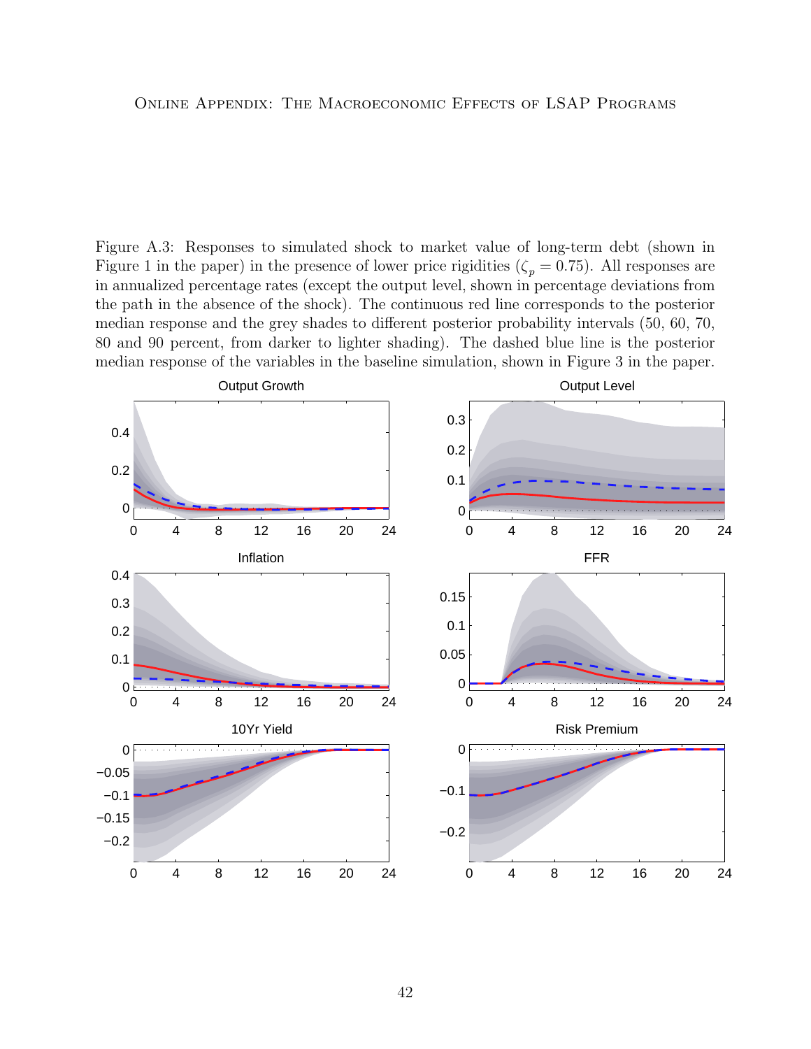Figure A.3: Responses to simulated shock to market value of long-term debt (shown in Figure 1 in the paper) in the presence of lower price rigidities ($\zeta_p = 0.75$). All responses are in annualized percentage rates (except the output level, shown in percentage deviations from the path in the absence of the shock). The continuous red line corresponds to the posterior median response and the grey shades to different posterior probability intervals (50, 60, 70, 80 and 90 percent, from darker to lighter shading). The dashed blue line is the posterior median response of the variables in the baseline simulation, shown in Figure 3 in the paper.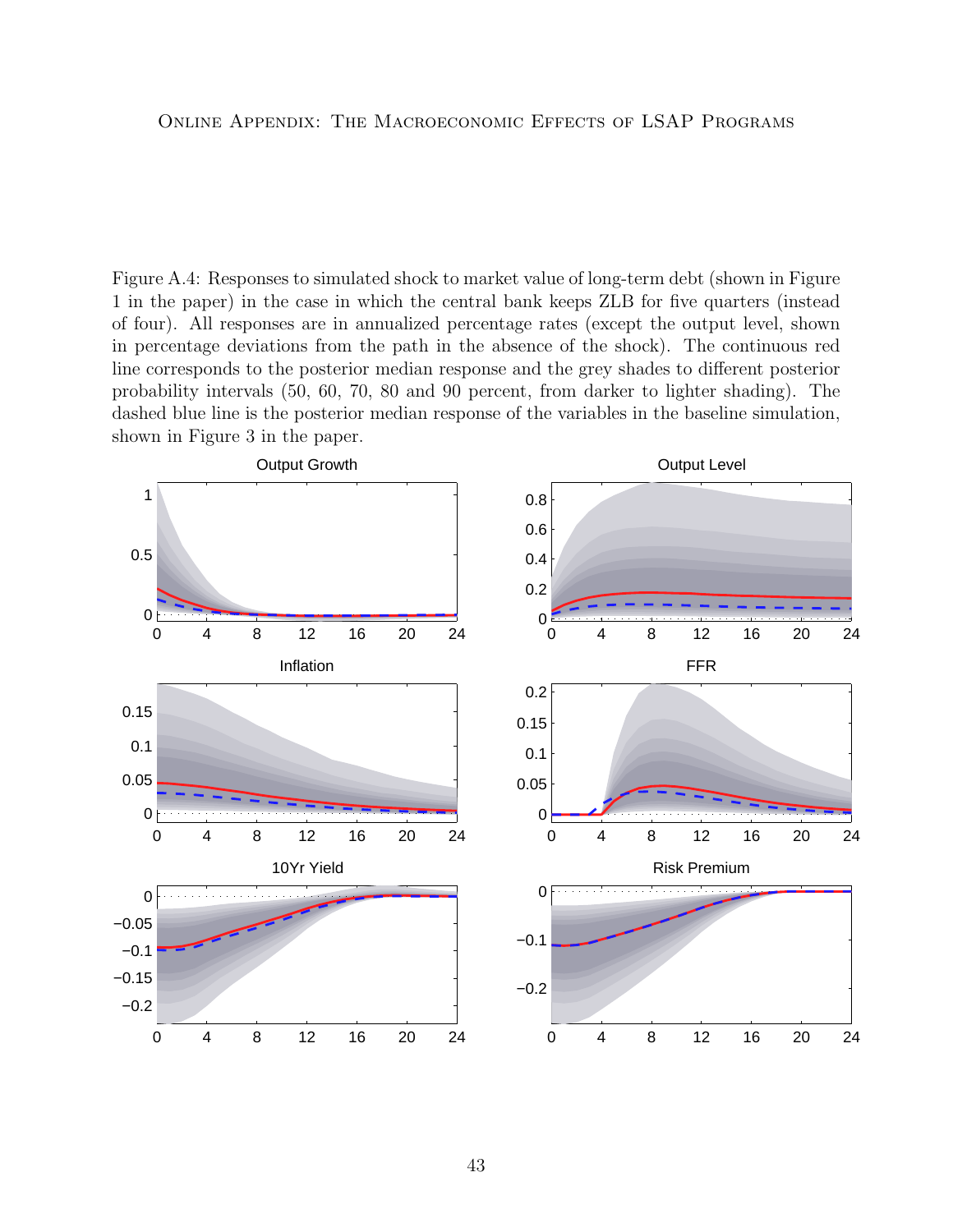Figure A.4: Responses to simulated shock to market value of long-term debt (shown in Figure 1 in the paper) in the case in which the central bank keeps ZLB for five quarters (instead of four). All responses are in annualized percentage rates (except the output level, shown in percentage deviations from the path in the absence of the shock). The continuous red line corresponds to the posterior median response and the grey shades to different posterior probability intervals (50, 60, 70, 80 and 90 percent, from darker to lighter shading). The dashed blue line is the posterior median response of the variables in the baseline simulation, shown in Figure 3 in the paper.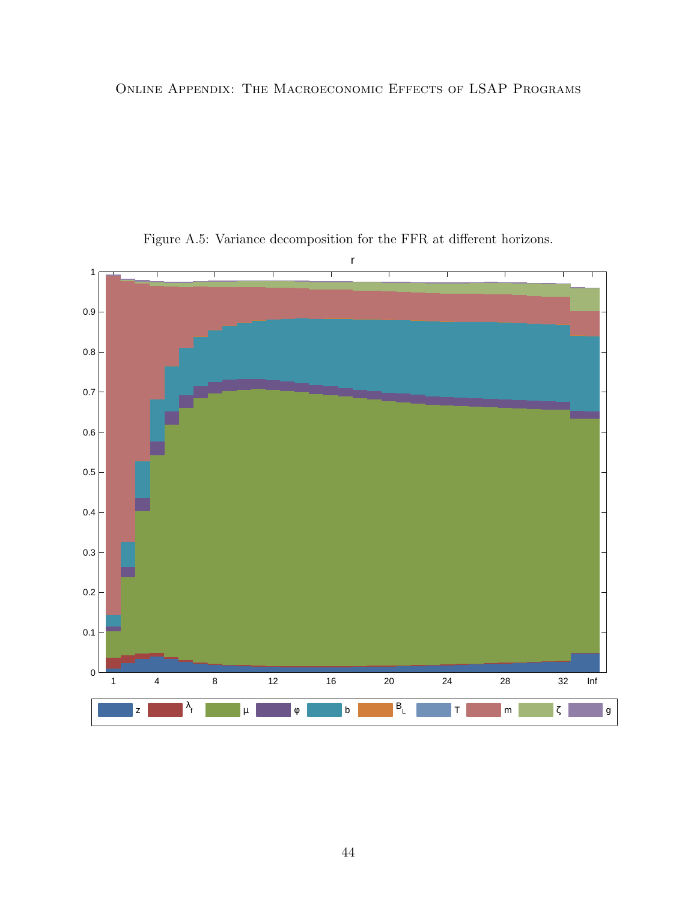Figure A.5: Variance decomposition for the FFR at different horizons.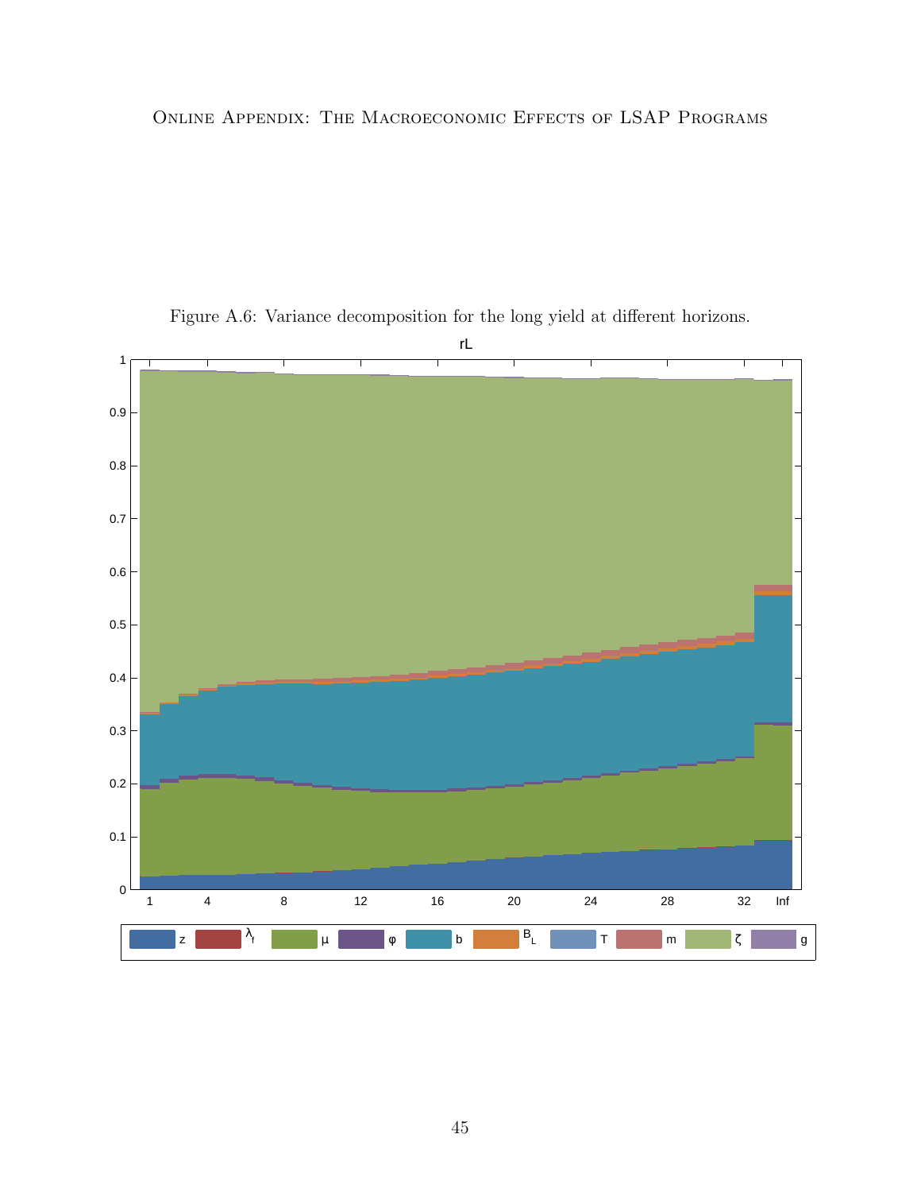Figure A.6: Variance decomposition for the long yield at different horizons.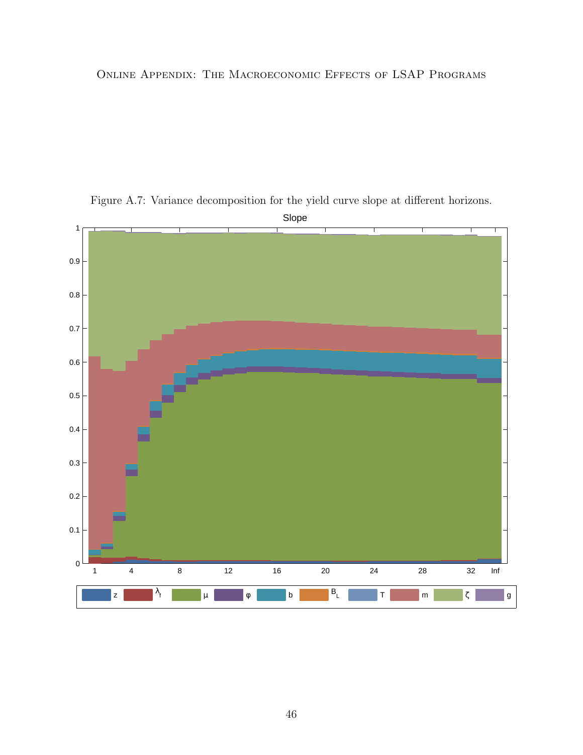Figure A.7: Variance decomposition for the yield curve slope at different horizons.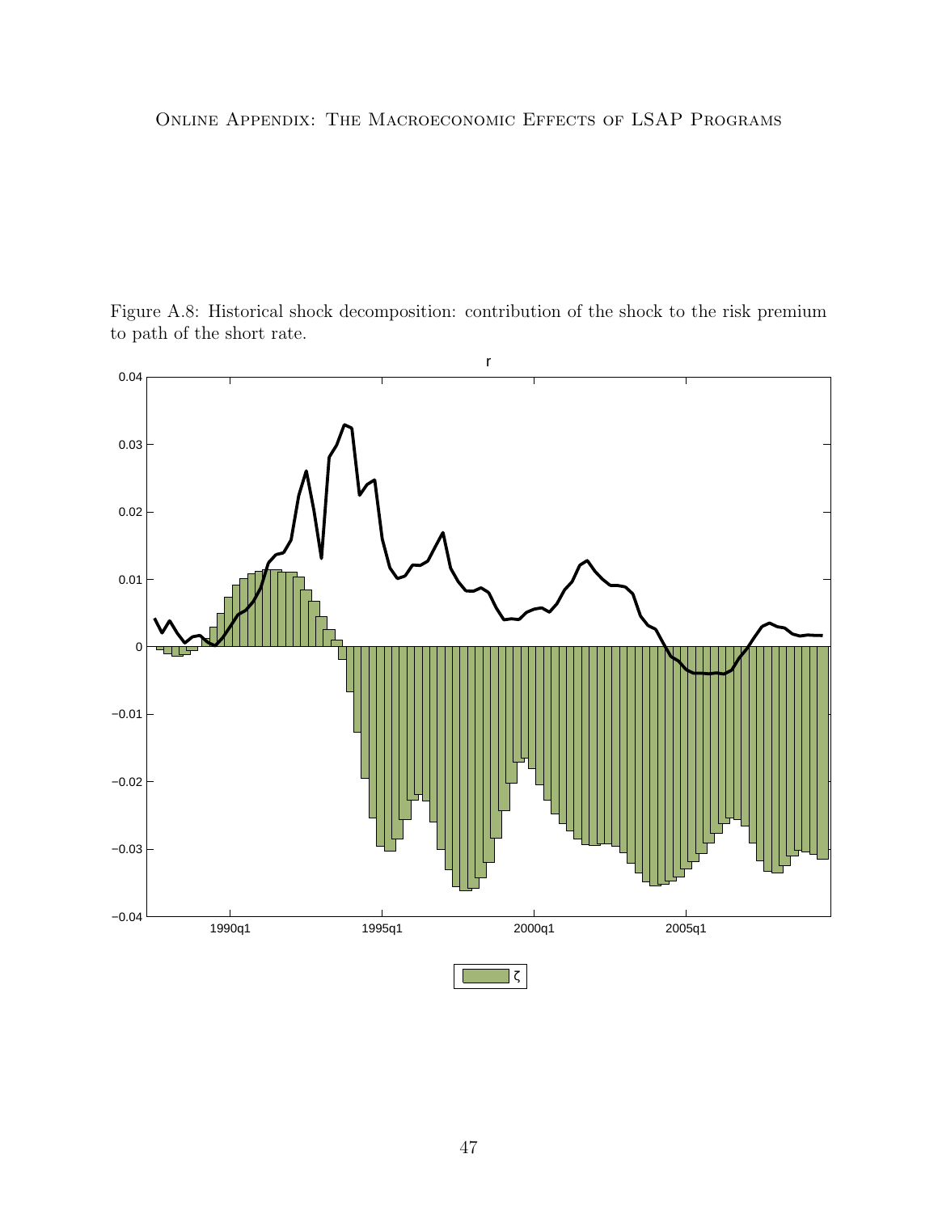Figure A.8: Historical shock decomposition: contribution of the shock to the risk premium to path of the short rate.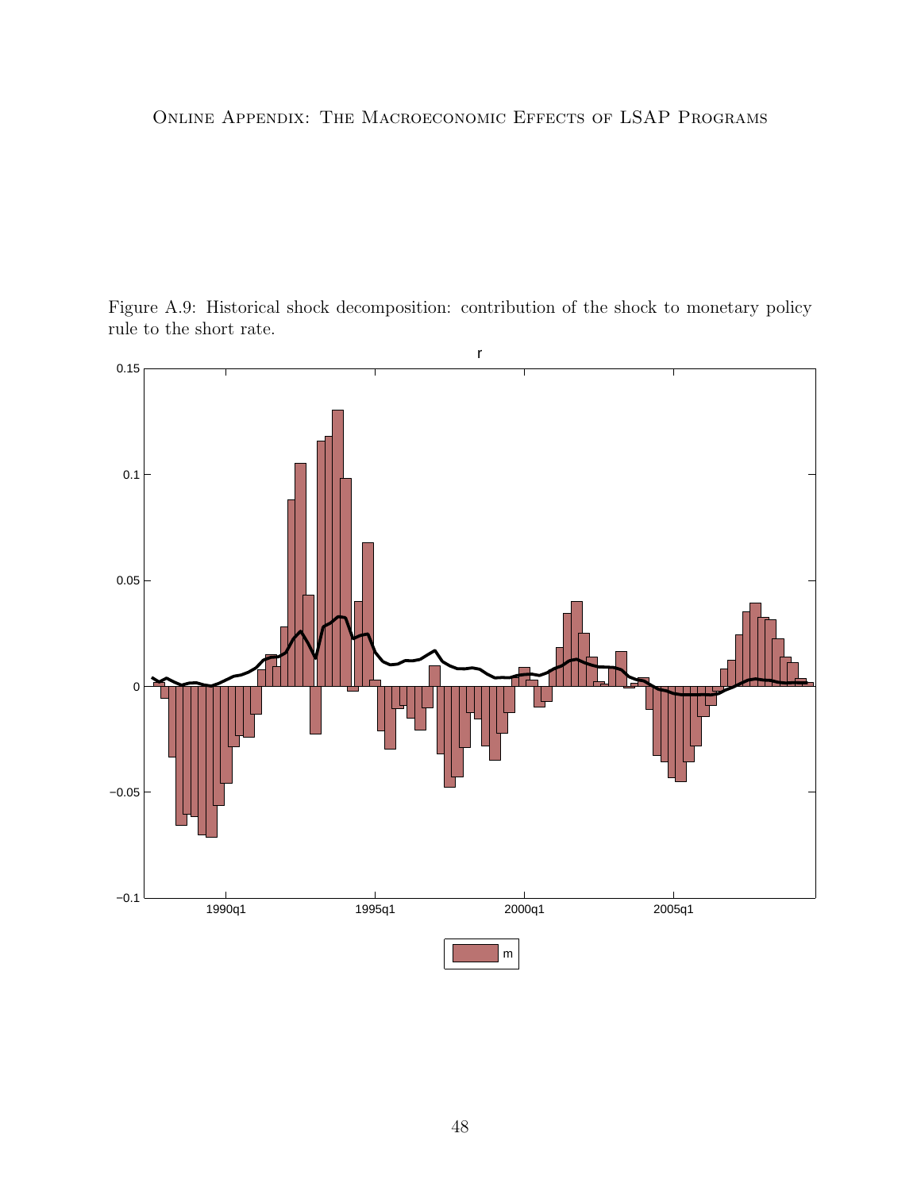Figure A.9: Historical shock decomposition: contribution of the shock to monetary policy rule to the short rate.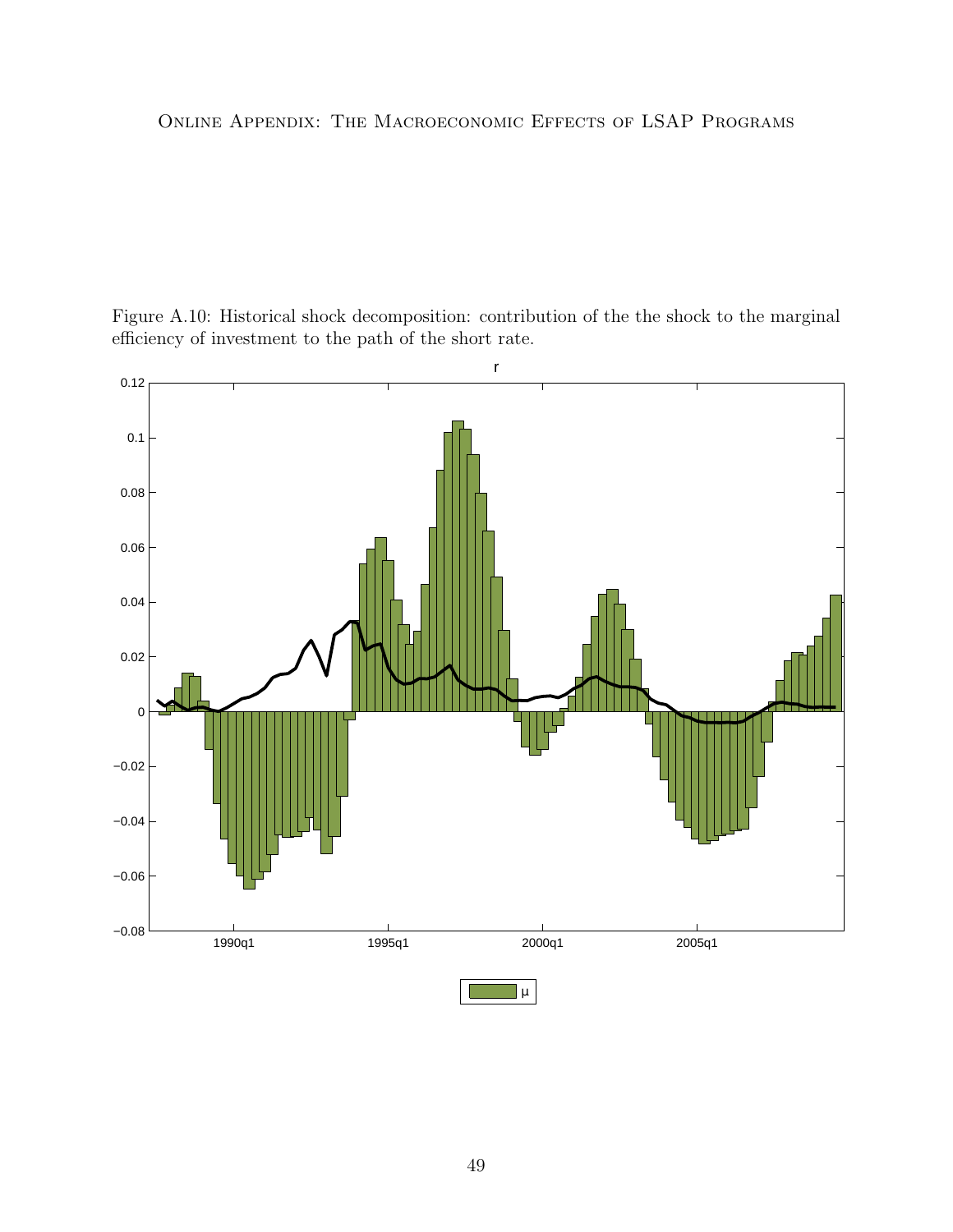Figure A.10: Historical shock decomposition: contribution of the the shock to the marginal efficiency of investment to the path of the short rate.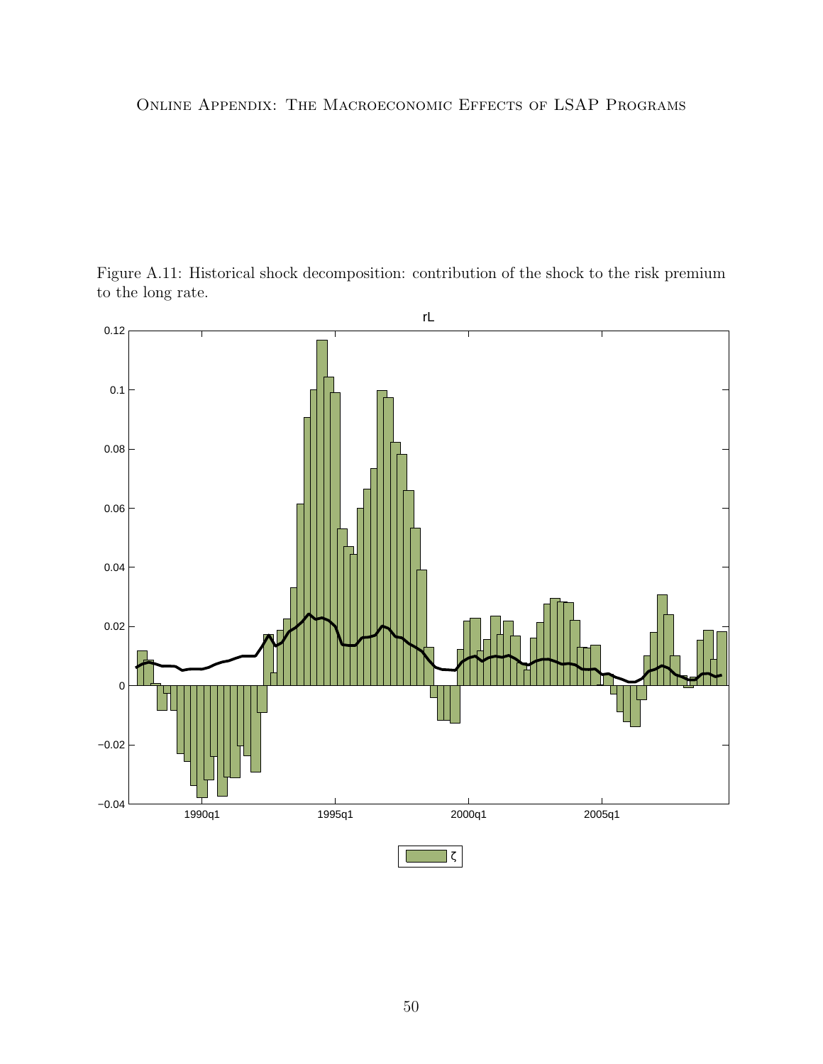Figure A.11: Historical shock decomposition: contribution of the shock to the risk premium to the long rate.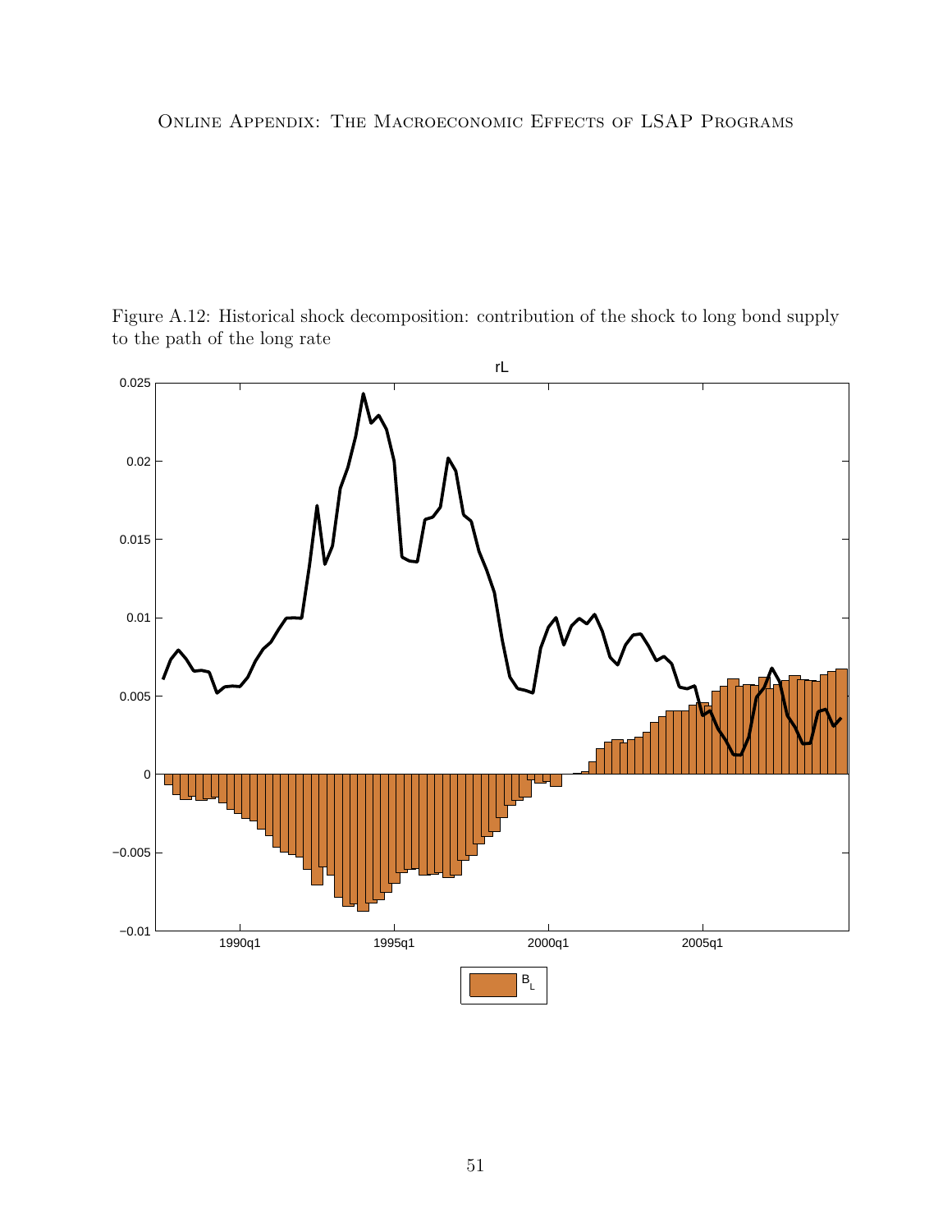Figure A.12: Historical shock decomposition: contribution of the shock to long bond supply to the path of the long rate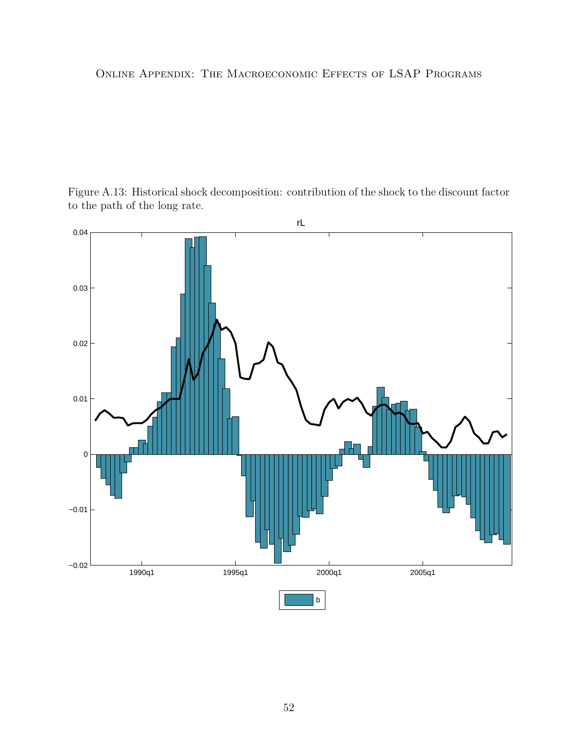Figure A.13: Historical shock decomposition: contribution of the shock to the discount factor to the path of the long rate.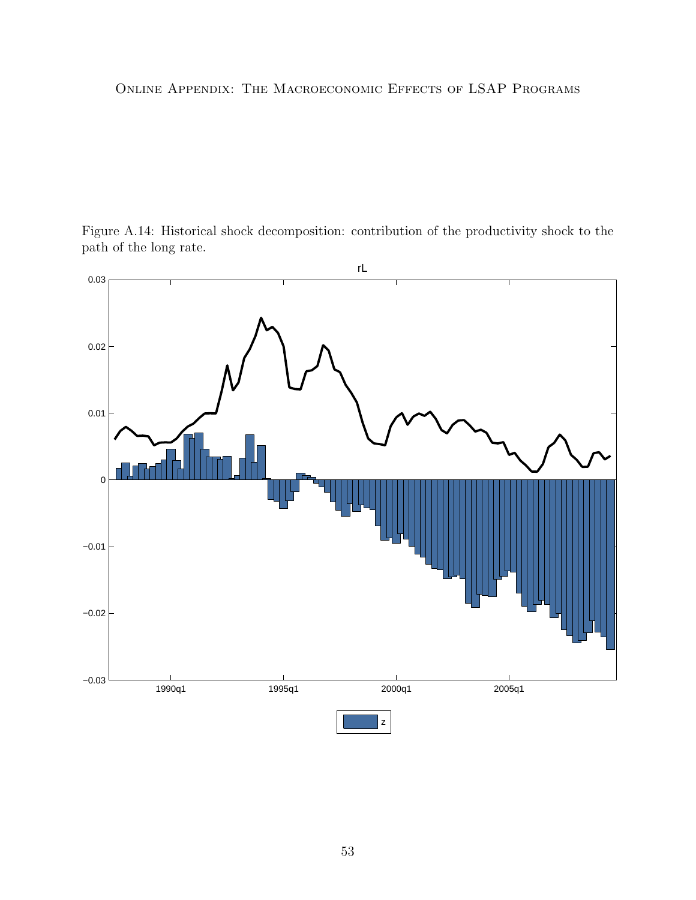Figure A.14: Historical shock decomposition: contribution of the productivity shock to the path of the long rate.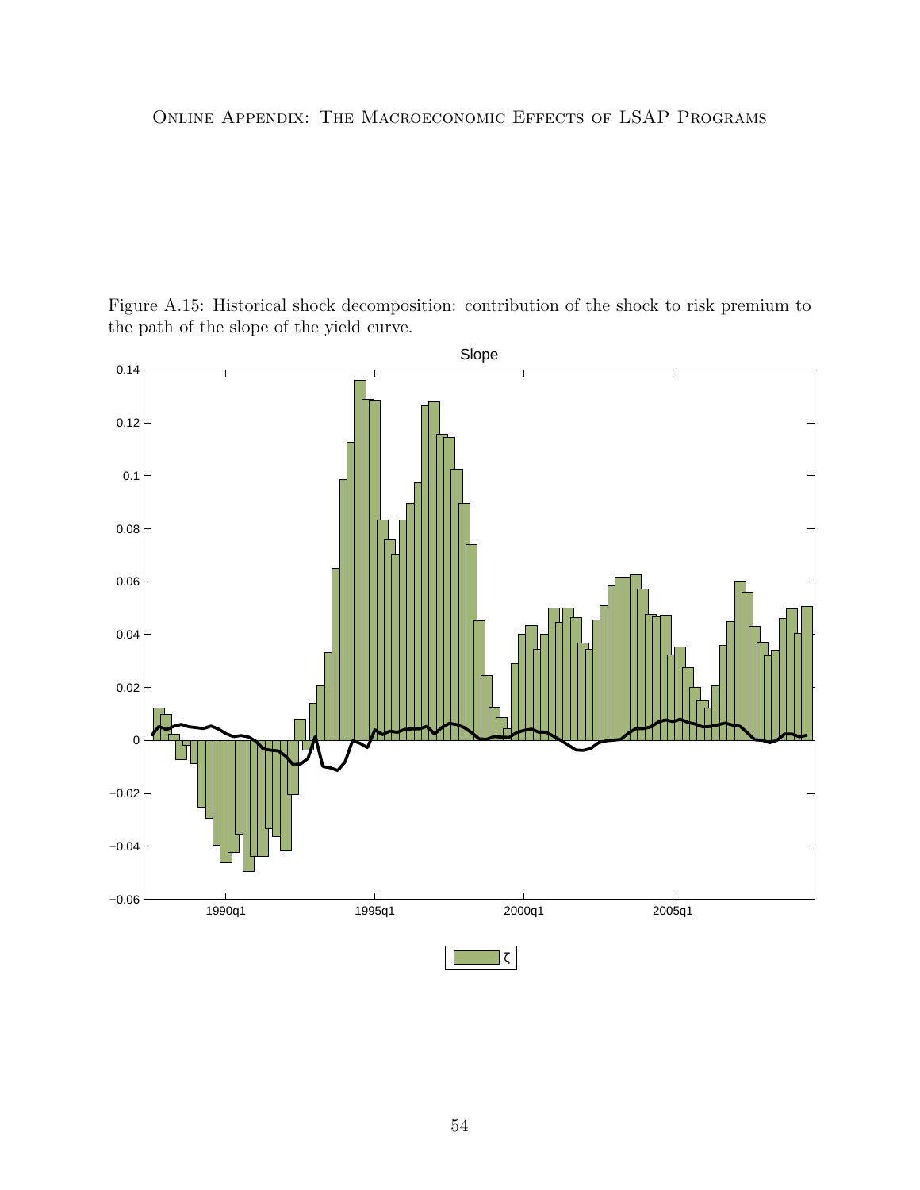Figure A.15: Historical shock decomposition: contribution of the shock to risk premium to the path of the slope of the yield curve.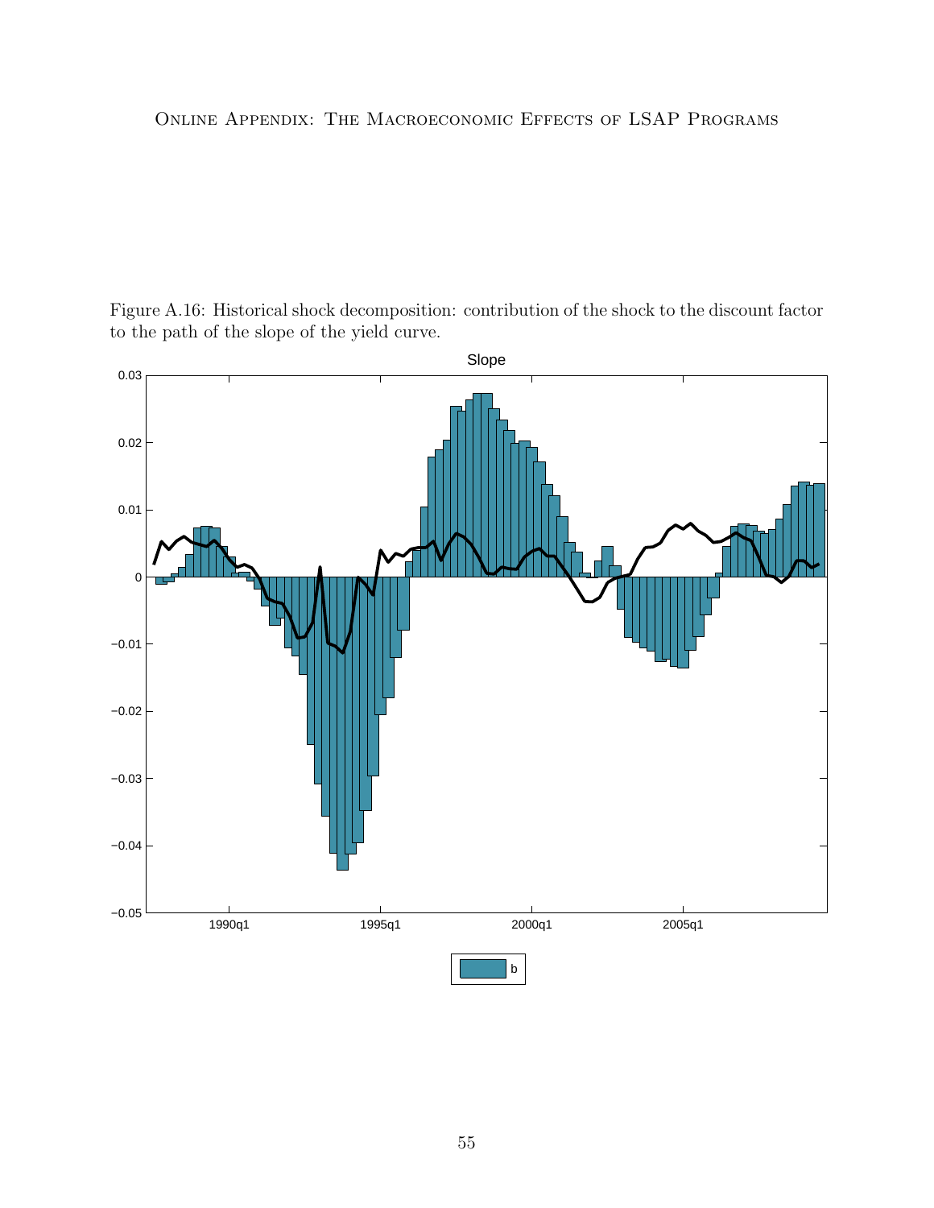Figure A.16: Historical shock decomposition: contribution of the shock to the discount factor to the path of the slope of the yield curve.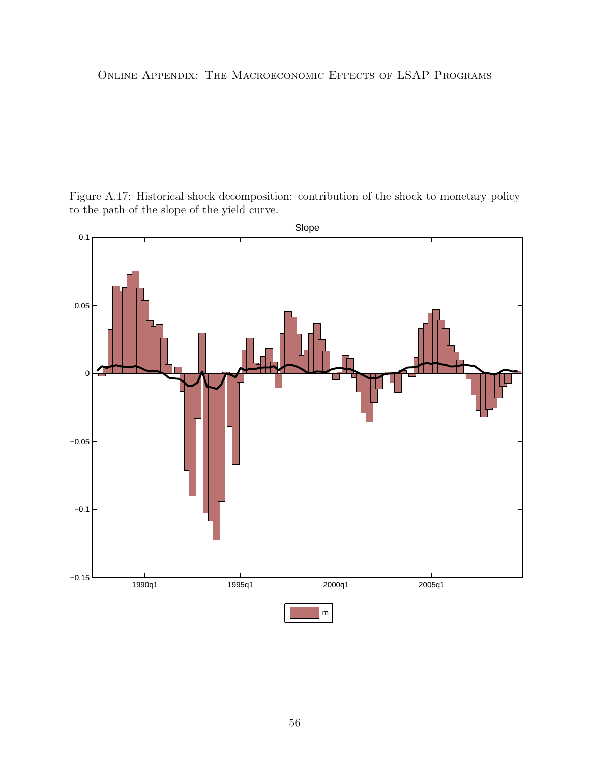Figure A.17: Historical shock decomposition: contribution of the shock to monetary policy to the path of the slope of the yield curve.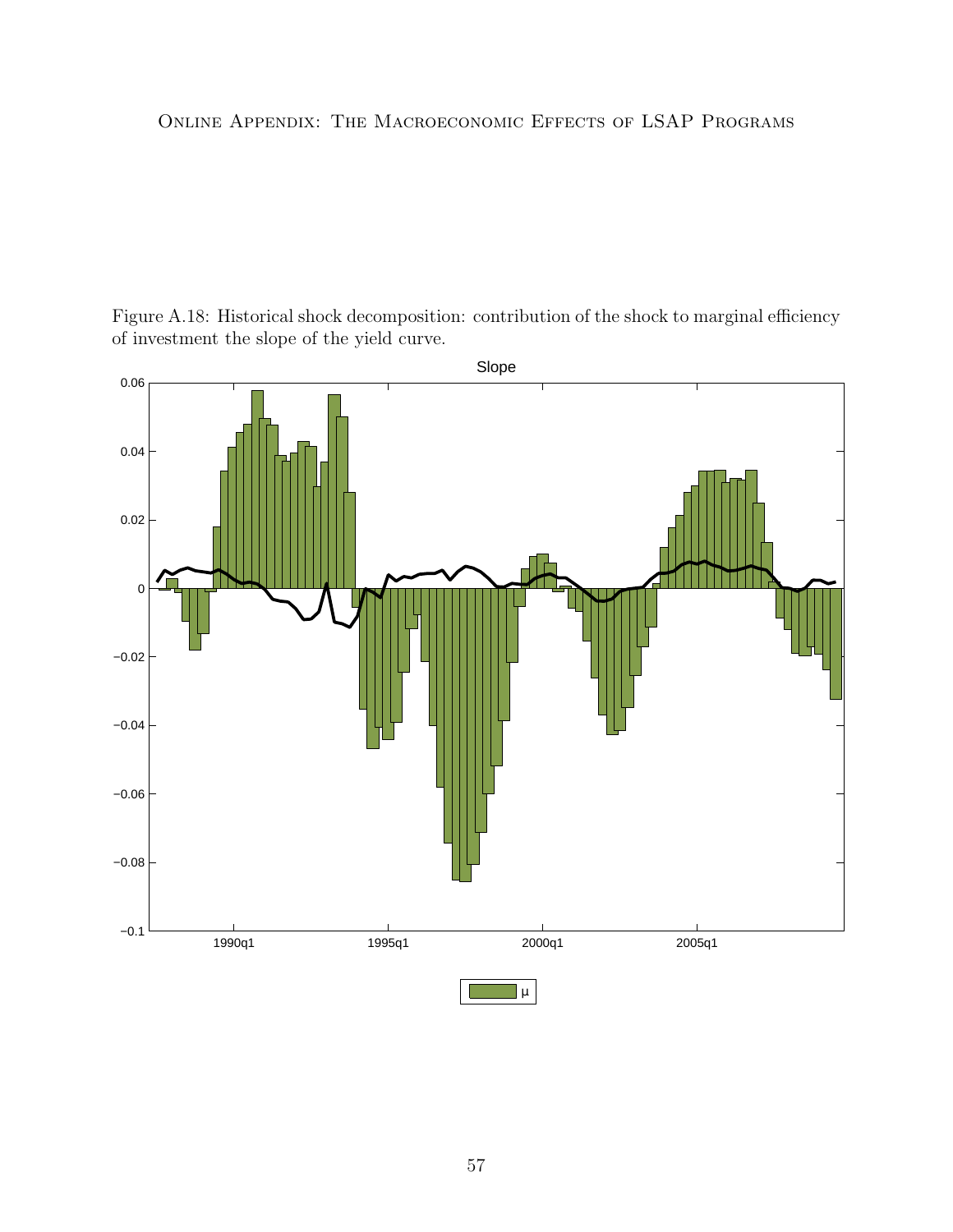Figure A.18: Historical shock decomposition: contribution of the shock to marginal efficiency of investment the slope of the yield curve.

Slope

0.06
0.04
0.02
0
−0.02
−0.04
−0.06
−0.08
−0.1

1990q1
1995q1
2000q1
2005q1

$\mu$